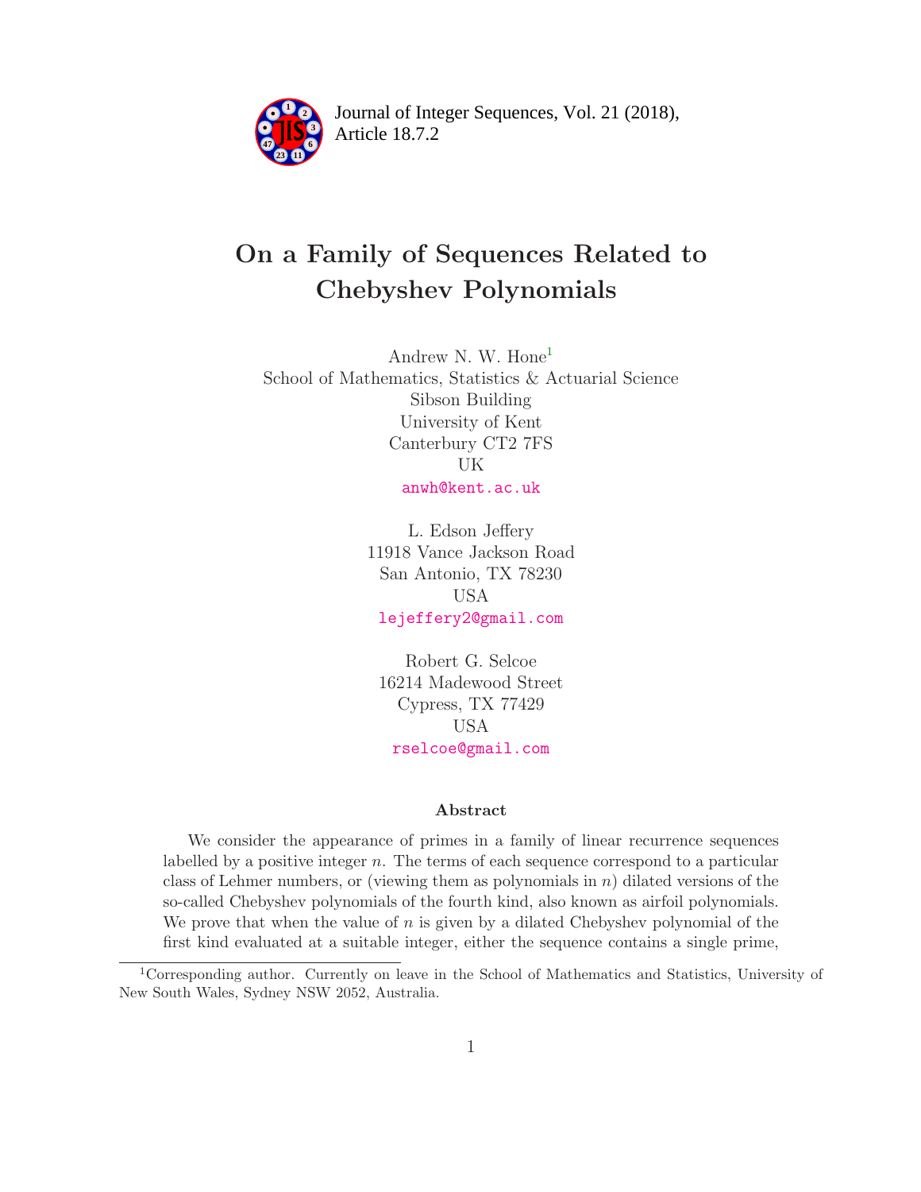Journal of Integer Sequences, Vol. 21 (2018), Article 18.7.2

# On a Family of Sequences Related to Chebyshev Polynomials

Andrew N. W. Hone[1]
School of Mathematics, Statistics & Actuarial Science
Sibson Building
University of Kent
Canterbury CT2 7FS
UK
anwh@kent.ac.uk

L. Edson Jeffery
11918 Vance Jackson Road
San Antonio, TX 78230
USA
lejeffery2@gmail.com

Robert G. Selcoe
16214 Madewood Street
Cypress, TX 77429
USA
rselcoe@gmail.com

## Abstract

We consider the appearance of primes in a family of linear recurrence sequences labelled by a positive integer $n$. The terms of each sequence correspond to a particular class of Lehmer numbers, or (viewing them as polynomials in $n$) dilated versions of the so-called Chebyshev polynomials of the fourth kind, also known as airfoil polynomials. We prove that when the value of $n$ is given by a dilated Chebyshev polynomial of the first kind evaluated at a suitable integer, either the sequence contains a single prime,

[1] Corresponding author. Currently on leave in the School of Mathematics and Statistics, University of New South Wales, Sydney NSW 2052, Australia.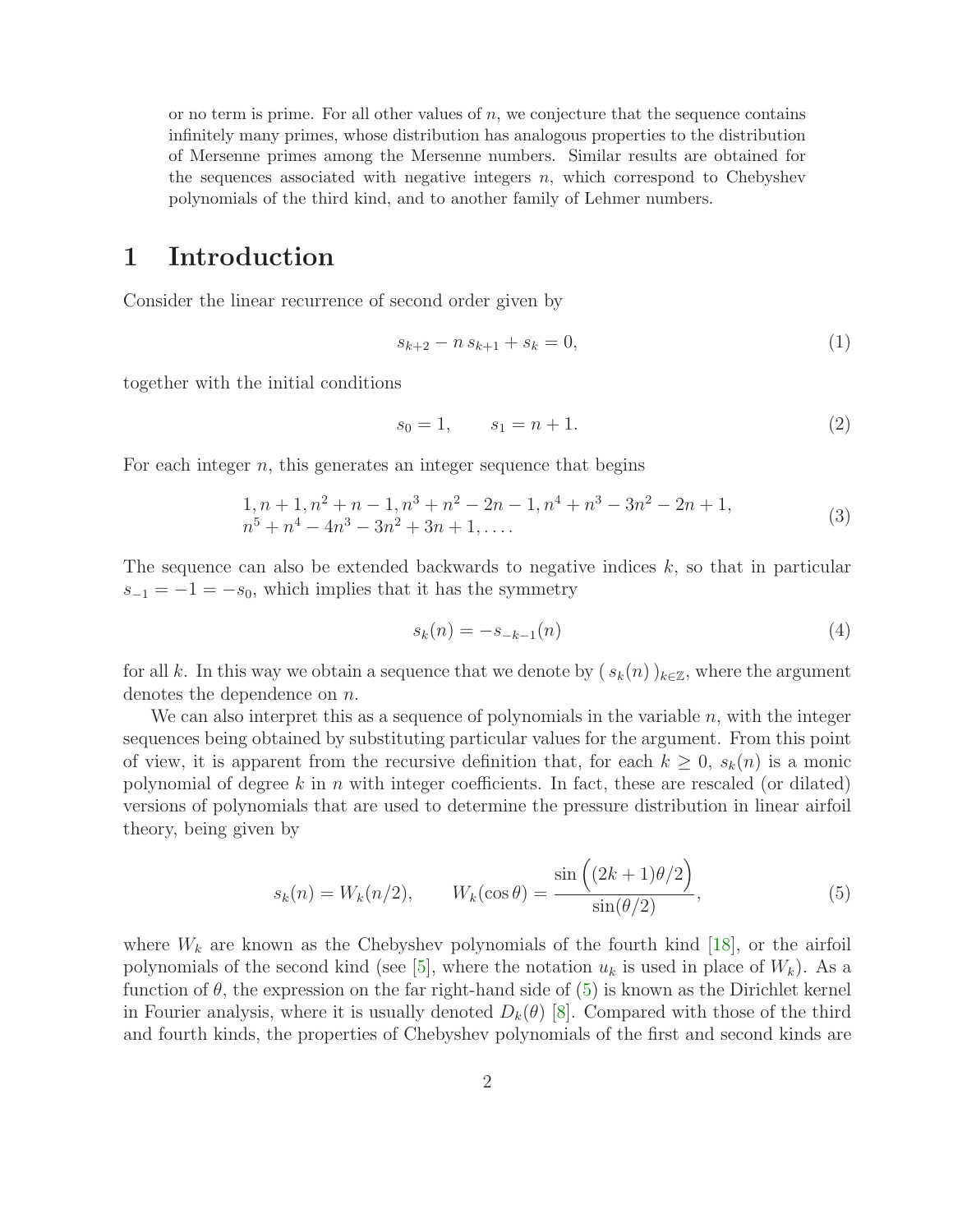or no term is prime. For all other values of $n$, we conjecture that the sequence contains infinitely many primes, whose distribution has analogous properties to the distribution of Mersenne primes among the Mersenne numbers. Similar results are obtained for the sequences associated with negative integers $n$, which correspond to Chebyshev polynomials of the third kind, and to another family of Lehmer numbers.

# 1 Introduction

Consider the linear recurrence of second order given by

$$s_{k+2} - n\, s_{k+1} + s_k = 0, \tag{1}$$

together with the initial conditions

$$s_0 = 1, \qquad s_1 = n + 1. \tag{2}$$

For each integer $n$, this generates an integer sequence that begins

$$\begin{aligned} &1, n+1, n^2+n-1, n^3+n^2-2n-1, n^4+n^3-3n^2-2n+1, \\ &n^5+n^4-4n^3-3n^2+3n+1, \ldots . \end{aligned} \tag{3}$$

The sequence can also be extended backwards to negative indices $k$, so that in particular $s_{-1} = -1 = -s_0$, which implies that it has the symmetry

$$s_k(n) = -s_{-k-1}(n) \tag{4}$$

for all $k$. In this way we obtain a sequence that we denote by $(\, s_k(n)\,)_{k \in \mathbb{Z}}$, where the argument denotes the dependence on $n$.

We can also interpret this as a sequence of polynomials in the variable $n$, with the integer sequences being obtained by substituting particular values for the argument. From this point of view, it is apparent from the recursive definition that, for each $k \geq 0$, $s_k(n)$ is a monic polynomial of degree $k$ in $n$ with integer coefficients. In fact, these are rescaled (or dilated) versions of polynomials that are used to determine the pressure distribution in linear airfoil theory, being given by

$$s_k(n) = W_k(n/2), \qquad W_k(\cos\theta) = \frac{\sin\Big((2k+1)\theta/2\Big)}{\sin(\theta/2)}, \tag{5}$$

where $W_k$ are known as the Chebyshev polynomials of the fourth kind [18], or the airfoil polynomials of the second kind (see [5], where the notation $u_k$ is used in place of $W_k$). As a function of $\theta$, the expression on the far right-hand side of (5) is known as the Dirichlet kernel in Fourier analysis, where it is usually denoted $D_k(\theta)$ [8]. Compared with those of the third and fourth kinds, the properties of Chebyshev polynomials of the first and second kinds are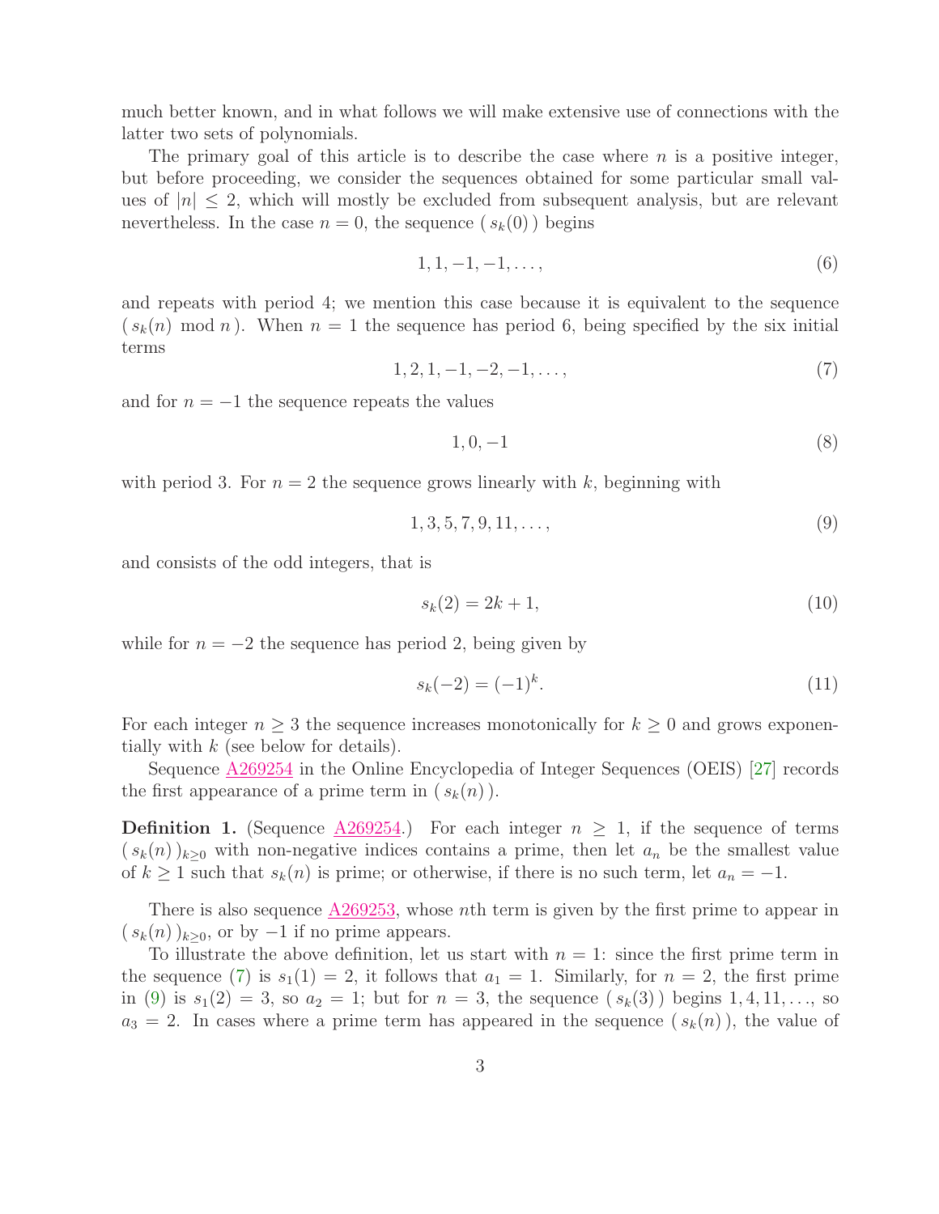much better known, and in what follows we will make extensive use of connections with the latter two sets of polynomials.

The primary goal of this article is to describe the case where $n$ is a positive integer, but before proceeding, we consider the sequences obtained for some particular small values of $|n| \leq 2$, which will mostly be excluded from subsequent analysis, but are relevant nevertheless. In the case $n = 0$, the sequence $(\, s_k(0)\,)$ begins

$$1, 1, -1, -1, \ldots, \tag{6}$$

and repeats with period 4; we mention this case because it is equivalent to the sequence $(\, s_k(n) \bmod n\,)$. When $n = 1$ the sequence has period 6, being specified by the six initial terms

$$1, 2, 1, -1, -2, -1, \ldots, \tag{7}$$

and for $n = -1$ the sequence repeats the values

$$1, 0, -1 \tag{8}$$

with period 3. For $n = 2$ the sequence grows linearly with $k$, beginning with

$$1, 3, 5, 7, 9, 11, \ldots, \tag{9}$$

and consists of the odd integers, that is

$$s_k(2) = 2k + 1, \tag{10}$$

while for $n = -2$ the sequence has period 2, being given by

$$s_k(-2) = (-1)^k. \tag{11}$$

For each integer $n \geq 3$ the sequence increases monotonically for $k \geq 0$ and grows exponentially with $k$ (see below for details).

Sequence A269254 in the Online Encyclopedia of Integer Sequences (OEIS) [27] records the first appearance of a prime term in $(\, s_k(n)\,)$.

**Definition 1.** (Sequence A269254.) For each integer $n \geq 1$, if the sequence of terms $(\, s_k(n)\,)_{k\geq 0}$ with non-negative indices contains a prime, then let $a_n$ be the smallest value of $k \geq 1$ such that $s_k(n)$ is prime; or otherwise, if there is no such term, let $a_n = -1$.

There is also sequence A269253, whose $n$th term is given by the first prime to appear in $(\, s_k(n)\,)_{k\geq 0}$, or by $-1$ if no prime appears.

To illustrate the above definition, let us start with $n = 1$: since the first prime term in the sequence (7) is $s_1(1) = 2$, it follows that $a_1 = 1$. Similarly, for $n = 2$, the first prime in (9) is $s_1(2) = 3$, so $a_2 = 1$; but for $n = 3$, the sequence $(\, s_k(3)\,)$ begins $1, 4, 11, \ldots$, so $a_3 = 2$. In cases where a prime term has appeared in the sequence $(\, s_k(n)\,)$, the value of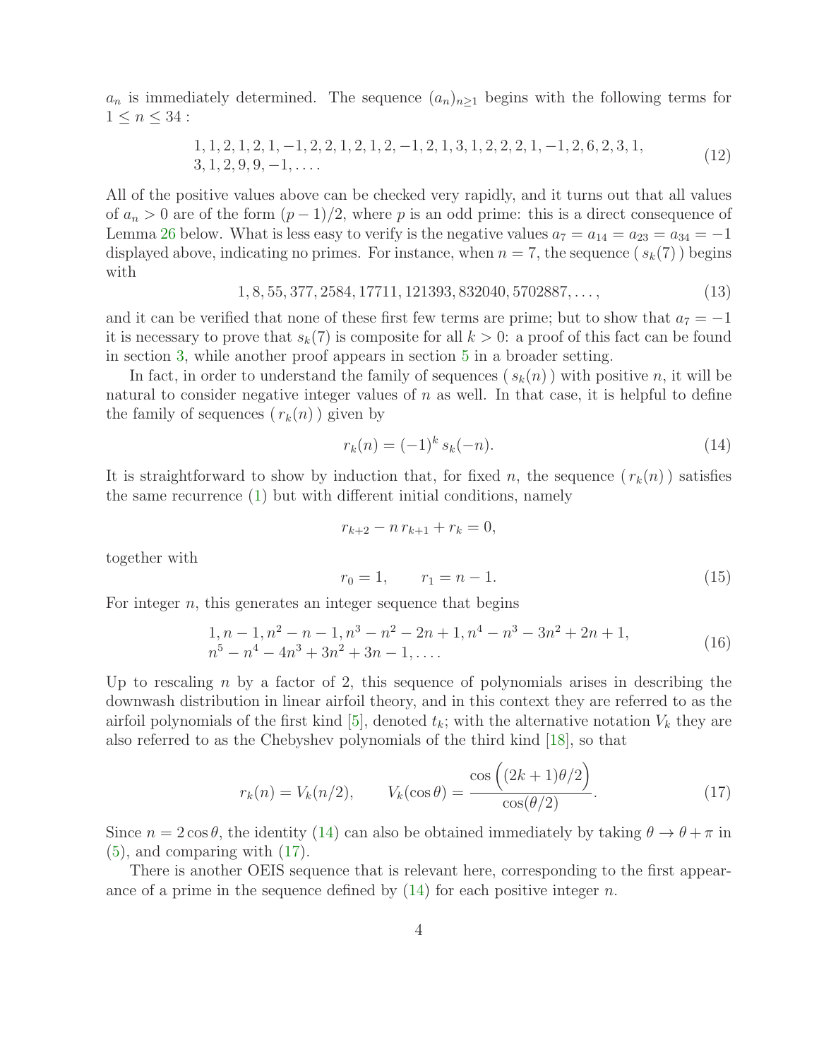$a_n$ is immediately determined. The sequence $(a_n)_{n\geq 1}$ begins with the following terms for $1 \leq n \leq 34$ :

$$
\begin{aligned}
&1, 1, 2, 1, 2, 1, -1, 2, 2, 1, 2, 1, 2, -1, 2, 1, 3, 1, 2, 2, 2, 1, -1, 2, 6, 2, 3, 1, \\
&3, 1, 2, 9, 9, -1, \ldots.
\end{aligned} \tag{12}
$$

All of the positive values above can be checked very rapidly, and it turns out that all values of $a_n > 0$ are of the form $(p-1)/2$, where $p$ is an odd prime: this is a direct consequence of Lemma 26 below. What is less easy to verify is the negative values $a_7 = a_{14} = a_{23} = a_{34} = -1$ displayed above, indicating no primes. For instance, when $n = 7$, the sequence $(\, s_k(7)\,)$ begins with

$$
1, 8, 55, 377, 2584, 17711, 121393, 832040, 5702887, \ldots, \tag{13}
$$

and it can be verified that none of these first few terms are prime; but to show that $a_7 = -1$ it is necessary to prove that $s_k(7)$ is composite for all $k > 0$: a proof of this fact can be found in section 3, while another proof appears in section 5 in a broader setting.

In fact, in order to understand the family of sequences $(\, s_k(n)\,)$ with positive $n$, it will be natural to consider negative integer values of $n$ as well. In that case, it is helpful to define the family of sequences $(\, r_k(n)\,)$ given by

$$
r_k(n) = (-1)^k \, s_k(-n). \tag{14}
$$

It is straightforward to show by induction that, for fixed $n$, the sequence $(\, r_k(n)\,)$ satisfies the same recurrence (1) but with different initial conditions, namely

$$
r_{k+2} - n\, r_{k+1} + r_k = 0,
$$

together with

$$
r_0 = 1, \qquad r_1 = n - 1. \tag{15}
$$

For integer $n$, this generates an integer sequence that begins

$$
\begin{aligned}
&1, n-1, n^2-n-1, n^3-n^2-2n+1, n^4-n^3-3n^2+2n+1, \\
&n^5-n^4-4n^3+3n^2+3n-1, \ldots.
\end{aligned} \tag{16}
$$

Up to rescaling $n$ by a factor of 2, this sequence of polynomials arises in describing the downwash distribution in linear airfoil theory, and in this context they are referred to as the airfoil polynomials of the first kind [5], denoted $t_k$; with the alternative notation $V_k$ they are also referred to as the Chebyshev polynomials of the third kind [18], so that

$$
r_k(n) = V_k(n/2), \qquad V_k(\cos\theta) = \frac{\cos\Big((2k+1)\theta/2\Big)}{\cos(\theta/2)}. \tag{17}
$$

Since $n = 2\cos\theta$, the identity (14) can also be obtained immediately by taking $\theta \to \theta + \pi$ in (5), and comparing with (17).

There is another OEIS sequence that is relevant here, corresponding to the first appearance of a prime in the sequence defined by (14) for each positive integer $n$.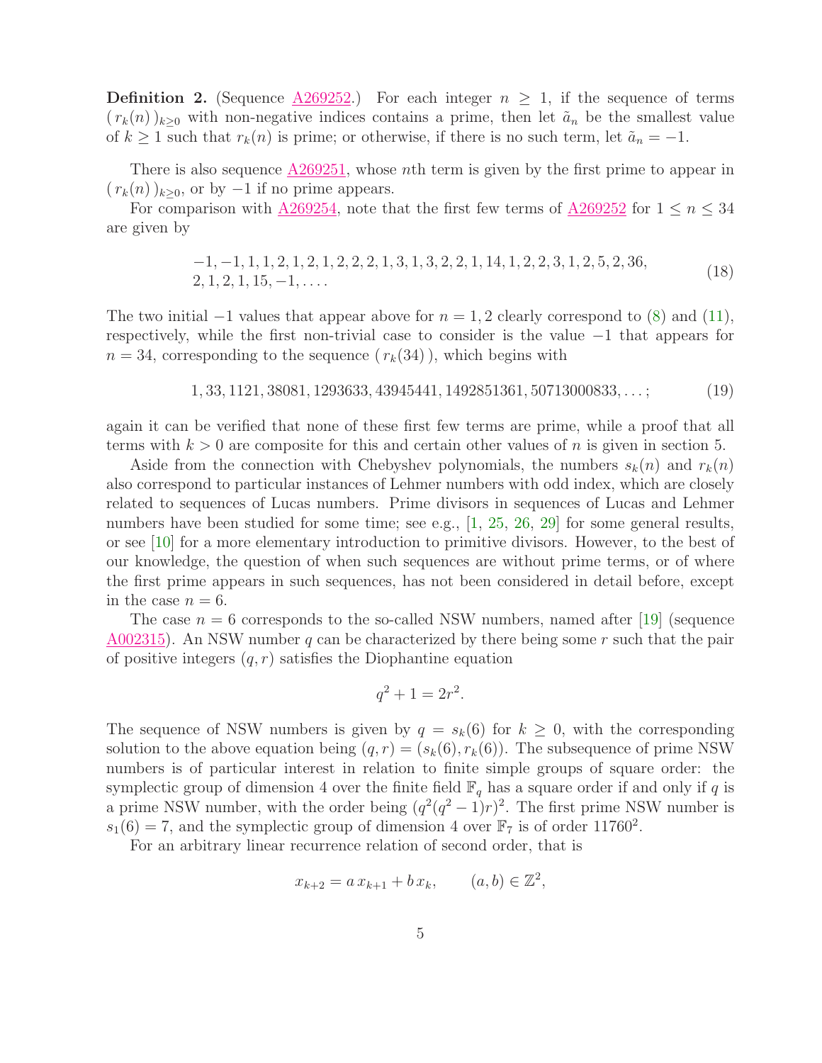**Definition 2.** (Sequence A269252.) For each integer $n \geq 1$, if the sequence of terms $(\, r_k(n)\,)_{k \geq 0}$ with non-negative indices contains a prime, then let $\tilde{a}_n$ be the smallest value of $k \geq 1$ such that $r_k(n)$ is prime; or otherwise, if there is no such term, let $\tilde{a}_n = -1$.

There is also sequence A269251, whose $n$th term is given by the first prime to appear in $(\, r_k(n)\,)_{k \geq 0}$, or by $-1$ if no prime appears.

For comparison with A269254, note that the first few terms of A269252 for $1 \leq n \leq 34$ are given by

$$
\begin{aligned}
&-1, -1, 1, 1, 2, 1, 2, 1, 2, 2, 2, 1, 3, 1, 3, 2, 2, 1, 14, 1, 2, 2, 3, 1, 2, 5, 2, 36, \\
&2, 1, 2, 1, 15, -1, \ldots .
\end{aligned} \tag{18}
$$

The two initial $-1$ values that appear above for $n = 1, 2$ clearly correspond to (8) and (11), respectively, while the first non-trivial case to consider is the value $-1$ that appears for $n = 34$, corresponding to the sequence $(\, r_k(34)\,)$, which begins with

$$
1, 33, 1121, 38081, 1293633, 43945441, 1492851361, 50713000833, \ldots ; \tag{19}
$$

again it can be verified that none of these first few terms are prime, while a proof that all terms with $k > 0$ are composite for this and certain other values of $n$ is given in section 5.

Aside from the connection with Chebyshev polynomials, the numbers $s_k(n)$ and $r_k(n)$ also correspond to particular instances of Lehmer numbers with odd index, which are closely related to sequences of Lucas numbers. Prime divisors in sequences of Lucas and Lehmer numbers have been studied for some time; see e.g., [1, 25, 26, 29] for some general results, or see [10] for a more elementary introduction to primitive divisors. However, to the best of our knowledge, the question of when such sequences are without prime terms, or of where the first prime appears in such sequences, has not been considered in detail before, except in the case $n = 6$.

The case $n = 6$ corresponds to the so-called NSW numbers, named after [19] (sequence A002315). An NSW number $q$ can be characterized by there being some $r$ such that the pair of positive integers $(q, r)$ satisfies the Diophantine equation

$$
q^2 + 1 = 2r^2.
$$

The sequence of NSW numbers is given by $q = s_k(6)$ for $k \geq 0$, with the corresponding solution to the above equation being $(q, r) = (s_k(6), r_k(6))$. The subsequence of prime NSW numbers is of particular interest in relation to finite simple groups of square order: the symplectic group of dimension 4 over the finite field $\mathbb{F}_q$ has a square order if and only if $q$ is a prime NSW number, with the order being $(q^2(q^2 - 1)r)^2$. The first prime NSW number is $s_1(6) = 7$, and the symplectic group of dimension 4 over $\mathbb{F}_7$ is of order $11760^2$.

For an arbitrary linear recurrence relation of second order, that is

$$
x_{k+2} = a\, x_{k+1} + b\, x_k, \qquad (a, b) \in \mathbb{Z}^2,
$$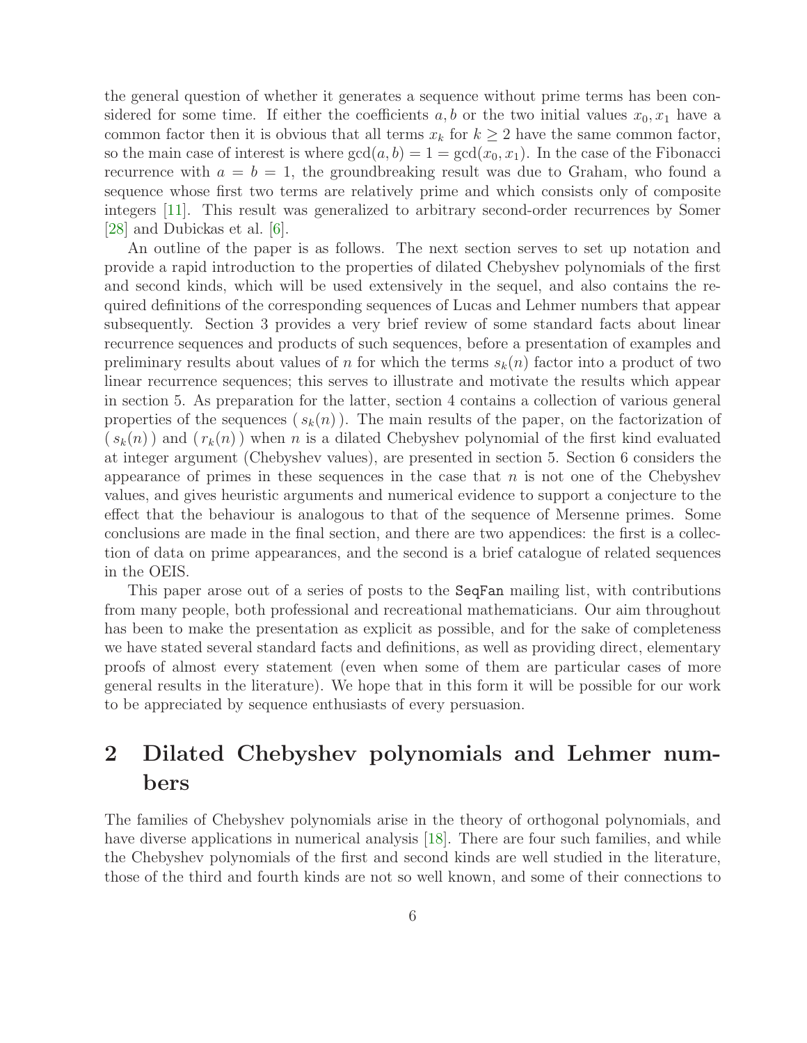the general question of whether it generates a sequence without prime terms has been considered for some time. If either the coefficients $a, b$ or the two initial values $x_0, x_1$ have a common factor then it is obvious that all terms $x_k$ for $k \geq 2$ have the same common factor, so the main case of interest is where $\gcd(a, b) = 1 = \gcd(x_0, x_1)$. In the case of the Fibonacci recurrence with $a = b = 1$, the groundbreaking result was due to Graham, who found a sequence whose first two terms are relatively prime and which consists only of composite integers [11]. This result was generalized to arbitrary second-order recurrences by Somer [28] and Dubickas et al. [6].

An outline of the paper is as follows. The next section serves to set up notation and provide a rapid introduction to the properties of dilated Chebyshev polynomials of the first and second kinds, which will be used extensively in the sequel, and also contains the required definitions of the corresponding sequences of Lucas and Lehmer numbers that appear subsequently. Section 3 provides a very brief review of some standard facts about linear recurrence sequences and products of such sequences, before a presentation of examples and preliminary results about values of $n$ for which the terms $s_k(n)$ factor into a product of two linear recurrence sequences; this serves to illustrate and motivate the results which appear in section 5. As preparation for the latter, section 4 contains a collection of various general properties of the sequences $( s_k(n) )$. The main results of the paper, on the factorization of $( s_k(n) )$ and $( r_k(n) )$ when $n$ is a dilated Chebyshev polynomial of the first kind evaluated at integer argument (Chebyshev values), are presented in section 5. Section 6 considers the appearance of primes in these sequences in the case that $n$ is not one of the Chebyshev values, and gives heuristic arguments and numerical evidence to support a conjecture to the effect that the behaviour is analogous to that of the sequence of Mersenne primes. Some conclusions are made in the final section, and there are two appendices: the first is a collection of data on prime appearances, and the second is a brief catalogue of related sequences in the OEIS.

This paper arose out of a series of posts to the SeqFan mailing list, with contributions from many people, both professional and recreational mathematicians. Our aim throughout has been to make the presentation as explicit as possible, and for the sake of completeness we have stated several standard facts and definitions, as well as providing direct, elementary proofs of almost every statement (even when some of them are particular cases of more general results in the literature). We hope that in this form it will be possible for our work to be appreciated by sequence enthusiasts of every persuasion.

# 2 Dilated Chebyshev polynomials and Lehmer numbers

The families of Chebyshev polynomials arise in the theory of orthogonal polynomials, and have diverse applications in numerical analysis [18]. There are four such families, and while the Chebyshev polynomials of the first and second kinds are well studied in the literature, those of the third and fourth kinds are not so well known, and some of their connections to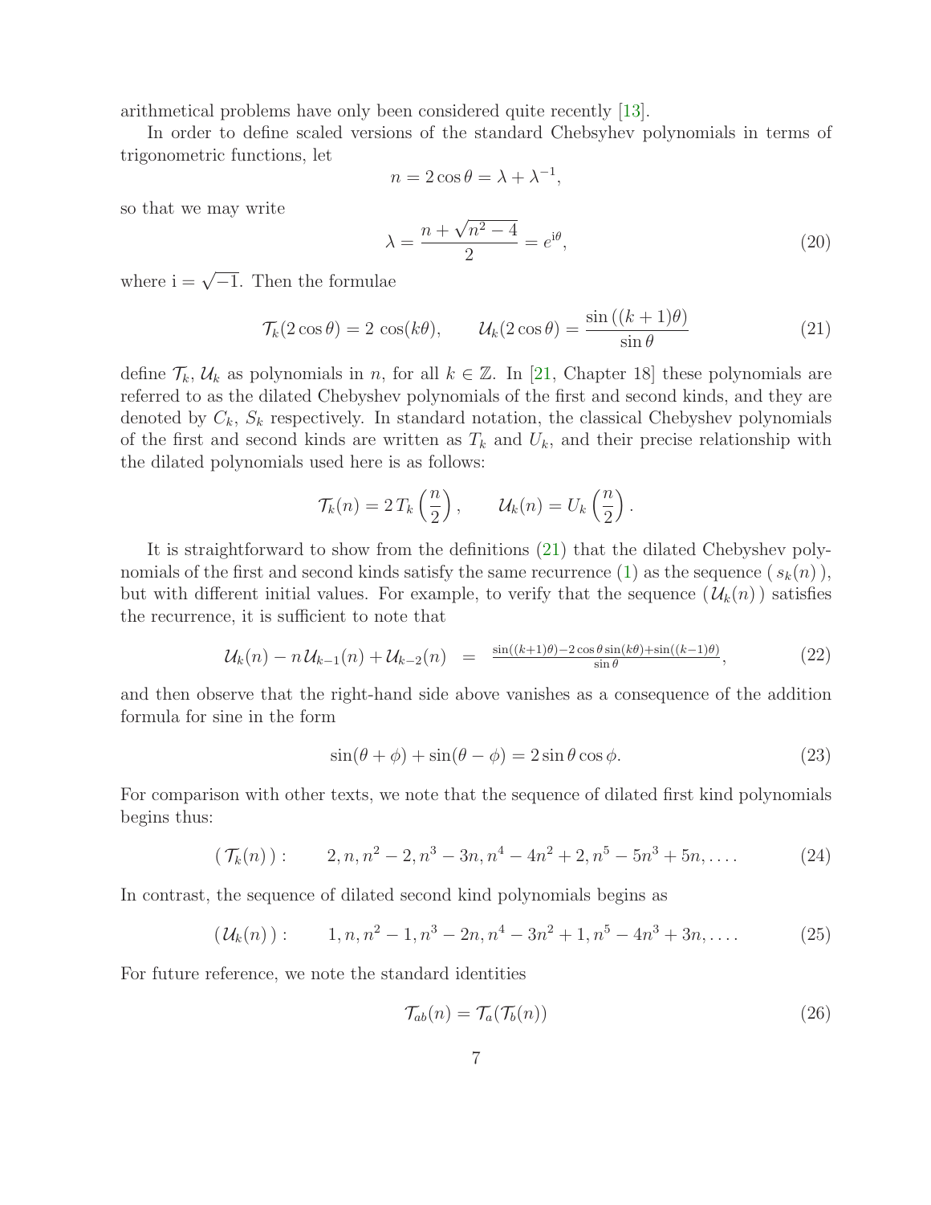arithmetical problems have only been considered quite recently [13].

In order to define scaled versions of the standard Chebsyhev polynomials in terms of trigonometric functions, let

$$n = 2\cos\theta = \lambda + \lambda^{-1},$$

so that we may write

$$\lambda = \frac{n + \sqrt{n^2 - 4}}{2} = e^{\mathrm{i}\theta}, \tag{20}$$

where $\mathrm{i} = \sqrt{-1}$. Then the formulae

$$\mathcal{T}_k(2\cos\theta) = 2\,\cos(k\theta), \qquad \mathcal{U}_k(2\cos\theta) = \frac{\sin\left((k+1)\theta\right)}{\sin\theta} \tag{21}$$

define $\mathcal{T}_k$, $\mathcal{U}_k$ as polynomials in $n$, for all $k \in \mathbb{Z}$. In [21, Chapter 18] these polynomials are referred to as the dilated Chebyshev polynomials of the first and second kinds, and they are denoted by $C_k$, $S_k$ respectively. In standard notation, the classical Chebyshev polynomials of the first and second kinds are written as $T_k$ and $U_k$, and their precise relationship with the dilated polynomials used here is as follows:

$$\mathcal{T}_k(n) = 2\,T_k\left(\frac{n}{2}\right), \qquad \mathcal{U}_k(n) = U_k\left(\frac{n}{2}\right).$$

It is straightforward to show from the definitions (21) that the dilated Chebyshev polynomials of the first and second kinds satisfy the same recurrence (1) as the sequence $(\, s_k(n)\,)$, but with different initial values. For example, to verify that the sequence $(\,\mathcal{U}_k(n)\,)$ satisfies the recurrence, it is sufficient to note that

$$\mathcal{U}_k(n) - n\,\mathcal{U}_{k-1}(n) + \mathcal{U}_{k-2}(n) \;\;=\;\; \frac{\sin((k+1)\theta) - 2\cos\theta\sin(k\theta) + \sin((k-1)\theta)}{\sin\theta}, \tag{22}$$

and then observe that the right-hand side above vanishes as a consequence of the addition formula for sine in the form

$$\sin(\theta + \phi) + \sin(\theta - \phi) = 2\sin\theta\cos\phi. \tag{23}$$

For comparison with other texts, we note that the sequence of dilated first kind polynomials begins thus:

$$(\,\mathcal{T}_k(n)\,): \qquad 2, n, n^2 - 2, n^3 - 3n, n^4 - 4n^2 + 2, n^5 - 5n^3 + 5n, \ldots. \tag{24}$$

In contrast, the sequence of dilated second kind polynomials begins as

$$(\,\mathcal{U}_k(n)\,): \qquad 1, n, n^2 - 1, n^3 - 2n, n^4 - 3n^2 + 1, n^5 - 4n^3 + 3n, \ldots. \tag{25}$$

For future reference, we note the standard identities

$$\mathcal{T}_{ab}(n) = \mathcal{T}_a(\mathcal{T}_b(n)) \tag{26}$$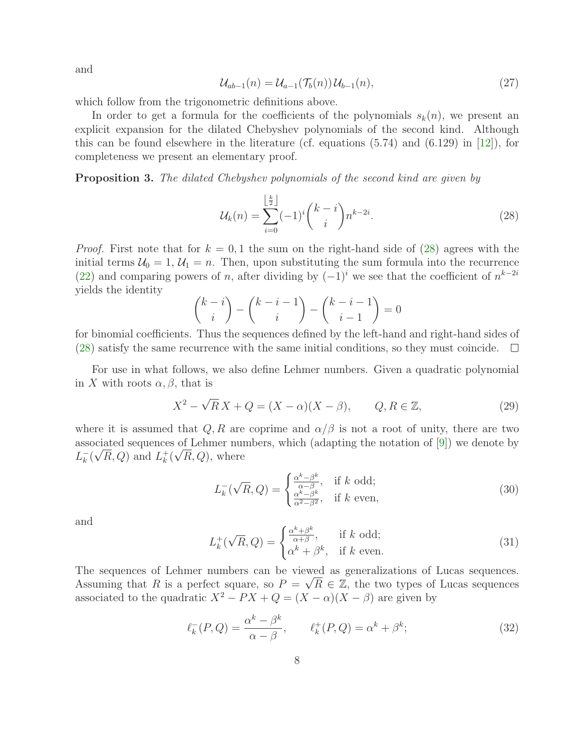and

$$
\mathcal{U}_{ab-1}(n) = \mathcal{U}_{a-1}(\mathcal{T}_b(n))\,\mathcal{U}_{b-1}(n), \tag{27}
$$

which follow from the trigonometric definitions above.

In order to get a formula for the coefficients of the polynomials $s_k(n)$, we present an explicit expansion for the dilated Chebyshev polynomials of the second kind. Although this can be found elsewhere in the literature (cf. equations (5.74) and (6.129) in [12]), for completeness we present an elementary proof.

**Proposition 3.** *The dilated Chebyshev polynomials of the second kind are given by*

$$
\mathcal{U}_k(n) = \sum_{i=0}^{\left\lfloor \frac{k}{2} \right\rfloor} (-1)^i \binom{k-i}{i} n^{k-2i}. \tag{28}
$$

*Proof.* First note that for $k = 0, 1$ the sum on the right-hand side of (28) agrees with the initial terms $\mathcal{U}_0 = 1$, $\mathcal{U}_1 = n$. Then, upon substituting the sum formula into the recurrence (22) and comparing powers of $n$, after dividing by $(-1)^i$ we see that the coefficient of $n^{k-2i}$ yields the identity

$$
\binom{k-i}{i} - \binom{k-i-1}{i} - \binom{k-i-1}{i-1} = 0
$$

for binomial coefficients. Thus the sequences defined by the left-hand and right-hand sides of (28) satisfy the same recurrence with the same initial conditions, so they must coincide. $\square$

For use in what follows, we also define Lehmer numbers. Given a quadratic polynomial in $X$ with roots $\alpha, \beta$, that is

$$
X^2 - \sqrt{R}\,X + Q = (X-\alpha)(X-\beta), \qquad Q, R \in \mathbb{Z}, \tag{29}
$$

where it is assumed that $Q, R$ are coprime and $\alpha/\beta$ is not a root of unity, there are two associated sequences of Lehmer numbers, which (adapting the notation of [9]) we denote by $L_k^-(\sqrt{R}, Q)$ and $L_k^+(\sqrt{R}, Q)$, where

$$
L_k^-(\sqrt{R}, Q) = \begin{cases} \frac{\alpha^k - \beta^k}{\alpha - \beta}, & \text{if } k \text{ odd;} \\ \frac{\alpha^k - \beta^k}{\alpha^2 - \beta^2}, & \text{if } k \text{ even,} \end{cases} \tag{30}
$$

and

$$
L_k^+(\sqrt{R}, Q) = \begin{cases} \frac{\alpha^k + \beta^k}{\alpha + \beta}, & \text{if } k \text{ odd;} \\ \alpha^k + \beta^k, & \text{if } k \text{ even.} \end{cases} \tag{31}
$$

The sequences of Lehmer numbers can be viewed as generalizations of Lucas sequences. Assuming that $R$ is a perfect square, so $P = \sqrt{R} \in \mathbb{Z}$, the two types of Lucas sequences associated to the quadratic $X^2 - PX + Q = (X-\alpha)(X-\beta)$ are given by

$$
\ell_k^-(P, Q) = \frac{\alpha^k - \beta^k}{\alpha - \beta}, \qquad \ell_k^+(P, Q) = \alpha^k + \beta^k; \tag{32}
$$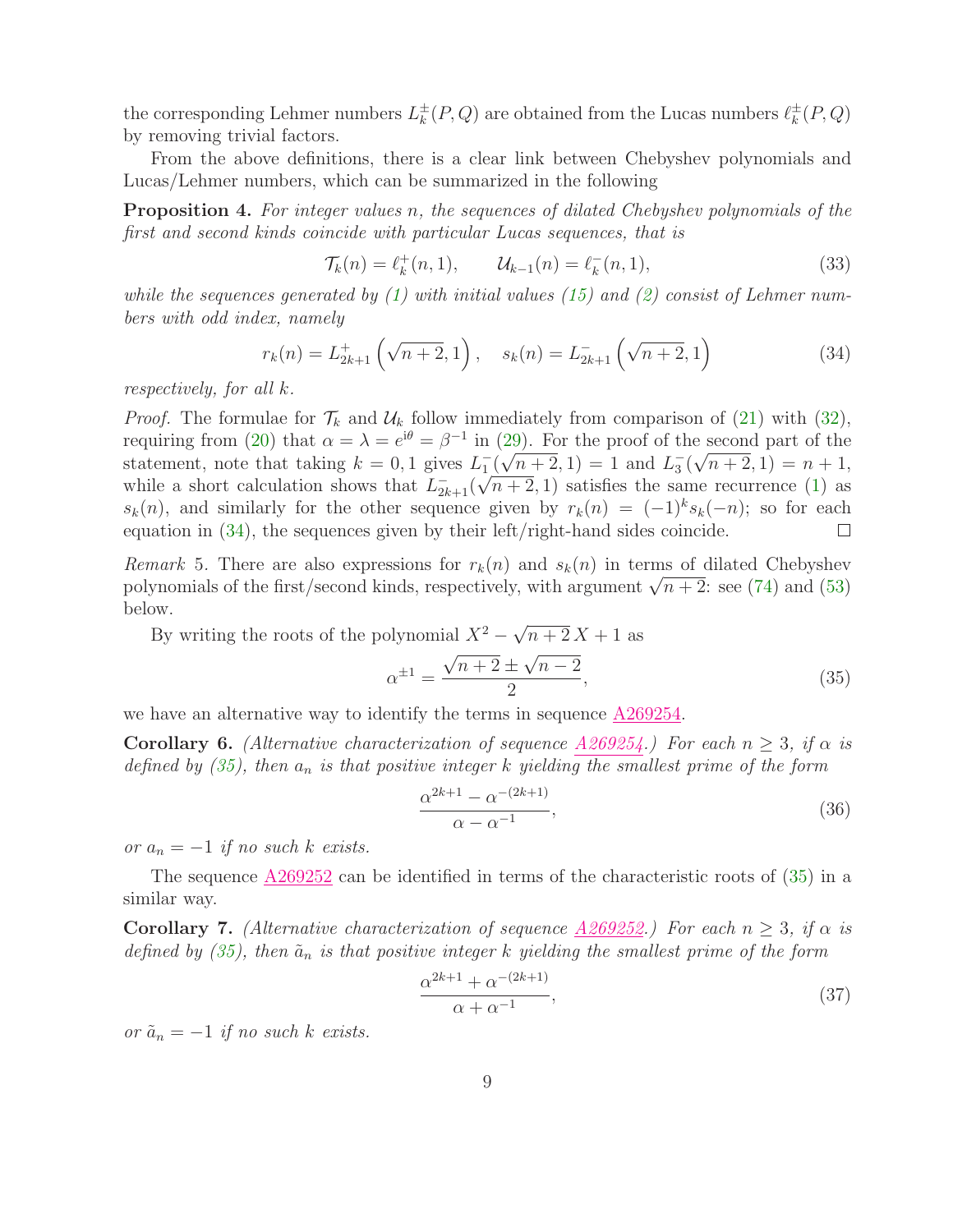the corresponding Lehmer numbers $L_k^\pm(P,Q)$ are obtained from the Lucas numbers $\ell_k^\pm(P,Q)$ by removing trivial factors.

From the above definitions, there is a clear link between Chebyshev polynomials and Lucas/Lehmer numbers, which can be summarized in the following

**Proposition 4.** *For integer values $n$, the sequences of dilated Chebyshev polynomials of the first and second kinds coincide with particular Lucas sequences, that is*

$$\mathcal{T}_k(n) = \ell_k^+(n,1), \qquad \mathcal{U}_{k-1}(n) = \ell_k^-(n,1), \tag{33}$$

*while the sequences generated by (1) with initial values (15) and (2) consist of Lehmer numbers with odd index, namely*

$$r_k(n) = L_{2k+1}^+\left(\sqrt{n+2},1\right), \quad s_k(n) = L_{2k+1}^-\left(\sqrt{n+2},1\right) \tag{34}$$

*respectively, for all $k$.*

*Proof.* The formulae for $\mathcal{T}_k$ and $\mathcal{U}_k$ follow immediately from comparison of (21) with (32), requiring from (20) that $\alpha = \lambda = e^{i\theta} = \beta^{-1}$ in (29). For the proof of the second part of the statement, note that taking $k = 0,1$ gives $L_1^-(\sqrt{n+2},1) = 1$ and $L_3^-(\sqrt{n+2},1) = n+1$, while a short calculation shows that $L_{2k+1}^-(\sqrt{n+2},1)$ satisfies the same recurrence (1) as $s_k(n)$, and similarly for the other sequence given by $r_k(n) = (-1)^k s_k(-n)$; so for each equation in (34), the sequences given by their left/right-hand sides coincide. ◻

*Remark* 5. There are also expressions for $r_k(n)$ and $s_k(n)$ in terms of dilated Chebyshev polynomials of the first/second kinds, respectively, with argument $\sqrt{n+2}$: see (74) and (53) below.

By writing the roots of the polynomial $X^2 - \sqrt{n+2}\,X + 1$ as

$$\alpha^{\pm 1} = \frac{\sqrt{n+2} \pm \sqrt{n-2}}{2}, \tag{35}$$

we have an alternative way to identify the terms in sequence A269254.

**Corollary 6.** *(Alternative characterization of sequence A269254.) For each $n \geq 3$, if $\alpha$ is defined by (35), then $a_n$ is that positive integer $k$ yielding the smallest prime of the form*

$$\frac{\alpha^{2k+1} - \alpha^{-(2k+1)}}{\alpha - \alpha^{-1}}, \tag{36}$$

*or $a_n = -1$ if no such $k$ exists.*

The sequence A269252 can be identified in terms of the characteristic roots of (35) in a similar way.

**Corollary 7.** *(Alternative characterization of sequence A269252.) For each $n \geq 3$, if $\alpha$ is defined by (35), then $\tilde{a}_n$ is that positive integer $k$ yielding the smallest prime of the form*

$$\frac{\alpha^{2k+1} + \alpha^{-(2k+1)}}{\alpha + \alpha^{-1}}, \tag{37}$$

*or $\tilde{a}_n = -1$ if no such $k$ exists.*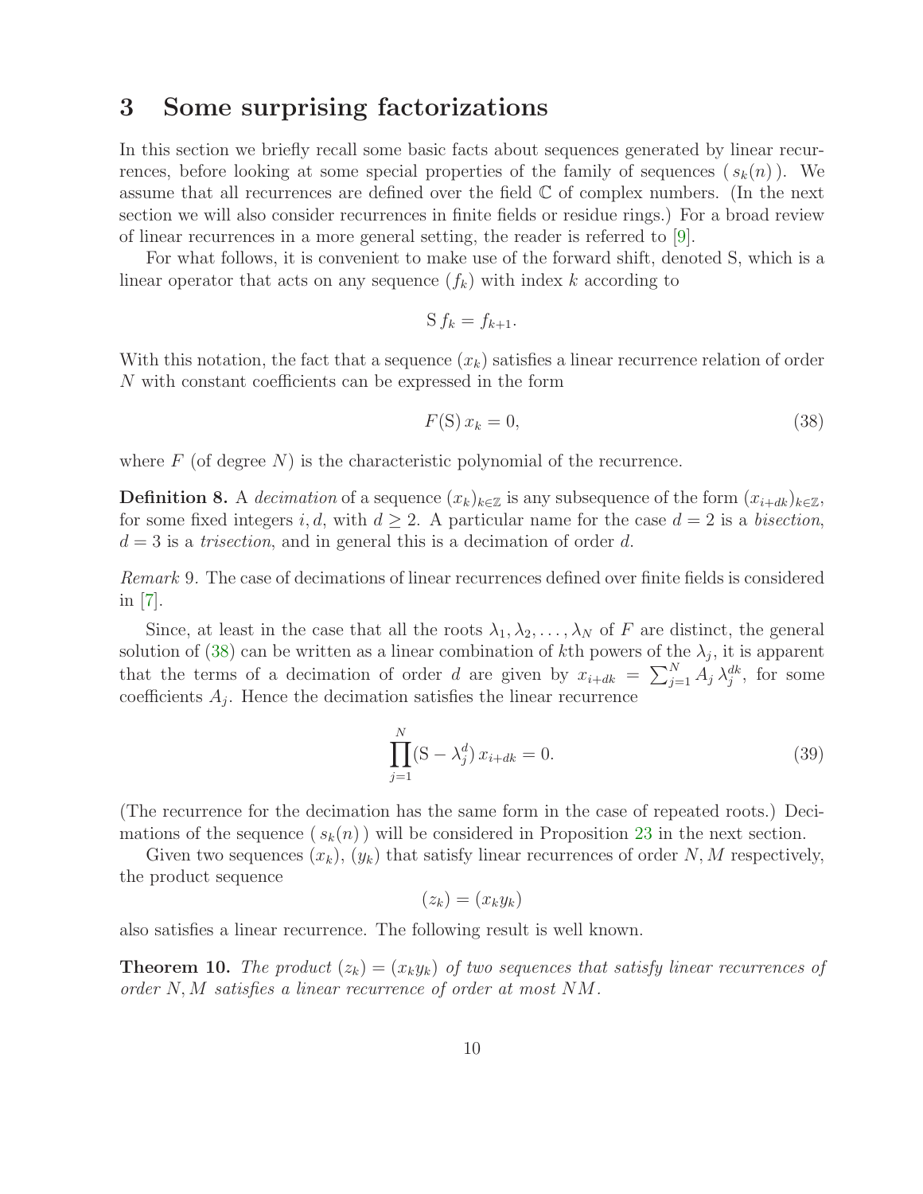# 3 Some surprising factorizations

In this section we briefly recall some basic facts about sequences generated by linear recurrences, before looking at some special properties of the family of sequences $(\, s_k(n)\, )$. We assume that all recurrences are defined over the field $\mathbb{C}$ of complex numbers. (In the next section we will also consider recurrences in finite fields or residue rings.) For a broad review of linear recurrences in a more general setting, the reader is referred to [9].

For what follows, it is convenient to make use of the forward shift, denoted S, which is a linear operator that acts on any sequence $(f_k)$ with index $k$ according to

$$\mathrm{S}\, f_k = f_{k+1}.$$

With this notation, the fact that a sequence $(x_k)$ satisfies a linear recurrence relation of order $N$ with constant coefficients can be expressed in the form

$$F(\mathrm{S})\, x_k = 0, \tag{38}$$

where $F$ (of degree $N$) is the characteristic polynomial of the recurrence.

**Definition 8.** A *decimation* of a sequence $(x_k)_{k\in\mathbb{Z}}$ is any subsequence of the form $(x_{i+dk})_{k\in\mathbb{Z}}$, for some fixed integers $i, d$, with $d \geq 2$. A particular name for the case $d = 2$ is a *bisection*, $d = 3$ is a *trisection*, and in general this is a decimation of order $d$.

*Remark* 9. The case of decimations of linear recurrences defined over finite fields is considered in [7].

Since, at least in the case that all the roots $\lambda_1, \lambda_2, \ldots, \lambda_N$ of $F$ are distinct, the general solution of (38) can be written as a linear combination of $k$th powers of the $\lambda_j$, it is apparent that the terms of a decimation of order $d$ are given by $x_{i+dk} = \sum_{j=1}^{N} A_j\, \lambda_j^{dk}$, for some coefficients $A_j$. Hence the decimation satisfies the linear recurrence

$$\prod_{j=1}^{N} (\mathrm{S} - \lambda_j^d)\, x_{i+dk} = 0. \tag{39}$$

(The recurrence for the decimation has the same form in the case of repeated roots.) Decimations of the sequence $(\, s_k(n)\, )$ will be considered in Proposition 23 in the next section.

Given two sequences $(x_k)$, $(y_k)$ that satisfy linear recurrences of order $N, M$ respectively, the product sequence

$$(z_k) = (x_k y_k)$$

also satisfies a linear recurrence. The following result is well known.

**Theorem 10.** *The product $(z_k) = (x_k y_k)$ of two sequences that satisfy linear recurrences of order $N, M$ satisfies a linear recurrence of order at most $NM$.*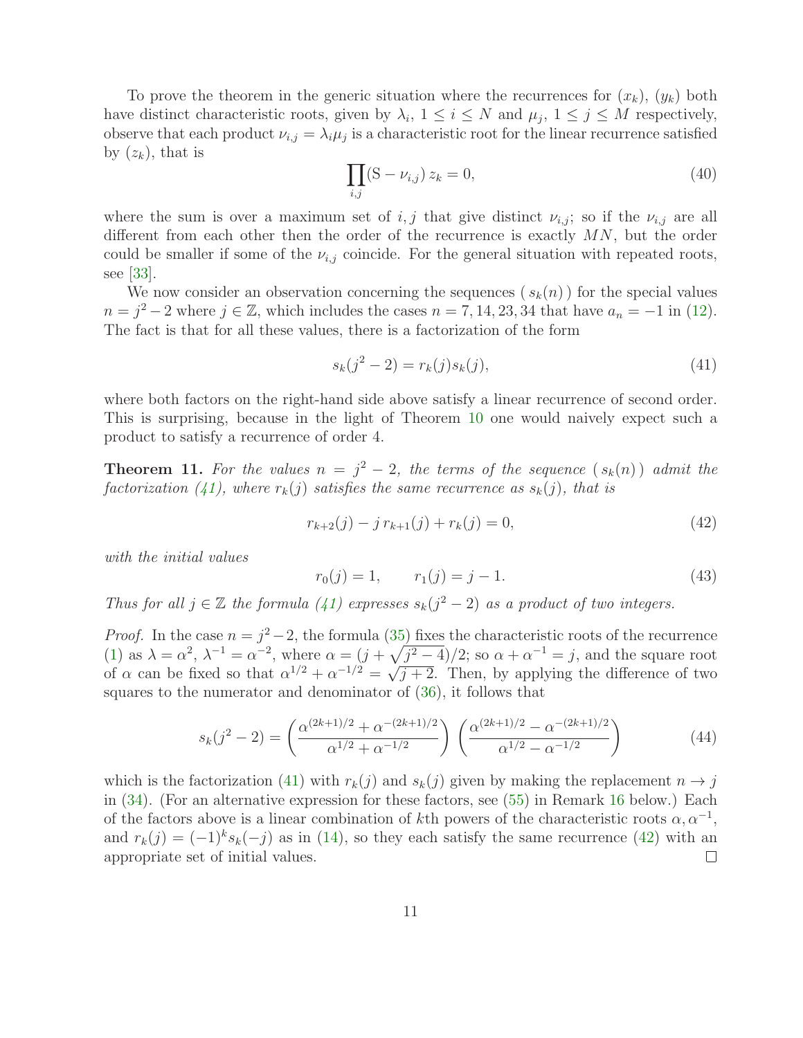To prove the theorem in the generic situation where the recurrences for $(x_k)$, $(y_k)$ both have distinct characteristic roots, given by $\lambda_i$, $1 \leq i \leq N$ and $\mu_j$, $1 \leq j \leq M$ respectively, observe that each product $\nu_{i,j} = \lambda_i \mu_j$ is a characteristic root for the linear recurrence satisfied by $(z_k)$, that is

$$\prod_{i,j} (\mathrm{S} - \nu_{i,j})\, z_k = 0, \tag{40}$$

where the sum is over a maximum set of $i, j$ that give distinct $\nu_{i,j}$; so if the $\nu_{i,j}$ are all different from each other then the order of the recurrence is exactly $MN$, but the order could be smaller if some of the $\nu_{i,j}$ coincide. For the general situation with repeated roots, see [33].

We now consider an observation concerning the sequences $(\, s_k(n)\,)$ for the special values $n = j^2 - 2$ where $j \in \mathbb{Z}$, which includes the cases $n = 7, 14, 23, 34$ that have $a_n = -1$ in (12). The fact is that for all these values, there is a factorization of the form

$$s_k(j^2 - 2) = r_k(j) s_k(j), \tag{41}$$

where both factors on the right-hand side above satisfy a linear recurrence of second order. This is surprising, because in the light of Theorem 10 one would naively expect such a product to satisfy a recurrence of order 4.

**Theorem 11.** *For the values $n = j^2 - 2$, the terms of the sequence $(\, s_k(n)\,)$ admit the factorization (41), where $r_k(j)$ satisfies the same recurrence as $s_k(j)$, that is*

$$r_{k+2}(j) - j\, r_{k+1}(j) + r_k(j) = 0, \tag{42}$$

*with the initial values*

$$r_0(j) = 1, \qquad r_1(j) = j - 1. \tag{43}$$

*Thus for all $j \in \mathbb{Z}$ the formula (41) expresses $s_k(j^2 - 2)$ as a product of two integers.*

*Proof.* In the case $n = j^2 - 2$, the formula (35) fixes the characteristic roots of the recurrence (1) as $\lambda = \alpha^2$, $\lambda^{-1} = \alpha^{-2}$, where $\alpha = (j + \sqrt{j^2 - 4})/2$; so $\alpha + \alpha^{-1} = j$, and the square root of $\alpha$ can be fixed so that $\alpha^{1/2} + \alpha^{-1/2} = \sqrt{j + 2}$. Then, by applying the difference of two squares to the numerator and denominator of (36), it follows that

$$s_k(j^2 - 2) = \left( \frac{\alpha^{(2k+1)/2} + \alpha^{-(2k+1)/2}}{\alpha^{1/2} + \alpha^{-1/2}} \right) \left( \frac{\alpha^{(2k+1)/2} - \alpha^{-(2k+1)/2}}{\alpha^{1/2} - \alpha^{-1/2}} \right) \tag{44}$$

which is the factorization (41) with $r_k(j)$ and $s_k(j)$ given by making the replacement $n \to j$ in (34). (For an alternative expression for these factors, see (55) in Remark 16 below.) Each of the factors above is a linear combination of $k$th powers of the characteristic roots $\alpha, \alpha^{-1}$, and $r_k(j) = (-1)^k s_k(-j)$ as in (14), so they each satisfy the same recurrence (42) with an appropriate set of initial values. $\square$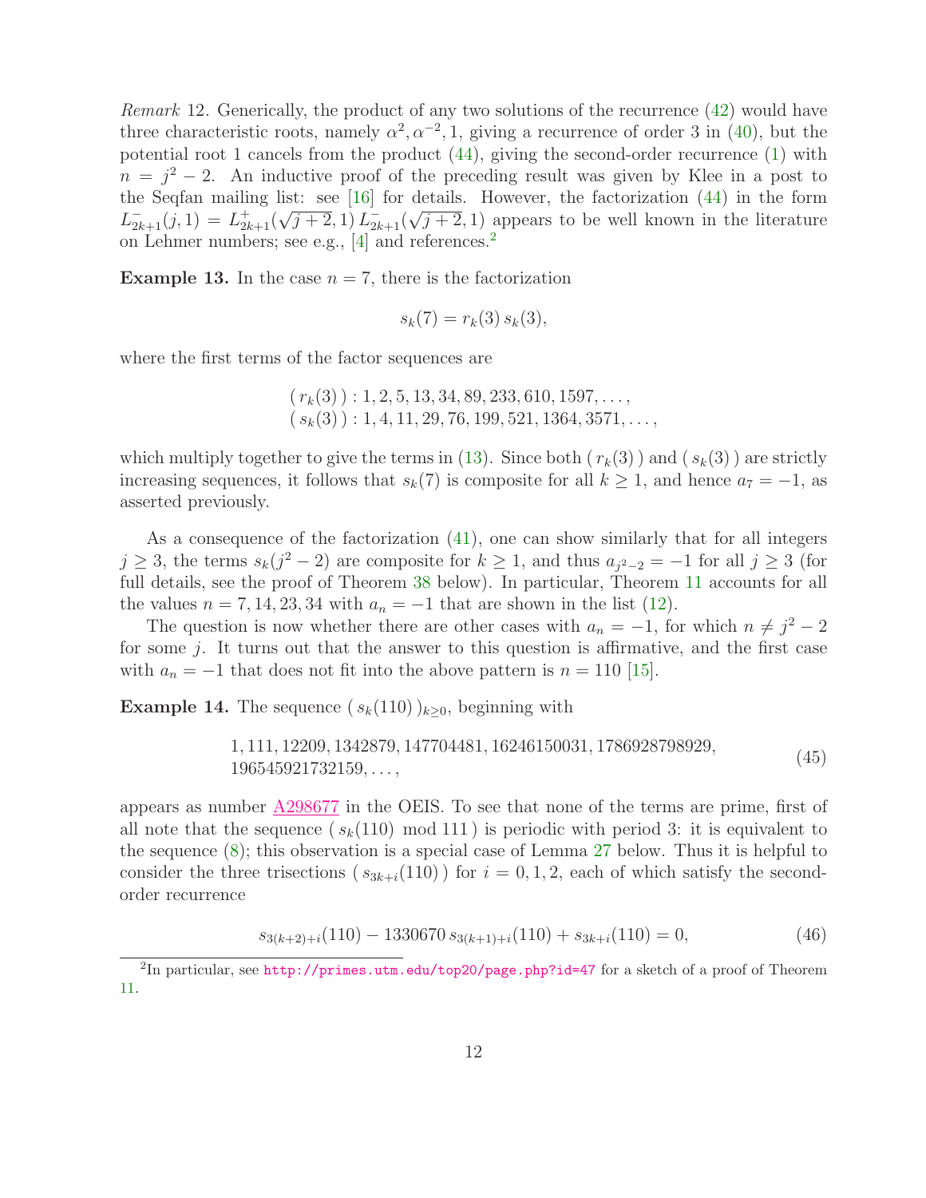*Remark* 12. Generically, the product of any two solutions of the recurrence (42) would have three characteristic roots, namely $\alpha^2, \alpha^{-2}, 1$, giving a recurrence of order 3 in (40), but the potential root 1 cancels from the product (44), giving the second-order recurrence (1) with $n = j^2 - 2$. An inductive proof of the preceding result was given by Klee in a post to the Seqfan mailing list: see [16] for details. However, the factorization (44) in the form $L^-_{2k+1}(j,1) = L^+_{2k+1}(\sqrt{j+2},1)\, L^-_{2k+1}(\sqrt{j+2},1)$ appears to be well known in the literature on Lehmer numbers; see e.g., [4] and references.[2]

**Example 13.** In the case $n = 7$, there is the factorization

$$s_k(7) = r_k(3)\, s_k(3),$$

where the first terms of the factor sequences are

$$\begin{aligned}
&(\, r_k(3)\,) : 1, 2, 5, 13, 34, 89, 233, 610, 1597, \ldots, \\
&(\, s_k(3)\,) : 1, 4, 11, 29, 76, 199, 521, 1364, 3571, \ldots,
\end{aligned}$$

which multiply together to give the terms in (13). Since both $(\, r_k(3)\,)$ and $(\, s_k(3)\,)$ are strictly increasing sequences, it follows that $s_k(7)$ is composite for all $k \geq 1$, and hence $a_7 = -1$, as asserted previously.

As a consequence of the factorization (41), one can show similarly that for all integers $j \geq 3$, the terms $s_k(j^2-2)$ are composite for $k \geq 1$, and thus $a_{j^2-2} = -1$ for all $j \geq 3$ (for full details, see the proof of Theorem 38 below). In particular, Theorem 11 accounts for all the values $n = 7, 14, 23, 34$ with $a_n = -1$ that are shown in the list (12).

The question is now whether there are other cases with $a_n = -1$, for which $n \neq j^2 - 2$ for some $j$. It turns out that the answer to this question is affirmative, and the first case with $a_n = -1$ that does not fit into the above pattern is $n = 110$ [15].

**Example 14.** The sequence $(\, s_k(110)\,)_{k\geq 0}$, beginning with

$$\begin{aligned}
&1, 111, 12209, 1342879, 147704481, 16246150031, 1786928798929, \\
&196545921732159, \ldots,
\end{aligned} \tag{45}$$

appears as number A298677 in the OEIS. To see that none of the terms are prime, first of all note that the sequence $(\, s_k(110) \mod 111\,)$ is periodic with period 3: it is equivalent to the sequence (8); this observation is a special case of Lemma 27 below. Thus it is helpful to consider the three trisections $(\, s_{3k+i}(110)\,)$ for $i = 0, 1, 2$, each of which satisfy the second-order recurrence

$$s_{3(k+2)+i}(110) - 1330670\, s_{3(k+1)+i}(110) + s_{3k+i}(110) = 0, \tag{46}$$

[2] In particular, see http://primes.utm.edu/top20/page.php?id=47 for a sketch of a proof of Theorem 11.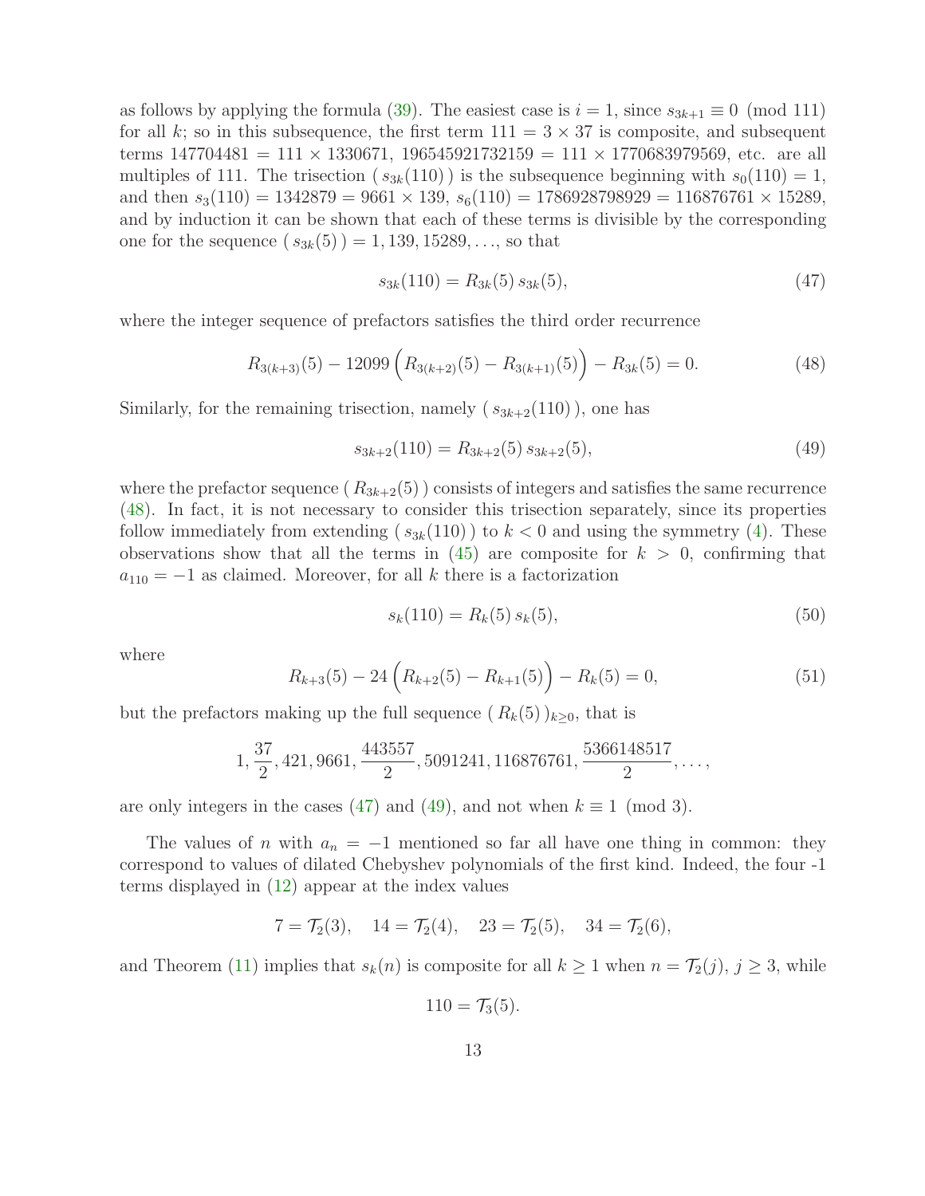as follows by applying the formula (39). The easiest case is $i = 1$, since $s_{3k+1} \equiv 0 \pmod{111}$ for all $k$; so in this subsequence, the first term $111 = 3 \times 37$ is composite, and subsequent terms $147704481 = 111 \times 1330671$, $196545921732159 = 111 \times 1770683979569$, etc. are all multiples of 111. The trisection $(\, s_{3k}(110) \,)$ is the subsequence beginning with $s_0(110) = 1$, and then $s_3(110) = 1342879 = 9661 \times 139$, $s_6(110) = 1786928798929 = 116876761 \times 15289$, and by induction it can be shown that each of these terms is divisible by the corresponding one for the sequence $(\, s_{3k}(5) \,) = 1, 139, 15289, \ldots$, so that

$$s_{3k}(110) = R_{3k}(5)\, s_{3k}(5), \tag{47}$$

where the integer sequence of prefactors satisfies the third order recurrence

$$R_{3(k+3)}(5) - 12099\Big(R_{3(k+2)}(5) - R_{3(k+1)}(5)\Big) - R_{3k}(5) = 0. \tag{48}$$

Similarly, for the remaining trisection, namely $(\, s_{3k+2}(110) \,)$, one has

$$s_{3k+2}(110) = R_{3k+2}(5)\, s_{3k+2}(5), \tag{49}$$

where the prefactor sequence $(\, R_{3k+2}(5) \,)$ consists of integers and satisfies the same recurrence (48). In fact, it is not necessary to consider this trisection separately, since its properties follow immediately from extending $(\, s_{3k}(110) \,)$ to $k < 0$ and using the symmetry (4). These observations show that all the terms in (45) are composite for $k > 0$, confirming that $a_{110} = -1$ as claimed. Moreover, for all $k$ there is a factorization

$$s_k(110) = R_k(5)\, s_k(5), \tag{50}$$

where

$$R_{k+3}(5) - 24\Big(R_{k+2}(5) - R_{k+1}(5)\Big) - R_k(5) = 0, \tag{51}$$

but the prefactors making up the full sequence $(\, R_k(5) \,)_{k \geq 0}$, that is

$$1, \frac{37}{2}, 421, 9661, \frac{443557}{2}, 5091241, 116876761, \frac{5366148517}{2}, \ldots,$$

are only integers in the cases (47) and (49), and not when $k \equiv 1 \pmod 3$.

The values of $n$ with $a_n = -1$ mentioned so far all have one thing in common: they correspond to values of dilated Chebyshev polynomials of the first kind. Indeed, the four -1 terms displayed in (12) appear at the index values

$$7 = \mathcal{T}_2(3), \quad 14 = \mathcal{T}_2(4), \quad 23 = \mathcal{T}_2(5), \quad 34 = \mathcal{T}_2(6),$$

and Theorem (11) implies that $s_k(n)$ is composite for all $k \geq 1$ when $n = \mathcal{T}_2(j)$, $j \geq 3$, while

$$110 = \mathcal{T}_3(5).$$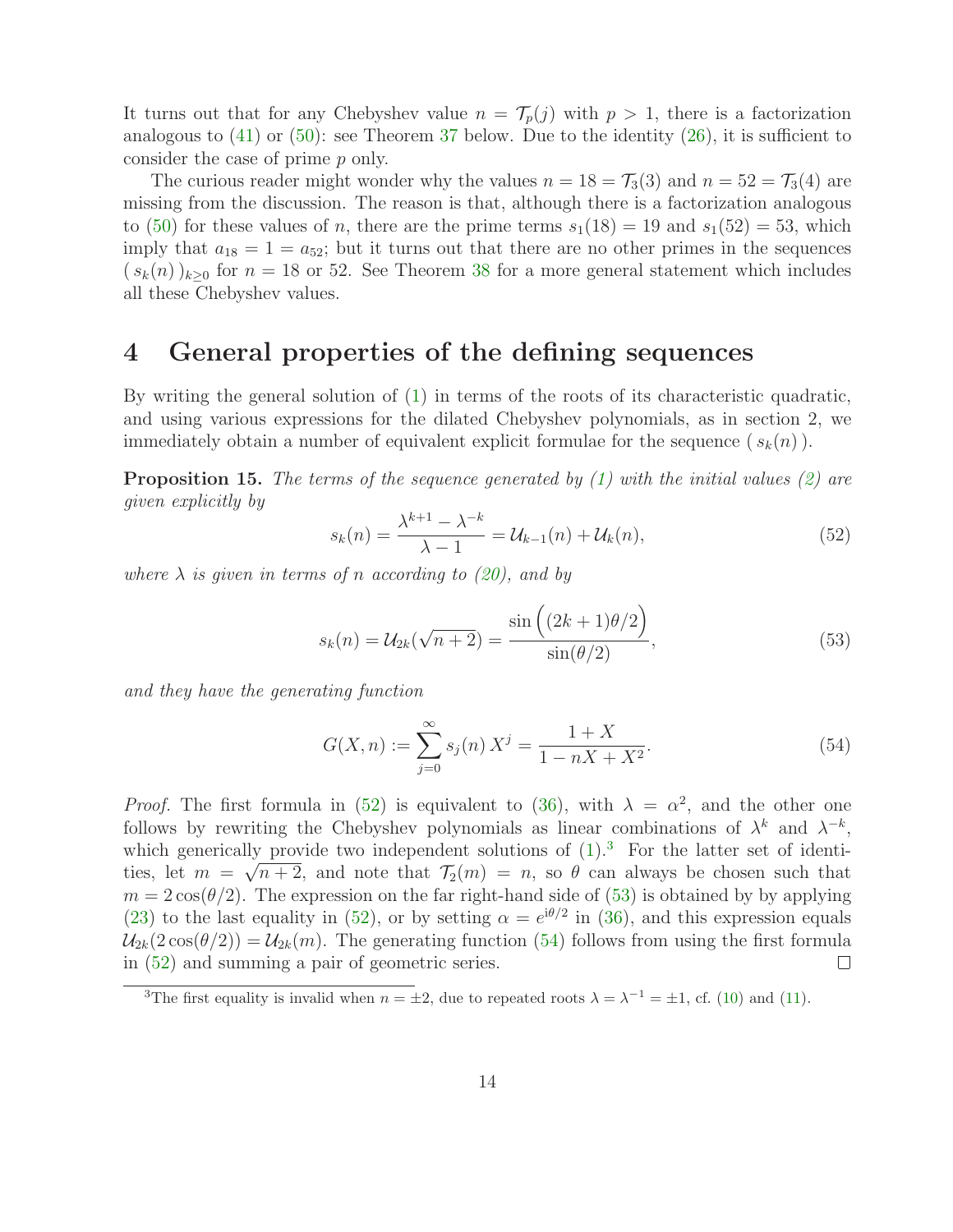It turns out that for any Chebyshev value $n = \mathcal{T}_p(j)$ with $p > 1$, there is a factorization analogous to (41) or (50): see Theorem 37 below. Due to the identity (26), it is sufficient to consider the case of prime $p$ only.

The curious reader might wonder why the values $n = 18 = \mathcal{T}_3(3)$ and $n = 52 = \mathcal{T}_3(4)$ are missing from the discussion. The reason is that, although there is a factorization analogous to (50) for these values of $n$, there are the prime terms $s_1(18) = 19$ and $s_1(52) = 53$, which imply that $a_{18} = 1 = a_{52}$; but it turns out that there are no other primes in the sequences $(\, s_k(n)\,)_{k\geq 0}$ for $n = 18$ or 52. See Theorem 38 for a more general statement which includes all these Chebyshev values.

## 4 General properties of the defining sequences

By writing the general solution of (1) in terms of the roots of its characteristic quadratic, and using various expressions for the dilated Chebyshev polynomials, as in section 2, we immediately obtain a number of equivalent explicit formulae for the sequence $(\, s_k(n)\,)$.

**Proposition 15.** *The terms of the sequence generated by (1) with the initial values (2) are given explicitly by*

$$s_k(n) = \frac{\lambda^{k+1} - \lambda^{-k}}{\lambda - 1} = \mathcal{U}_{k-1}(n) + \mathcal{U}_k(n), \tag{52}$$

*where $\lambda$ is given in terms of $n$ according to (20), and by*

$$s_k(n) = \mathcal{U}_{2k}(\sqrt{n+2}) = \frac{\sin\Big((2k+1)\theta/2\Big)}{\sin(\theta/2)}, \tag{53}$$

*and they have the generating function*

$$G(X,n) := \sum_{j=0}^{\infty} s_j(n)\, X^j = \frac{1+X}{1-nX+X^2}. \tag{54}$$

*Proof.* The first formula in (52) is equivalent to (36), with $\lambda = \alpha^2$, and the other one follows by rewriting the Chebyshev polynomials as linear combinations of $\lambda^k$ and $\lambda^{-k}$, which generically provide two independent solutions of (1).[3] For the latter set of identities, let $m = \sqrt{n+2}$, and note that $\mathcal{T}_2(m) = n$, so $\theta$ can always be chosen such that $m = 2\cos(\theta/2)$. The expression on the far right-hand side of (53) is obtained by by applying (23) to the last equality in (52), or by setting $\alpha = e^{i\theta/2}$ in (36), and this expression equals $\mathcal{U}_{2k}(2\cos(\theta/2)) = \mathcal{U}_{2k}(m)$. The generating function (54) follows from using the first formula in (52) and summing a pair of geometric series. ☐

[3] The first equality is invalid when $n = \pm 2$, due to repeated roots $\lambda = \lambda^{-1} = \pm 1$, cf. (10) and (11).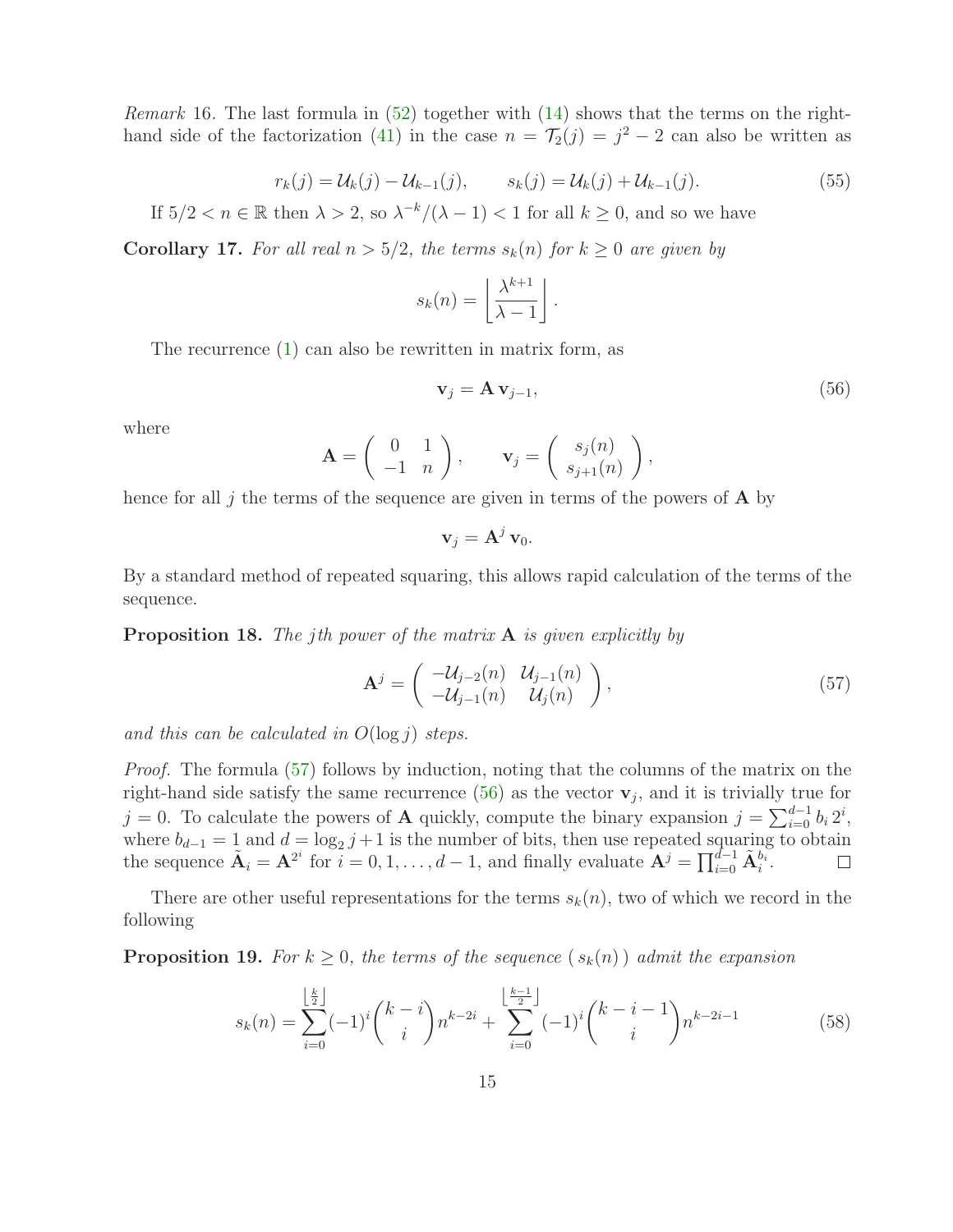*Remark* 16. The last formula in (52) together with (14) shows that the terms on the right-hand side of the factorization (41) in the case $n = \mathcal{T}_2(j) = j^2 - 2$ can also be written as

$$r_k(j) = \mathcal{U}_k(j) - \mathcal{U}_{k-1}(j), \qquad s_k(j) = \mathcal{U}_k(j) + \mathcal{U}_{k-1}(j). \tag{55}$$

If $5/2 < n \in \mathbb{R}$ then $\lambda > 2$, so $\lambda^{-k}/(\lambda - 1) < 1$ for all $k \geq 0$, and so we have

**Corollary 17.** *For all real $n > 5/2$, the terms $s_k(n)$ for $k \geq 0$ are given by*

$$s_k(n) = \left\lfloor \frac{\lambda^{k+1}}{\lambda - 1} \right\rfloor.$$

The recurrence (1) can also be rewritten in matrix form, as

$$\mathbf{v}_j = \mathbf{A}\, \mathbf{v}_{j-1}, \tag{56}$$

where

$$\mathbf{A} = \begin{pmatrix} 0 & 1 \\ -1 & n \end{pmatrix}, \qquad \mathbf{v}_j = \begin{pmatrix} s_j(n) \\ s_{j+1}(n) \end{pmatrix},$$

hence for all $j$ the terms of the sequence are given in terms of the powers of $\mathbf{A}$ by

$$\mathbf{v}_j = \mathbf{A}^j\, \mathbf{v}_0.$$

By a standard method of repeated squaring, this allows rapid calculation of the terms of the sequence.

**Proposition 18.** *The $j$th power of the matrix $\mathbf{A}$ is given explicitly by*

$$\mathbf{A}^j = \begin{pmatrix} -\mathcal{U}_{j-2}(n) & \mathcal{U}_{j-1}(n) \\ -\mathcal{U}_{j-1}(n) & \mathcal{U}_j(n) \end{pmatrix}, \tag{57}$$

*and this can be calculated in $O(\log j)$ steps.*

*Proof.* The formula (57) follows by induction, noting that the columns of the matrix on the right-hand side satisfy the same recurrence (56) as the vector $\mathbf{v}_j$, and it is trivially true for $j = 0$. To calculate the powers of $\mathbf{A}$ quickly, compute the binary expansion $j = \sum_{i=0}^{d-1} b_i\, 2^i$, where $b_{d-1} = 1$ and $d = \log_2 j + 1$ is the number of bits, then use repeated squaring to obtain the sequence $\tilde{\mathbf{A}}_i = \mathbf{A}^{2^i}$ for $i = 0, 1, \ldots, d-1$, and finally evaluate $\mathbf{A}^j = \prod_{i=0}^{d-1} \tilde{\mathbf{A}}_i^{b_i}$. $\square$

There are other useful representations for the terms $s_k(n)$, two of which we record in the following

**Proposition 19.** *For $k \geq 0$, the terms of the sequence $(\, s_k(n)\,)$ admit the expansion*

$$s_k(n) = \sum_{i=0}^{\lfloor \frac{k}{2} \rfloor} (-1)^i \binom{k-i}{i} n^{k-2i} + \sum_{i=0}^{\lfloor \frac{k-1}{2} \rfloor} (-1)^i \binom{k-i-1}{i} n^{k-2i-1} \tag{58}$$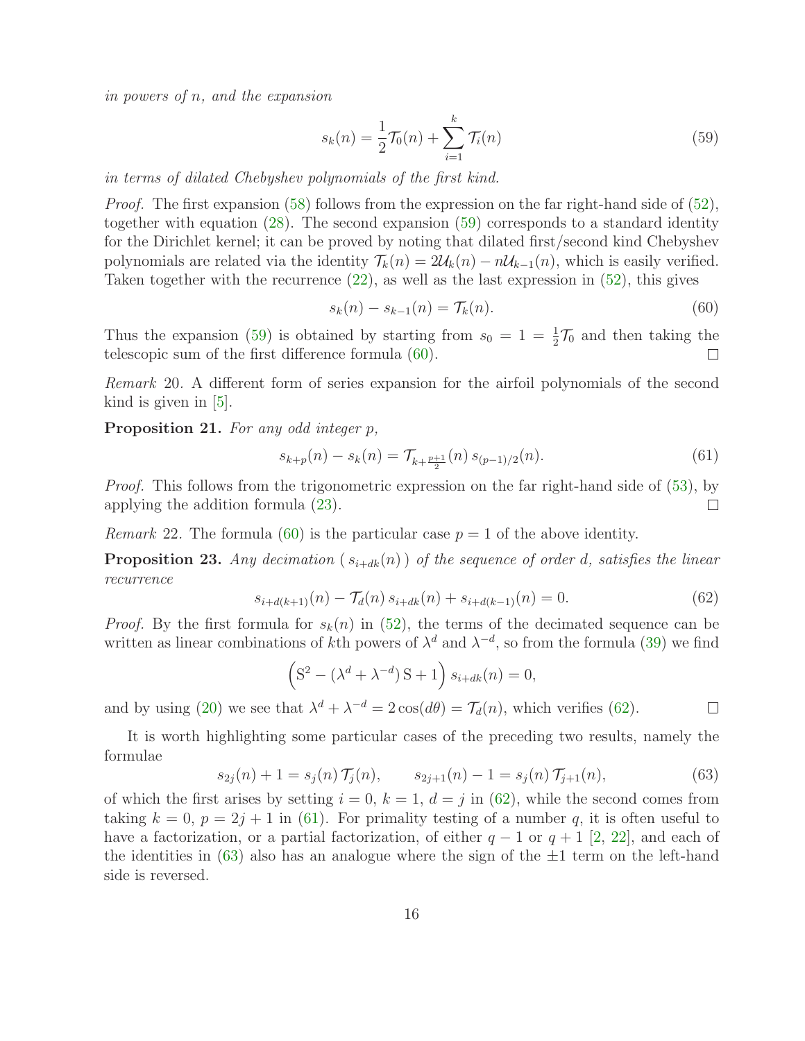*in powers of $n$, and the expansion*

$$s_k(n) = \frac{1}{2}\mathcal{T}_0(n) + \sum_{i=1}^{k} \mathcal{T}_i(n) \tag{59}$$

*in terms of dilated Chebyshev polynomials of the first kind.*

*Proof.* The first expansion (58) follows from the expression on the far right-hand side of (52), together with equation (28). The second expansion (59) corresponds to a standard identity for the Dirichlet kernel; it can be proved by noting that dilated first/second kind Chebyshev polynomials are related via the identity $\mathcal{T}_k(n) = 2\mathcal{U}_k(n) - n\mathcal{U}_{k-1}(n)$, which is easily verified. Taken together with the recurrence (22), as well as the last expression in (52), this gives

$$s_k(n) - s_{k-1}(n) = \mathcal{T}_k(n). \tag{60}$$

Thus the expansion (59) is obtained by starting from $s_0 = 1 = \frac{1}{2}\mathcal{T}_0$ and then taking the telescopic sum of the first difference formula (60). $\square$

*Remark* 20. A different form of series expansion for the airfoil polynomials of the second kind is given in [5].

**Proposition 21.** *For any odd integer $p$,*

$$s_{k+p}(n) - s_k(n) = \mathcal{T}_{k+\frac{p+1}{2}}(n)\, s_{(p-1)/2}(n). \tag{61}$$

*Proof.* This follows from the trigonometric expression on the far right-hand side of (53), by applying the addition formula (23). $\square$

*Remark* 22. The formula (60) is the particular case $p = 1$ of the above identity.

**Proposition 23.** *Any decimation $(\, s_{i+dk}(n)\,)$ of the sequence of order $d$, satisfies the linear recurrence*

$$s_{i+d(k+1)}(n) - \mathcal{T}_d(n)\, s_{i+dk}(n) + s_{i+d(k-1)}(n) = 0. \tag{62}$$

*Proof.* By the first formula for $s_k(n)$ in (52), the terms of the decimated sequence can be written as linear combinations of $k$th powers of $\lambda^d$ and $\lambda^{-d}$, so from the formula (39) we find

$$\left(\mathrm{S}^2 - (\lambda^d + \lambda^{-d})\,\mathrm{S} + 1\right) s_{i+dk}(n) = 0,$$

and by using (20) we see that $\lambda^d + \lambda^{-d} = 2\cos(d\theta) = \mathcal{T}_d(n)$, which verifies (62). $\square$

It is worth highlighting some particular cases of the preceding two results, namely the formulae

$$s_{2j}(n) + 1 = s_j(n)\,\mathcal{T}_j(n), \qquad s_{2j+1}(n) - 1 = s_j(n)\,\mathcal{T}_{j+1}(n), \tag{63}$$

of which the first arises by setting $i = 0$, $k = 1$, $d = j$ in (62), while the second comes from taking $k = 0$, $p = 2j + 1$ in (61). For primality testing of a number $q$, it is often useful to have a factorization, or a partial factorization, of either $q - 1$ or $q + 1$ [2, 22], and each of the identities in (63) also has an analogue where the sign of the $\pm 1$ term on the left-hand side is reversed.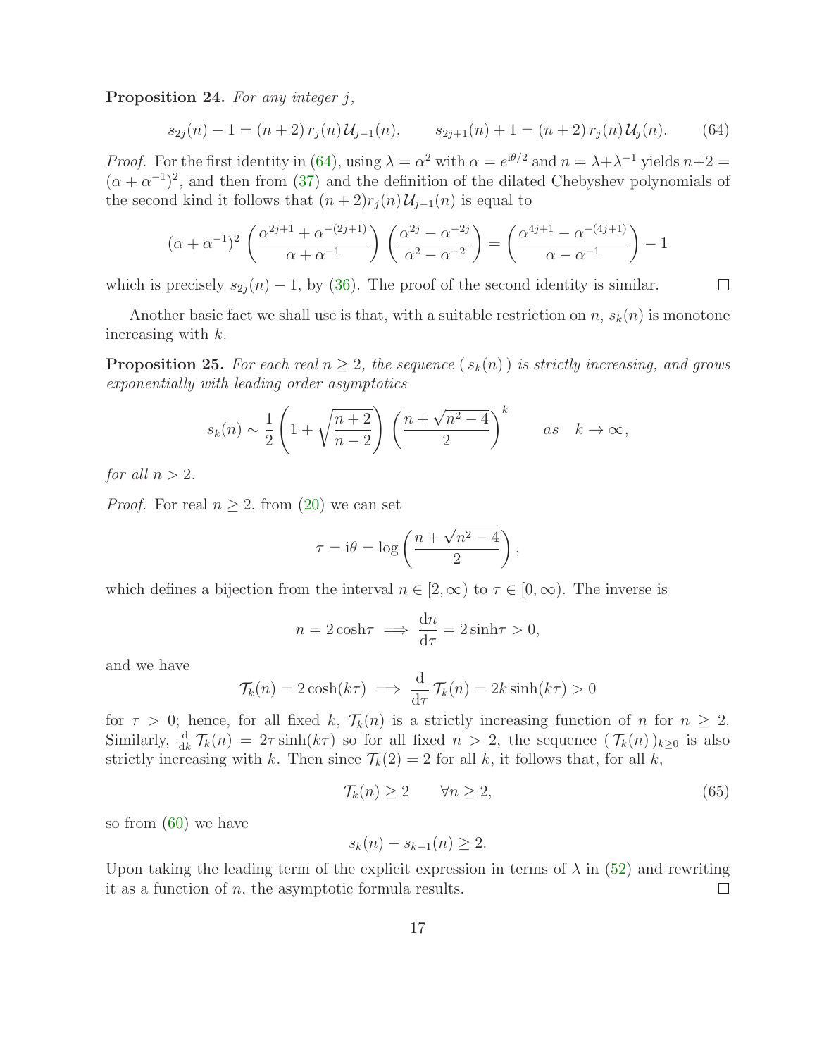**Proposition 24.** *For any integer $j$,*

$$s_{2j}(n) - 1 = (n+2)\, r_j(n)\, \mathcal{U}_{j-1}(n), \qquad s_{2j+1}(n) + 1 = (n+2)\, r_j(n)\, \mathcal{U}_j(n). \tag{64}$$

*Proof.* For the first identity in (64), using $\lambda = \alpha^2$ with $\alpha = e^{\mathrm{i}\theta/2}$ and $n = \lambda + \lambda^{-1}$ yields $n+2 = (\alpha + \alpha^{-1})^2$, and then from (37) and the definition of the dilated Chebyshev polynomials of the second kind it follows that $(n+2) r_j(n)\, \mathcal{U}_{j-1}(n)$ is equal to

$$(\alpha + \alpha^{-1})^2 \left( \frac{\alpha^{2j+1} + \alpha^{-(2j+1)}}{\alpha + \alpha^{-1}} \right) \left( \frac{\alpha^{2j} - \alpha^{-2j}}{\alpha^2 - \alpha^{-2}} \right) = \left( \frac{\alpha^{4j+1} - \alpha^{-(4j+1)}}{\alpha - \alpha^{-1}} \right) - 1$$

which is precisely $s_{2j}(n) - 1$, by (36). The proof of the second identity is similar. $\square$

Another basic fact we shall use is that, with a suitable restriction on $n$, $s_k(n)$ is monotone increasing with $k$.

**Proposition 25.** *For each real $n \geq 2$, the sequence $(\, s_k(n)\,)$ is strictly increasing, and grows exponentially with leading order asymptotics*

$$s_k(n) \sim \frac{1}{2} \left( 1 + \sqrt{\frac{n+2}{n-2}} \right) \left( \frac{n + \sqrt{n^2 - 4}}{2} \right)^k \qquad \textit{as} \quad k \to \infty,$$

*for all $n > 2$.*

*Proof.* For real $n \geq 2$, from (20) we can set

$$\tau = \mathrm{i}\theta = \log \left( \frac{n + \sqrt{n^2 - 4}}{2} \right),$$

which defines a bijection from the interval $n \in [2, \infty)$ to $\tau \in [0, \infty)$. The inverse is

$$n = 2 \cosh \tau \implies \frac{\mathrm{d}n}{\mathrm{d}\tau} = 2 \sinh \tau > 0,$$

and we have

$$\mathcal{T}_k(n) = 2 \cosh(k\tau) \implies \frac{\mathrm{d}}{\mathrm{d}\tau} \mathcal{T}_k(n) = 2k \sinh(k\tau) > 0$$

for $\tau > 0$; hence, for all fixed $k$, $\mathcal{T}_k(n)$ is a strictly increasing function of $n$ for $n \geq 2$. Similarly, $\frac{\mathrm{d}}{\mathrm{d}k} \mathcal{T}_k(n) = 2\tau \sinh(k\tau)$ so for all fixed $n > 2$, the sequence $(\, \mathcal{T}_k(n)\,)_{k \geq 0}$ is also strictly increasing with $k$. Then since $\mathcal{T}_k(2) = 2$ for all $k$, it follows that, for all $k$,

$$\mathcal{T}_k(n) \geq 2 \qquad \forall n \geq 2, \tag{65}$$

so from (60) we have

$$s_k(n) - s_{k-1}(n) \geq 2.$$

Upon taking the leading term of the explicit expression in terms of $\lambda$ in (52) and rewriting it as a function of $n$, the asymptotic formula results. $\square$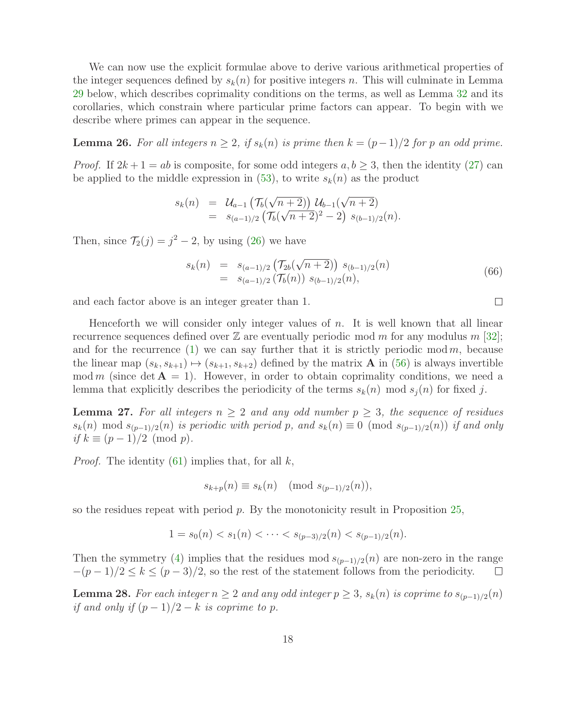We can now use the explicit formulae above to derive various arithmetical properties of the integer sequences defined by $s_k(n)$ for positive integers $n$. This will culminate in Lemma 29 below, which describes coprimality conditions on the terms, as well as Lemma 32 and its corollaries, which constrain where particular prime factors can appear. To begin with we describe where primes can appear in the sequence.

**Lemma 26.** *For all integers $n \geq 2$, if $s_k(n)$ is prime then $k = (p-1)/2$ for $p$ an odd prime.*

*Proof.* If $2k+1 = ab$ is composite, for some odd integers $a, b \geq 3$, then the identity (27) can be applied to the middle expression in (53), to write $s_k(n)$ as the product

$$
\begin{aligned}
s_k(n) &= \mathcal{U}_{a-1}\left(\mathcal{T}_b(\sqrt{n+2})\right)\mathcal{U}_{b-1}(\sqrt{n+2}) \\
&= s_{(a-1)/2}\left(\mathcal{T}_b(\sqrt{n+2})^2 - 2\right)\, s_{(b-1)/2}(n).
\end{aligned}
$$

Then, since $\mathcal{T}_2(j) = j^2 - 2$, by using (26) we have

$$
\begin{aligned}
s_k(n) &= s_{(a-1)/2}\left(\mathcal{T}_{2b}(\sqrt{n+2})\right)\, s_{(b-1)/2}(n) \\
&= s_{(a-1)/2}\left(\mathcal{T}_b(n)\right)\, s_{(b-1)/2}(n),
\end{aligned}
\tag{66}
$$

and each factor above is an integer greater than 1. ◻

Henceforth we will consider only integer values of $n$. It is well known that all linear recurrence sequences defined over $\mathbb{Z}$ are eventually periodic mod $m$ for any modulus $m$ [32]; and for the recurrence (1) we can say further that it is strictly periodic mod $m$, because the linear map $(s_k, s_{k+1}) \mapsto (s_{k+1}, s_{k+2})$ defined by the matrix $\mathbf{A}$ in (56) is always invertible mod $m$ (since $\det \mathbf{A} = 1$). However, in order to obtain coprimality conditions, we need a lemma that explicitly describes the periodicity of the terms $s_k(n) \mod s_j(n)$ for fixed $j$.

**Lemma 27.** *For all integers $n \geq 2$ and any odd number $p \geq 3$, the sequence of residues $s_k(n) \mod s_{(p-1)/2}(n)$ is periodic with period $p$, and $s_k(n) \equiv 0 \pmod{s_{(p-1)/2}(n)}$ if and only if $k \equiv (p-1)/2 \pmod{p}$.*

*Proof.* The identity (61) implies that, for all $k$,

$$
s_{k+p}(n) \equiv s_k(n) \pmod{s_{(p-1)/2}(n)},
$$

so the residues repeat with period $p$. By the monotonicity result in Proposition 25,

$$
1 = s_0(n) < s_1(n) < \cdots < s_{(p-3)/2}(n) < s_{(p-1)/2}(n).
$$

Then the symmetry (4) implies that the residues mod $s_{(p-1)/2}(n)$ are non-zero in the range $-(p-1)/2 \leq k \leq (p-3)/2$, so the rest of the statement follows from the periodicity. ◻

**Lemma 28.** *For each integer $n \geq 2$ and any odd integer $p \geq 3$, $s_k(n)$ is coprime to $s_{(p-1)/2}(n)$ if and only if $(p-1)/2 - k$ is coprime to $p$.*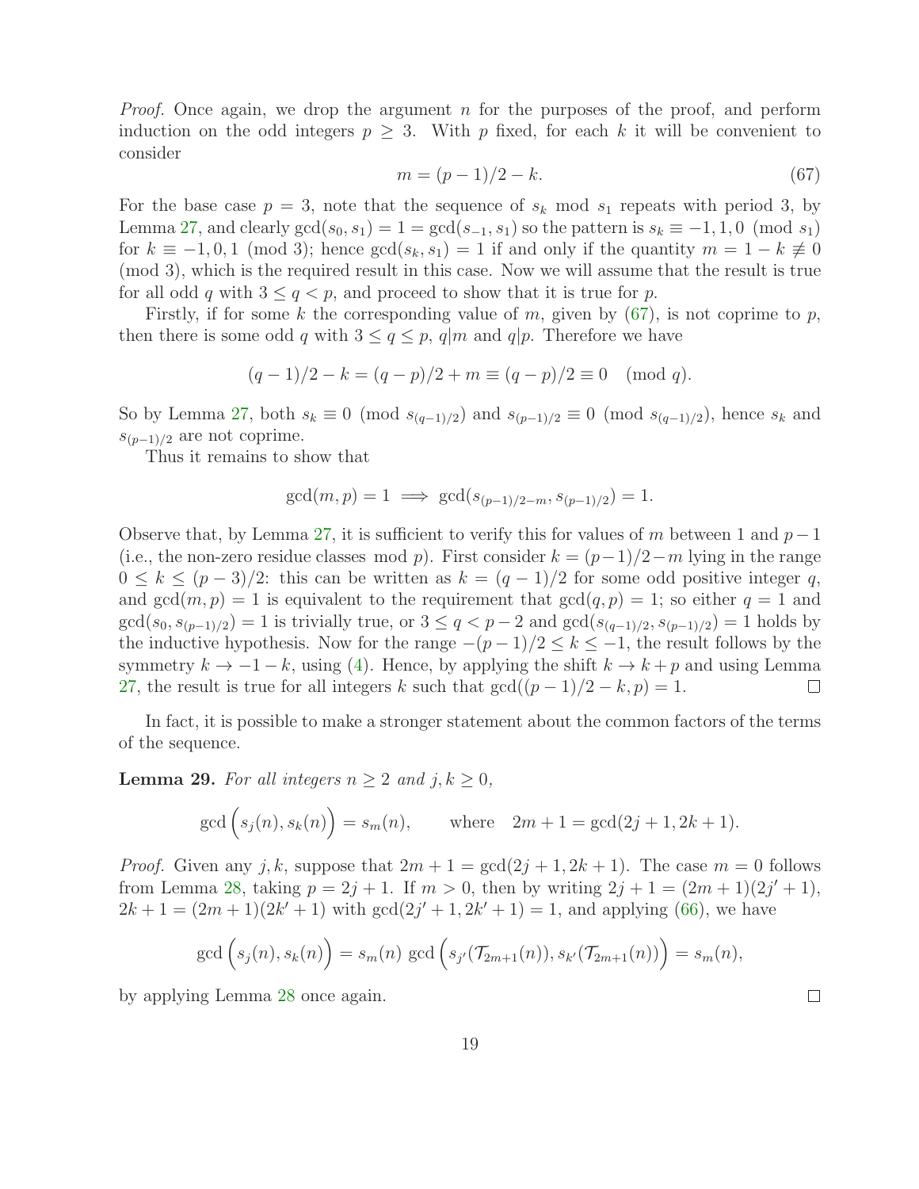*Proof.* Once again, we drop the argument $n$ for the purposes of the proof, and perform induction on the odd integers $p \geq 3$. With $p$ fixed, for each $k$ it will be convenient to consider

$$m = (p-1)/2 - k. \tag{67}$$

For the base case $p = 3$, note that the sequence of $s_k \bmod s_1$ repeats with period 3, by Lemma 27, and clearly $\gcd(s_0, s_1) = 1 = \gcd(s_{-1}, s_1)$ so the pattern is $s_k \equiv -1, 1, 0 \pmod{s_1}$ for $k \equiv -1, 0, 1 \pmod 3$; hence $\gcd(s_k, s_1) = 1$ if and only if the quantity $m = 1 - k \not\equiv 0 \pmod 3$, which is the required result in this case. Now we will assume that the result is true for all odd $q$ with $3 \leq q < p$, and proceed to show that it is true for $p$.

Firstly, if for some $k$ the corresponding value of $m$, given by (67), is not coprime to $p$, then there is some odd $q$ with $3 \leq q \leq p$, $q|m$ and $q|p$. Therefore we have

$$(q-1)/2 - k = (q-p)/2 + m \equiv (q-p)/2 \equiv 0 \pmod q.$$

So by Lemma 27, both $s_k \equiv 0 \pmod{s_{(q-1)/2}}$ and $s_{(p-1)/2} \equiv 0 \pmod{s_{(q-1)/2}}$, hence $s_k$ and $s_{(p-1)/2}$ are not coprime.

Thus it remains to show that

$$\gcd(m, p) = 1 \implies \gcd(s_{(p-1)/2-m}, s_{(p-1)/2}) = 1.$$

Observe that, by Lemma 27, it is sufficient to verify this for values of $m$ between 1 and $p-1$ (i.e., the non-zero residue classes $\bmod\ p$). First consider $k = (p-1)/2 - m$ lying in the range $0 \leq k \leq (p-3)/2$: this can be written as $k = (q-1)/2$ for some odd positive integer $q$, and $\gcd(m, p) = 1$ is equivalent to the requirement that $\gcd(q, p) = 1$; so either $q = 1$ and $\gcd(s_0, s_{(p-1)/2}) = 1$ is trivially true, or $3 \leq q < p-2$ and $\gcd(s_{(q-1)/2}, s_{(p-1)/2}) = 1$ holds by the inductive hypothesis. Now for the range $-(p-1)/2 \leq k \leq -1$, the result follows by the symmetry $k \to -1-k$, using (4). Hence, by applying the shift $k \to k+p$ and using Lemma 27, the result is true for all integers $k$ such that $\gcd((p-1)/2 - k, p) = 1$. $\square$

In fact, it is possible to make a stronger statement about the common factors of the terms of the sequence.

**Lemma 29.** *For all integers $n \geq 2$ and $j, k \geq 0$,*

$$\gcd\Big(s_j(n), s_k(n)\Big) = s_m(n), \qquad \text{where} \quad 2m+1 = \gcd(2j+1, 2k+1).$$

*Proof.* Given any $j, k$, suppose that $2m+1 = \gcd(2j+1, 2k+1)$. The case $m = 0$ follows from Lemma 28, taking $p = 2j+1$. If $m > 0$, then by writing $2j+1 = (2m+1)(2j'+1)$, $2k+1 = (2m+1)(2k'+1)$ with $\gcd(2j'+1, 2k'+1) = 1$, and applying (66), we have

$$\gcd\Big(s_j(n), s_k(n)\Big) = s_m(n)\ \gcd\Big(s_{j'}(\mathcal{T}_{2m+1}(n)), s_{k'}(\mathcal{T}_{2m+1}(n))\Big) = s_m(n),$$

by applying Lemma 28 once again. $\square$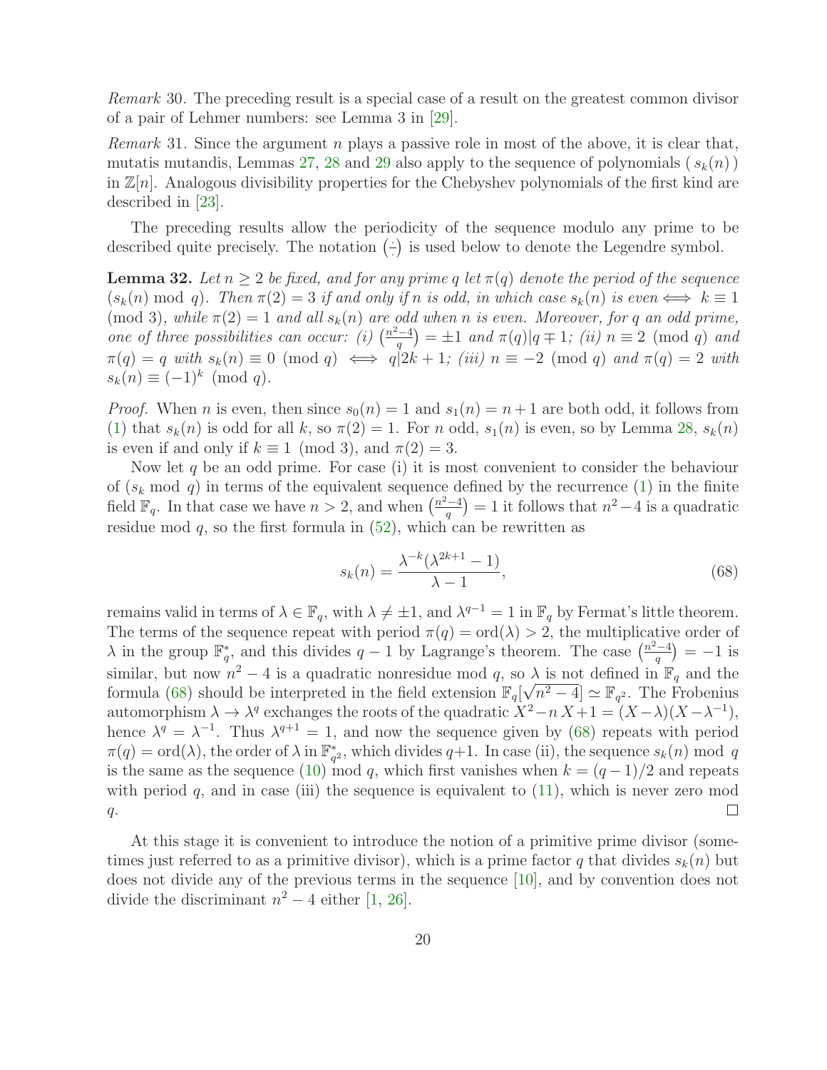*Remark* 30. The preceding result is a special case of a result on the greatest common divisor of a pair of Lehmer numbers: see Lemma 3 in [29].

*Remark* 31. Since the argument $n$ plays a passive role in most of the above, it is clear that, mutatis mutandis, Lemmas 27, 28 and 29 also apply to the sequence of polynomials $(\, s_k(n)\,)$ in $\mathbb{Z}[n]$. Analogous divisibility properties for the Chebyshev polynomials of the first kind are described in [23].

The preceding results allow the periodicity of the sequence modulo any prime to be described quite precisely. The notation $\left(\frac{\cdot}{\cdot}\right)$ is used below to denote the Legendre symbol.

**Lemma 32.** *Let $n \geq 2$ be fixed, and for any prime $q$ let $\pi(q)$ denote the period of the sequence $(s_k(n) \bmod q)$. Then $\pi(2) = 3$ if and only if $n$ is odd, in which case $s_k(n)$ is even $\iff$ $k \equiv 1 \pmod 3$, while $\pi(2) = 1$ and all $s_k(n)$ are odd when $n$ is even. Moreover, for $q$ an odd prime, one of three possibilities can occur: (i) $\left(\frac{n^2-4}{q}\right) = \pm 1$ and $\pi(q)|q \mp 1$; (ii) $n \equiv 2 \pmod q$ and $\pi(q) = q$ with $s_k(n) \equiv 0 \pmod q \iff q|2k+1$; (iii) $n \equiv -2 \pmod q$ and $\pi(q) = 2$ with $s_k(n) \equiv (-1)^k \pmod q$.*

*Proof.* When $n$ is even, then since $s_0(n) = 1$ and $s_1(n) = n+1$ are both odd, it follows from (1) that $s_k(n)$ is odd for all $k$, so $\pi(2) = 1$. For $n$ odd, $s_1(n)$ is even, so by Lemma 28, $s_k(n)$ is even if and only if $k \equiv 1 \pmod 3$, and $\pi(2) = 3$.

Now let $q$ be an odd prime. For case (i) it is most convenient to consider the behaviour of $(s_k \bmod q)$ in terms of the equivalent sequence defined by the recurrence (1) in the finite field $\mathbb{F}_q$. In that case we have $n > 2$, and when $\left(\frac{n^2-4}{q}\right) = 1$ it follows that $n^2 - 4$ is a quadratic residue mod $q$, so the first formula in (52), which can be rewritten as

$$s_k(n) = \frac{\lambda^{-k}(\lambda^{2k+1} - 1)}{\lambda - 1}, \tag{68}$$

remains valid in terms of $\lambda \in \mathbb{F}_q$, with $\lambda \neq \pm 1$, and $\lambda^{q-1} = 1$ in $\mathbb{F}_q$ by Fermat's little theorem. The terms of the sequence repeat with period $\pi(q) = \mathrm{ord}(\lambda) > 2$, the multiplicative order of $\lambda$ in the group $\mathbb{F}_q^*$, and this divides $q - 1$ by Lagrange's theorem. The case $\left(\frac{n^2-4}{q}\right) = -1$ is similar, but now $n^2 - 4$ is a quadratic nonresidue mod $q$, so $\lambda$ is not defined in $\mathbb{F}_q$ and the formula (68) should be interpreted in the field extension $\mathbb{F}_q[\sqrt{n^2-4}] \simeq \mathbb{F}_{q^2}$. The Frobenius automorphism $\lambda \to \lambda^q$ exchanges the roots of the quadratic $X^2 - n\,X + 1 = (X - \lambda)(X - \lambda^{-1})$, hence $\lambda^q = \lambda^{-1}$. Thus $\lambda^{q+1} = 1$, and now the sequence given by (68) repeats with period $\pi(q) = \mathrm{ord}(\lambda)$, the order of $\lambda$ in $\mathbb{F}_{q^2}^*$, which divides $q+1$. In case (ii), the sequence $s_k(n) \bmod q$ is the same as the sequence (10) mod $q$, which first vanishes when $k = (q-1)/2$ and repeats with period $q$, and in case (iii) the sequence is equivalent to (11), which is never zero mod $q$. $\square$

At this stage it is convenient to introduce the notion of a primitive prime divisor (sometimes just referred to as a primitive divisor), which is a prime factor $q$ that divides $s_k(n)$ but does not divide any of the previous terms in the sequence [10], and by convention does not divide the discriminant $n^2 - 4$ either [1, 26].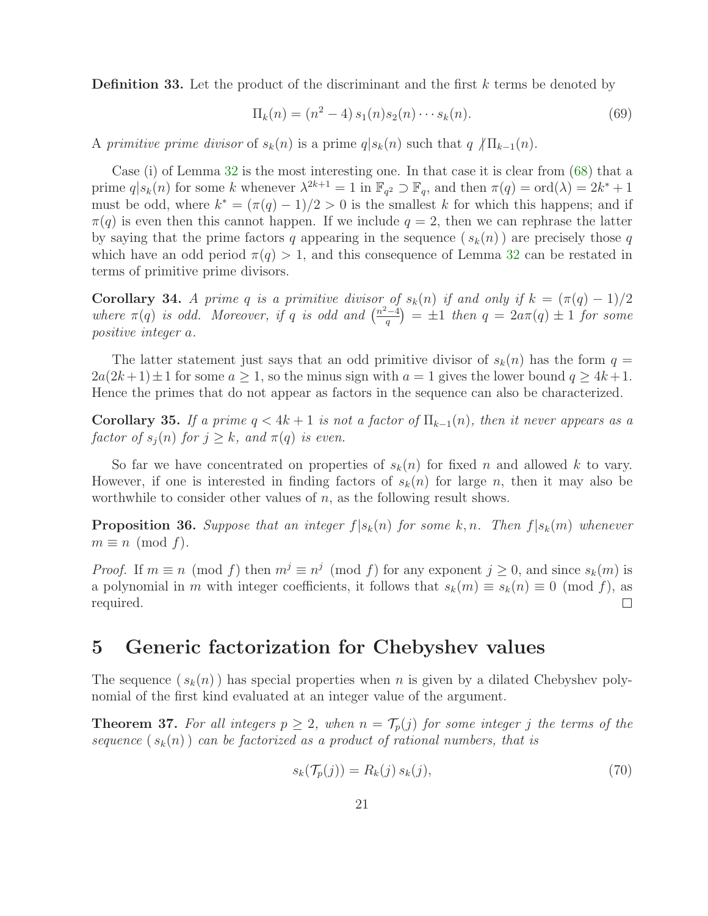**Definition 33.** Let the product of the discriminant and the first $k$ terms be denoted by

$$\Pi_k(n) = (n^2 - 4)\, s_1(n) s_2(n) \cdots s_k(n). \tag{69}$$

A *primitive prime divisor* of $s_k(n)$ is a prime $q | s_k(n)$ such that $q \not| \Pi_{k-1}(n)$.

Case (i) of Lemma 32 is the most interesting one. In that case it is clear from (68) that a prime $q | s_k(n)$ for some $k$ whenever $\lambda^{2k+1} = 1$ in $\mathbb{F}_{q^2} \supset \mathbb{F}_q$, and then $\pi(q) = \mathrm{ord}(\lambda) = 2k^* + 1$ must be odd, where $k^* = (\pi(q) - 1)/2 > 0$ is the smallest $k$ for which this happens; and if $\pi(q)$ is even then this cannot happen. If we include $q = 2$, then we can rephrase the latter by saying that the prime factors $q$ appearing in the sequence $(\, s_k(n)\,)$ are precisely those $q$ which have an odd period $\pi(q) > 1$, and this consequence of Lemma 32 can be restated in terms of primitive prime divisors.

**Corollary 34.** *A prime $q$ is a primitive divisor of $s_k(n)$ if and only if $k = (\pi(q) - 1)/2$ where $\pi(q)$ is odd. Moreover, if $q$ is odd and $\left(\frac{n^2-4}{q}\right) = \pm 1$ then $q = 2a\pi(q) \pm 1$ for some positive integer $a$.*

The latter statement just says that an odd primitive divisor of $s_k(n)$ has the form $q = 2a(2k+1) \pm 1$ for some $a \geq 1$, so the minus sign with $a = 1$ gives the lower bound $q \geq 4k+1$. Hence the primes that do not appear as factors in the sequence can also be characterized.

**Corollary 35.** *If a prime $q < 4k + 1$ is not a factor of $\Pi_{k-1}(n)$, then it never appears as a factor of $s_j(n)$ for $j \geq k$, and $\pi(q)$ is even.*

So far we have concentrated on properties of $s_k(n)$ for fixed $n$ and allowed $k$ to vary. However, if one is interested in finding factors of $s_k(n)$ for large $n$, then it may also be worthwhile to consider other values of $n$, as the following result shows.

**Proposition 36.** *Suppose that an integer $f | s_k(n)$ for some $k, n$. Then $f | s_k(m)$ whenever $m \equiv n \pmod{f}$.*

*Proof.* If $m \equiv n \pmod{f}$ then $m^j \equiv n^j \pmod{f}$ for any exponent $j \geq 0$, and since $s_k(m)$ is a polynomial in $m$ with integer coefficients, it follows that $s_k(m) \equiv s_k(n) \equiv 0 \pmod{f}$, as required. $\square$

# 5 Generic factorization for Chebyshev values

The sequence $(\, s_k(n)\,)$ has special properties when $n$ is given by a dilated Chebyshev polynomial of the first kind evaluated at an integer value of the argument.

**Theorem 37.** *For all integers $p \geq 2$, when $n = \mathcal{T}_p(j)$ for some integer $j$ the terms of the sequence $(\, s_k(n)\,)$ can be factorized as a product of rational numbers, that is*

$$s_k(\mathcal{T}_p(j)) = R_k(j)\, s_k(j), \tag{70}$$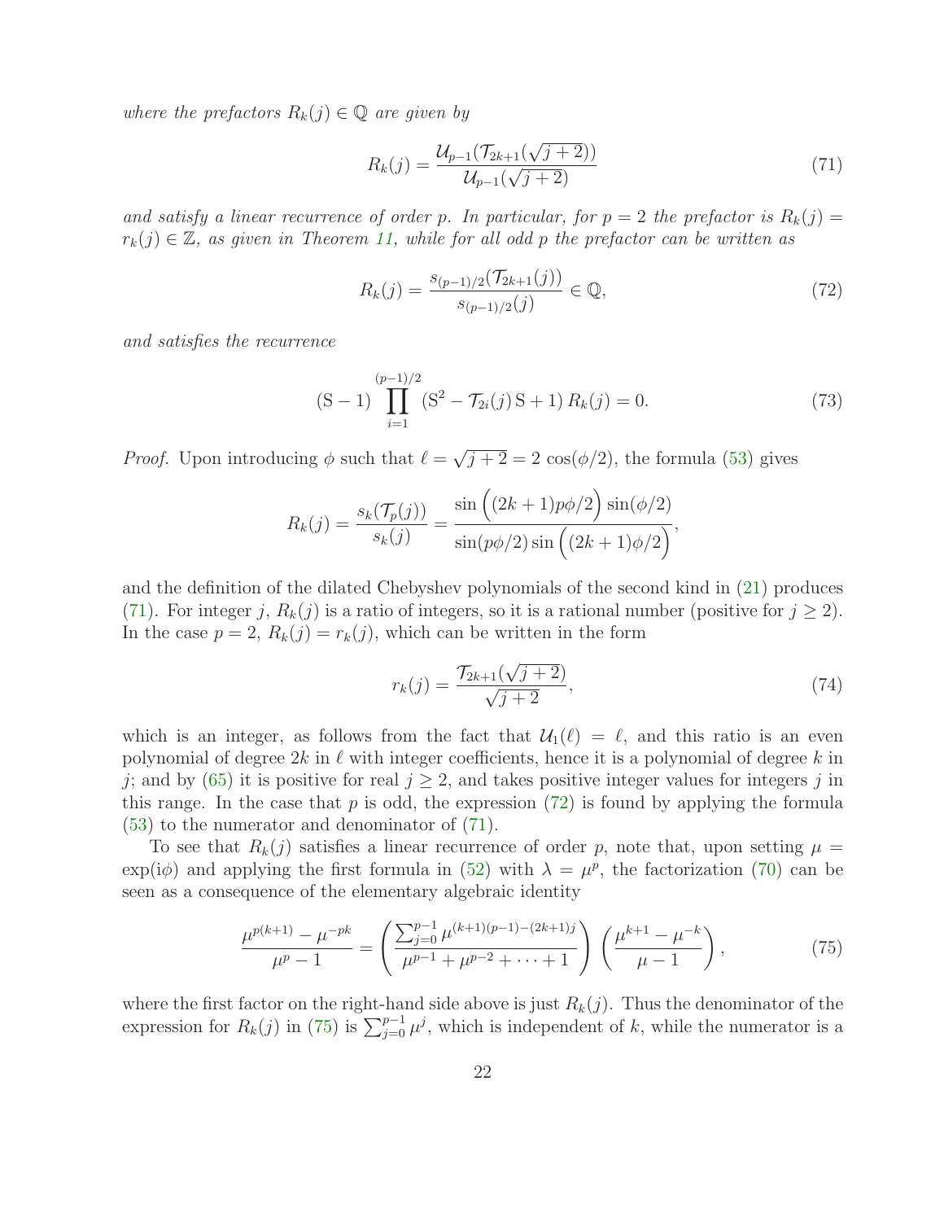*where the prefactors $R_k(j) \in \mathbb{Q}$ are given by*

$$R_k(j) = \frac{\mathcal{U}_{p-1}(\mathcal{T}_{2k+1}(\sqrt{j+2}))}{\mathcal{U}_{p-1}(\sqrt{j+2})} \tag{71}$$

*and satisfy a linear recurrence of order $p$. In particular, for $p = 2$ the prefactor is $R_k(j) = r_k(j) \in \mathbb{Z}$, as given in Theorem 11, while for all odd $p$ the prefactor can be written as*

$$R_k(j) = \frac{s_{(p-1)/2}(\mathcal{T}_{2k+1}(j))}{s_{(p-1)/2}(j)} \in \mathbb{Q}, \tag{72}$$

*and satisfies the recurrence*

$$(\mathrm{S} - 1) \prod_{i=1}^{(p-1)/2} (\mathrm{S}^2 - \mathcal{T}_{2i}(j)\,\mathrm{S} + 1)\, R_k(j) = 0. \tag{73}$$

*Proof.* Upon introducing $\phi$ such that $\ell = \sqrt{j+2} = 2\cos(\phi/2)$, the formula (53) gives

$$R_k(j) = \frac{s_k(\mathcal{T}_p(j))}{s_k(j)} = \frac{\sin\Big((2k+1)p\phi/2\Big)\sin(\phi/2)}{\sin(p\phi/2)\sin\Big((2k+1)\phi/2\Big)},$$

and the definition of the dilated Chebyshev polynomials of the second kind in (21) produces (71). For integer $j$, $R_k(j)$ is a ratio of integers, so it is a rational number (positive for $j \geq 2$). In the case $p = 2$, $R_k(j) = r_k(j)$, which can be written in the form

$$r_k(j) = \frac{\mathcal{T}_{2k+1}(\sqrt{j+2})}{\sqrt{j+2}}, \tag{74}$$

which is an integer, as follows from the fact that $\mathcal{U}_1(\ell) = \ell$, and this ratio is an even polynomial of degree $2k$ in $\ell$ with integer coefficients, hence it is a polynomial of degree $k$ in $j$; and by (65) it is positive for real $j \geq 2$, and takes positive integer values for integers $j$ in this range. In the case that $p$ is odd, the expression (72) is found by applying the formula (53) to the numerator and denominator of (71).

To see that $R_k(j)$ satisfies a linear recurrence of order $p$, note that, upon setting $\mu = \exp(\mathrm{i}\phi)$ and applying the first formula in (52) with $\lambda = \mu^p$, the factorization (70) can be seen as a consequence of the elementary algebraic identity

$$\frac{\mu^{p(k+1)} - \mu^{-pk}}{\mu^p - 1} = \left(\frac{\sum_{j=0}^{p-1} \mu^{(k+1)(p-1)-(2k+1)j}}{\mu^{p-1} + \mu^{p-2} + \cdots + 1}\right)\left(\frac{\mu^{k+1} - \mu^{-k}}{\mu - 1}\right), \tag{75}$$

where the first factor on the right-hand side above is just $R_k(j)$. Thus the denominator of the expression for $R_k(j)$ in (75) is $\sum_{j=0}^{p-1} \mu^j$, which is independent of $k$, while the numerator is a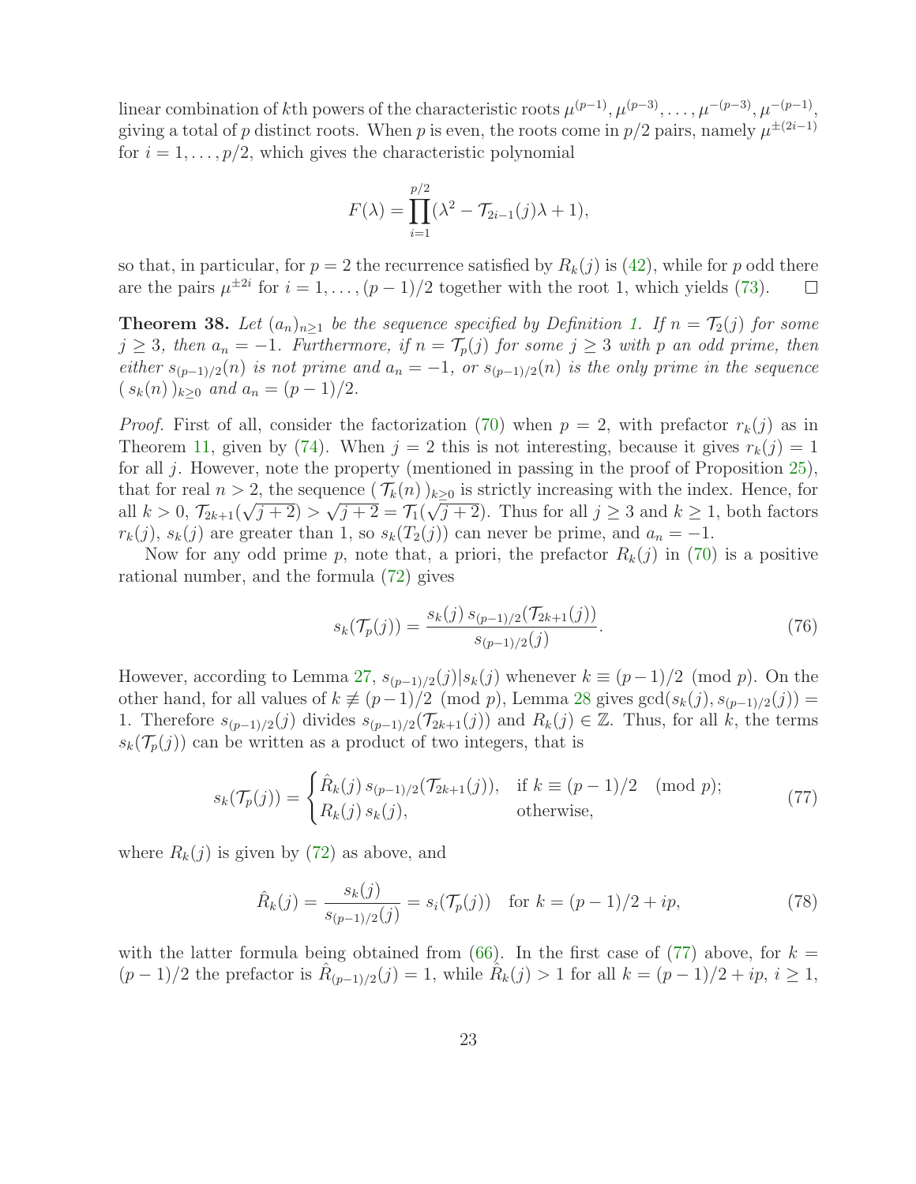linear combination of $k$th powers of the characteristic roots $\mu^{(p-1)}, \mu^{(p-3)}, \ldots, \mu^{-(p-3)}, \mu^{-(p-1)}$, giving a total of $p$ distinct roots. When $p$ is even, the roots come in $p/2$ pairs, namely $\mu^{\pm(2i-1)}$ for $i = 1, \ldots, p/2$, which gives the characteristic polynomial

$$F(\lambda) = \prod_{i=1}^{p/2} (\lambda^2 - \mathcal{T}_{2i-1}(j)\lambda + 1),$$

so that, in particular, for $p = 2$ the recurrence satisfied by $R_k(j)$ is (42), while for $p$ odd there are the pairs $\mu^{\pm 2i}$ for $i = 1, \ldots, (p-1)/2$ together with the root 1, which yields (73). $\square$

**Theorem 38.** *Let $(a_n)_{n\geq 1}$ be the sequence specified by Definition 1. If $n = \mathcal{T}_2(j)$ for some $j \geq 3$, then $a_n = -1$. Furthermore, if $n = \mathcal{T}_p(j)$ for some $j \geq 3$ with $p$ an odd prime, then either $s_{(p-1)/2}(n)$ is not prime and $a_n = -1$, or $s_{(p-1)/2}(n)$ is the only prime in the sequence $(\, s_k(n)\,)_{k\geq 0}$ and $a_n = (p-1)/2$.*

*Proof.* First of all, consider the factorization (70) when $p = 2$, with prefactor $r_k(j)$ as in Theorem 11, given by (74). When $j = 2$ this is not interesting, because it gives $r_k(j) = 1$ for all $j$. However, note the property (mentioned in passing in the proof of Proposition 25), that for real $n > 2$, the sequence $(\, \mathcal{T}_k(n)\,)_{k\geq 0}$ is strictly increasing with the index. Hence, for all $k > 0$, $\mathcal{T}_{2k+1}(\sqrt{j+2}) > \sqrt{j+2} = \mathcal{T}_1(\sqrt{j+2})$. Thus for all $j \geq 3$ and $k \geq 1$, both factors $r_k(j)$, $s_k(j)$ are greater than 1, so $s_k(T_2(j))$ can never be prime, and $a_n = -1$.

Now for any odd prime $p$, note that, a priori, the prefactor $R_k(j)$ in (70) is a positive rational number, and the formula (72) gives

$$s_k(\mathcal{T}_p(j)) = \frac{s_k(j)\, s_{(p-1)/2}(\mathcal{T}_{2k+1}(j))}{s_{(p-1)/2}(j)}. \tag{76}$$

However, according to Lemma 27, $s_{(p-1)/2}(j)|s_k(j)$ whenever $k \equiv (p-1)/2 \pmod p$. On the other hand, for all values of $k \not\equiv (p-1)/2 \pmod p$, Lemma 28 gives $\gcd(s_k(j), s_{(p-1)/2}(j)) = 1$. Therefore $s_{(p-1)/2}(j)$ divides $s_{(p-1)/2}(\mathcal{T}_{2k+1}(j))$ and $R_k(j) \in \mathbb{Z}$. Thus, for all $k$, the terms $s_k(\mathcal{T}_p(j))$ can be written as a product of two integers, that is

$$s_k(\mathcal{T}_p(j)) = \begin{cases} \hat{R}_k(j)\, s_{(p-1)/2}(\mathcal{T}_{2k+1}(j)), & \text{if } k \equiv (p-1)/2 \pmod p; \\ R_k(j)\, s_k(j), & \text{otherwise,} \end{cases} \tag{77}$$

where $R_k(j)$ is given by (72) as above, and

$$\hat{R}_k(j) = \frac{s_k(j)}{s_{(p-1)/2}(j)} = s_i(\mathcal{T}_p(j)) \quad \text{for } k = (p-1)/2 + ip, \tag{78}$$

with the latter formula being obtained from (66). In the first case of (77) above, for $k = (p-1)/2$ the prefactor is $\hat{R}_{(p-1)/2}(j) = 1$, while $\hat{R}_k(j) > 1$ for all $k = (p-1)/2 + ip$, $i \geq 1$,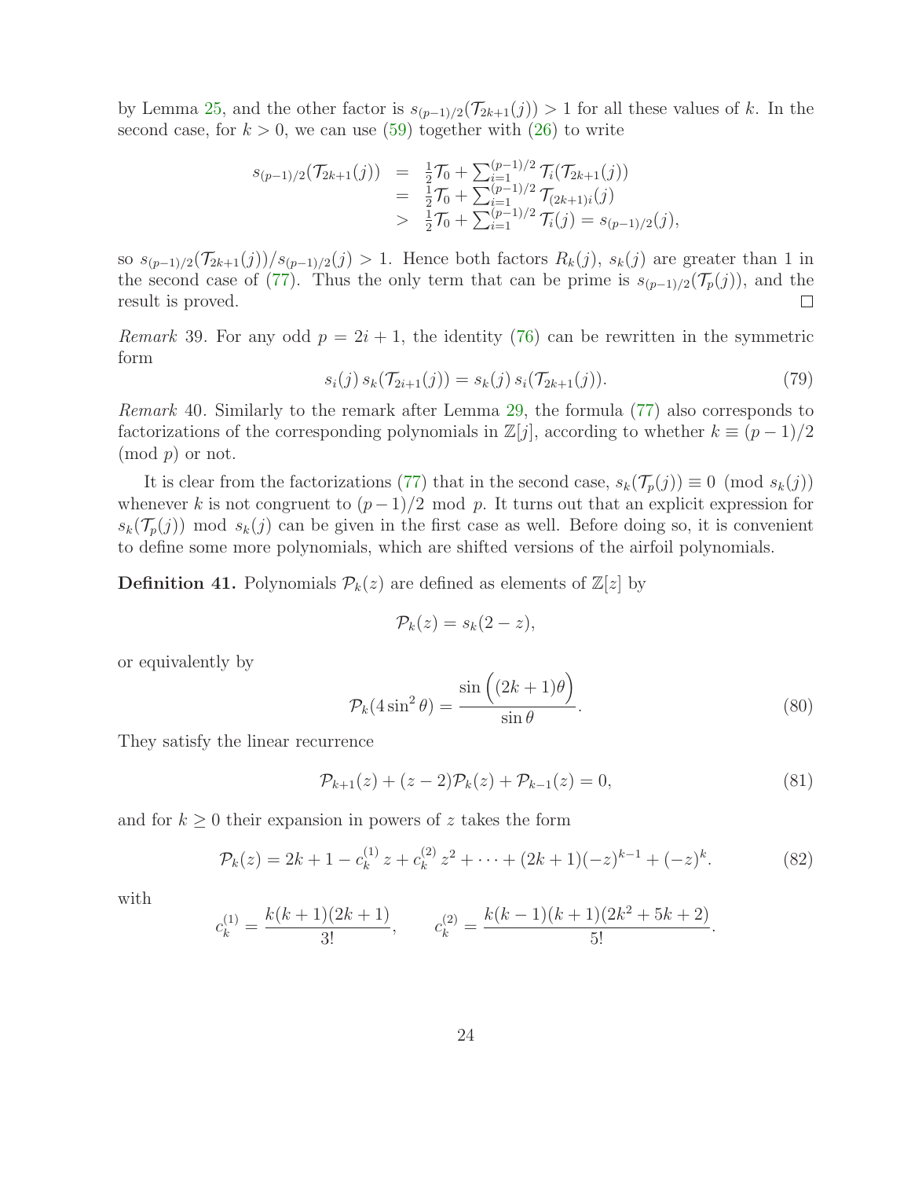by Lemma 25, and the other factor is $s_{(p-1)/2}(\mathcal{T}_{2k+1}(j)) > 1$ for all these values of $k$. In the second case, for $k > 0$, we can use (59) together with (26) to write

$$
\begin{aligned}
s_{(p-1)/2}(\mathcal{T}_{2k+1}(j)) &= \tfrac{1}{2}\mathcal{T}_0 + \textstyle\sum_{i=1}^{(p-1)/2} \mathcal{T}_i(\mathcal{T}_{2k+1}(j)) \\
&= \tfrac{1}{2}\mathcal{T}_0 + \textstyle\sum_{i=1}^{(p-1)/2} \mathcal{T}_{(2k+1)i}(j) \\
&> \tfrac{1}{2}\mathcal{T}_0 + \textstyle\sum_{i=1}^{(p-1)/2} \mathcal{T}_i(j) = s_{(p-1)/2}(j),
\end{aligned}
$$

so $s_{(p-1)/2}(\mathcal{T}_{2k+1}(j))/s_{(p-1)/2}(j) > 1$. Hence both factors $R_k(j)$, $s_k(j)$ are greater than 1 in the second case of (77). Thus the only term that can be prime is $s_{(p-1)/2}(\mathcal{T}_p(j))$, and the result is proved. □

*Remark* 39. For any odd $p = 2i + 1$, the identity (76) can be rewritten in the symmetric form

$$
s_i(j)\, s_k(\mathcal{T}_{2i+1}(j)) = s_k(j)\, s_i(\mathcal{T}_{2k+1}(j)). \tag{79}
$$

*Remark* 40. Similarly to the remark after Lemma 29, the formula (77) also corresponds to factorizations of the corresponding polynomials in $\mathbb{Z}[j]$, according to whether $k \equiv (p-1)/2 \pmod{p}$ or not.

It is clear from the factorizations (77) that in the second case, $s_k(\mathcal{T}_p(j)) \equiv 0 \pmod{s_k(j)}$ whenever $k$ is not congruent to $(p-1)/2$ mod $p$. It turns out that an explicit expression for $s_k(\mathcal{T}_p(j))$ mod $s_k(j)$ can be given in the first case as well. Before doing so, it is convenient to define some more polynomials, which are shifted versions of the airfoil polynomials.

**Definition 41.** Polynomials $\mathcal{P}_k(z)$ are defined as elements of $\mathbb{Z}[z]$ by

$$
\mathcal{P}_k(z) = s_k(2 - z),
$$

or equivalently by

$$
\mathcal{P}_k(4\sin^2\theta) = \frac{\sin\Big((2k+1)\theta\Big)}{\sin\theta}. \tag{80}
$$

They satisfy the linear recurrence

$$
\mathcal{P}_{k+1}(z) + (z-2)\mathcal{P}_k(z) + \mathcal{P}_{k-1}(z) = 0, \tag{81}
$$

and for $k \geq 0$ their expansion in powers of $z$ takes the form

$$
\mathcal{P}_k(z) = 2k + 1 - c_k^{(1)}\, z + c_k^{(2)}\, z^2 + \cdots + (2k+1)(-z)^{k-1} + (-z)^k. \tag{82}
$$

with

$$
c_k^{(1)} = \frac{k(k+1)(2k+1)}{3!}, \qquad c_k^{(2)} = \frac{k(k-1)(k+1)(2k^2+5k+2)}{5!}.
$$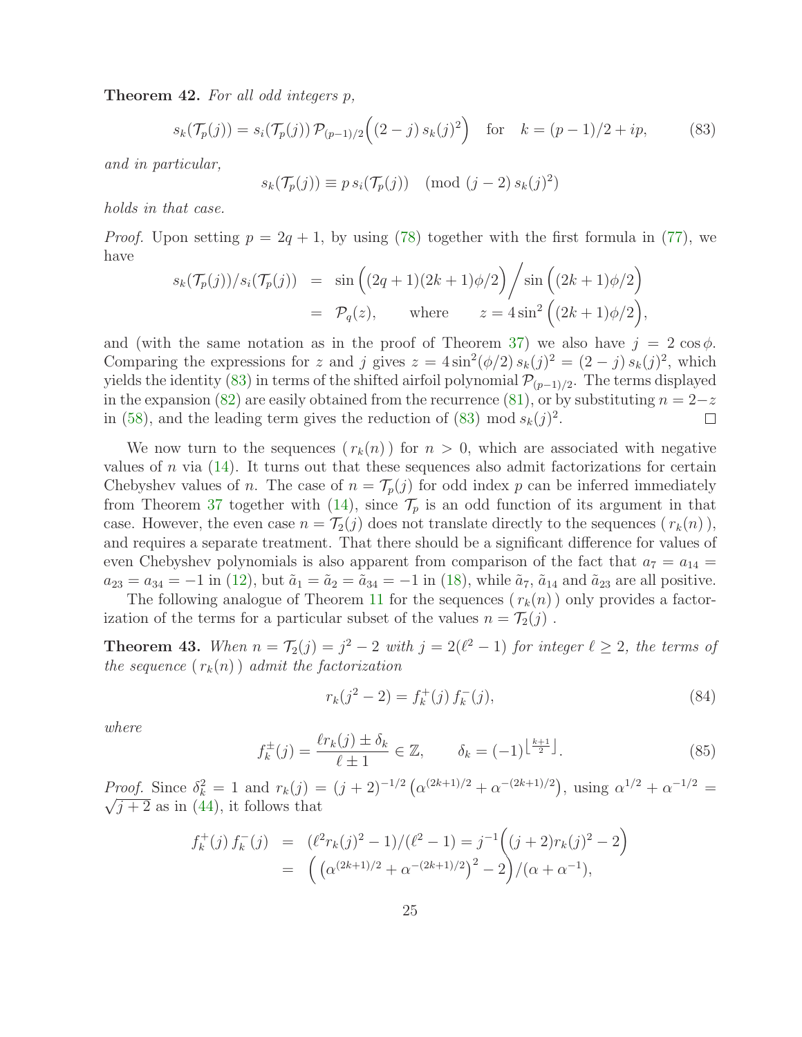**Theorem 42.** *For all odd integers p,*

$$s_k(\mathcal{T}_p(j)) = s_i(\mathcal{T}_p(j))\,\mathcal{P}_{(p-1)/2}\Big((2-j)\,s_k(j)^2\Big) \quad \text{for} \quad k = (p-1)/2 + ip, \tag{83}$$

*and in particular,*

$$s_k(\mathcal{T}_p(j)) \equiv p\,s_i(\mathcal{T}_p(j)) \pmod{(j-2)\,s_k(j)^2}$$

*holds in that case.*

*Proof.* Upon setting $p = 2q+1$, by using (78) together with the first formula in (77), we have

$$\begin{aligned} s_k(\mathcal{T}_p(j))/s_i(\mathcal{T}_p(j)) &= \sin\Big((2q+1)(2k+1)\phi/2\Big)\Big/\sin\Big((2k+1)\phi/2\Big) \\ &= \mathcal{P}_q(z), \qquad \text{where} \qquad z = 4\sin^2\Big((2k+1)\phi/2\Big), \end{aligned}$$

and (with the same notation as in the proof of Theorem 37) we also have $j = 2\cos\phi$. Comparing the expressions for $z$ and $j$ gives $z = 4\sin^2(\phi/2)\,s_k(j)^2 = (2-j)\,s_k(j)^2$, which yields the identity (83) in terms of the shifted airfoil polynomial $\mathcal{P}_{(p-1)/2}$. The terms displayed in the expansion (82) are easily obtained from the recurrence (81), or by substituting $n = 2-z$ in (58), and the leading term gives the reduction of (83) mod $s_k(j)^2$. $\square$

We now turn to the sequences $(\,r_k(n)\,)$ for $n > 0$, which are associated with negative values of $n$ via (14). It turns out that these sequences also admit factorizations for certain Chebyshev values of $n$. The case of $n = \mathcal{T}_p(j)$ for odd index $p$ can be inferred immediately from Theorem 37 together with (14), since $\mathcal{T}_p$ is an odd function of its argument in that case. However, the even case $n = \mathcal{T}_2(j)$ does not translate directly to the sequences $(\,r_k(n)\,)$, and requires a separate treatment. That there should be a significant difference for values of even Chebyshev polynomials is also apparent from comparison of the fact that $a_7 = a_{14} = a_{23} = a_{34} = -1$ in (12), but $\tilde{a}_1 = \tilde{a}_2 = \tilde{a}_{34} = -1$ in (18), while $\tilde{a}_7$, $\tilde{a}_{14}$ and $\tilde{a}_{23}$ are all positive.

The following analogue of Theorem 11 for the sequences $(\,r_k(n)\,)$ only provides a factorization of the terms for a particular subset of the values $n = \mathcal{T}_2(j)$ .

**Theorem 43.** *When $n = \mathcal{T}_2(j) = j^2 - 2$ with $j = 2(\ell^2 - 1)$ for integer $\ell \geq 2$, the terms of the sequence $(\,r_k(n)\,)$ admit the factorization*

$$r_k(j^2 - 2) = f_k^+(j)\,f_k^-(j), \tag{84}$$

*where*

$$f_k^\pm(j) = \frac{\ell r_k(j) \pm \delta_k}{\ell \pm 1} \in \mathbb{Z}, \qquad \delta_k = (-1)^{\lfloor \frac{k+1}{2} \rfloor}. \tag{85}$$

*Proof.* Since $\delta_k^2 = 1$ and $r_k(j) = (j+2)^{-1/2}\left(\alpha^{(2k+1)/2} + \alpha^{-(2k+1)/2}\right)$, using $\alpha^{1/2} + \alpha^{-1/2} = \sqrt{j+2}$ as in (44), it follows that

$$\begin{aligned} f_k^+(j)\,f_k^-(j) &= (\ell^2 r_k(j)^2 - 1)/(\ell^2 - 1) = j^{-1}\Big((j+2)r_k(j)^2 - 2\Big) \\ &= \Big(\left(\alpha^{(2k+1)/2} + \alpha^{-(2k+1)/2}\right)^2 - 2\Big)/(\alpha + \alpha^{-1}), \end{aligned}$$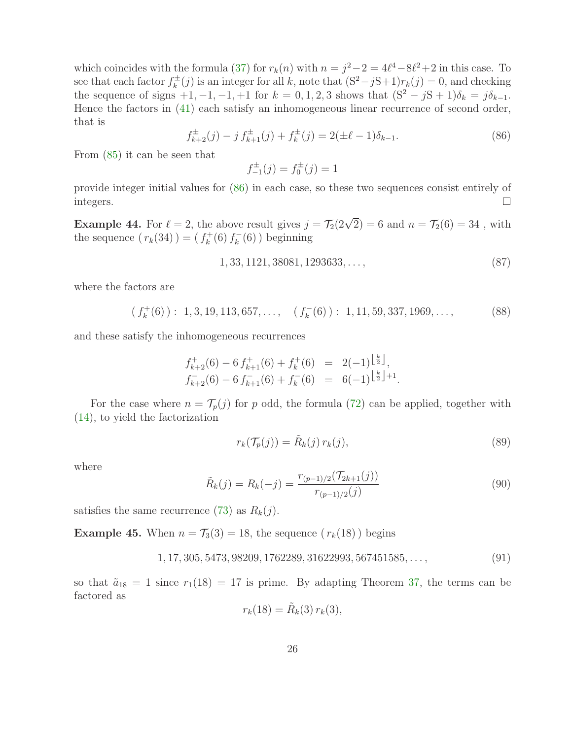which coincides with the formula (37) for $r_k(n)$ with $n = j^2-2 = 4\ell^4-8\ell^2+2$ in this case. To see that each factor $f_k^\pm(j)$ is an integer for all $k$, note that $(\mathrm{S}^2-j\mathrm{S}+1)r_k(j) = 0$, and checking the sequence of signs $+1, -1, -1, +1$ for $k = 0, 1, 2, 3$ shows that $(\mathrm{S}^2 - j\mathrm{S} + 1)\delta_k = j\delta_{k-1}$. Hence the factors in (41) each satisfy an inhomogeneous linear recurrence of second order, that is

$$f_{k+2}^\pm(j) - j\, f_{k+1}^\pm(j) + f_k^\pm(j) = 2(\pm\ell - 1)\delta_{k-1}. \tag{86}$$

From (85) it can be seen that

$$f_{-1}^\pm(j) = f_0^\pm(j) = 1$$

provide integer initial values for (86) in each case, so these two sequences consist entirely of integers. □

**Example 44.** For $\ell = 2$, the above result gives $j = \mathcal{T}_2(2\sqrt{2}) = 6$ and $n = \mathcal{T}_2(6) = 34$ , with the sequence $(\, r_k(34)\,) = (\, f_k^+(6)\, f_k^-(6)\,)$ beginning

$$1, 33, 1121, 38081, 1293633, \ldots, \tag{87}$$

where the factors are

$$(\, f_k^+(6)\,) : \; 1, 3, 19, 113, 657, \ldots, \qquad (\, f_k^-(6)\,) : \; 1, 11, 59, 337, 1969, \ldots, \tag{88}$$

and these satisfy the inhomogeneous recurrences

$$\begin{aligned} f_{k+2}^+(6) - 6\, f_{k+1}^+(6) + f_k^+(6) &= 2(-1)^{\lfloor \frac{k}{2} \rfloor}, \\ f_{k+2}^-(6) - 6\, f_{k+1}^-(6) + f_k^-(6) &= 6(-1)^{\lfloor \frac{k}{2} \rfloor + 1}. \end{aligned}$$

For the case where $n = \mathcal{T}_p(j)$ for $p$ odd, the formula (72) can be applied, together with (14), to yield the factorization

$$r_k(\mathcal{T}_p(j)) = \tilde{R}_k(j)\, r_k(j), \tag{89}$$

where

$$\tilde{R}_k(j) = R_k(-j) = \frac{r_{(p-1)/2}(\mathcal{T}_{2k+1}(j))}{r_{(p-1)/2}(j)} \tag{90}$$

satisfies the same recurrence (73) as $R_k(j)$.

**Example 45.** When $n = \mathcal{T}_3(3) = 18$, the sequence $(\, r_k(18)\,)$ begins

$$1, 17, 305, 5473, 98209, 1762289, 31622993, 567451585, \ldots, \tag{91}$$

so that $\tilde{a}_{18} = 1$ since $r_1(18) = 17$ is prime. By adapting Theorem 37, the terms can be factored as

$$r_k(18) = \tilde{R}_k(3)\, r_k(3),$$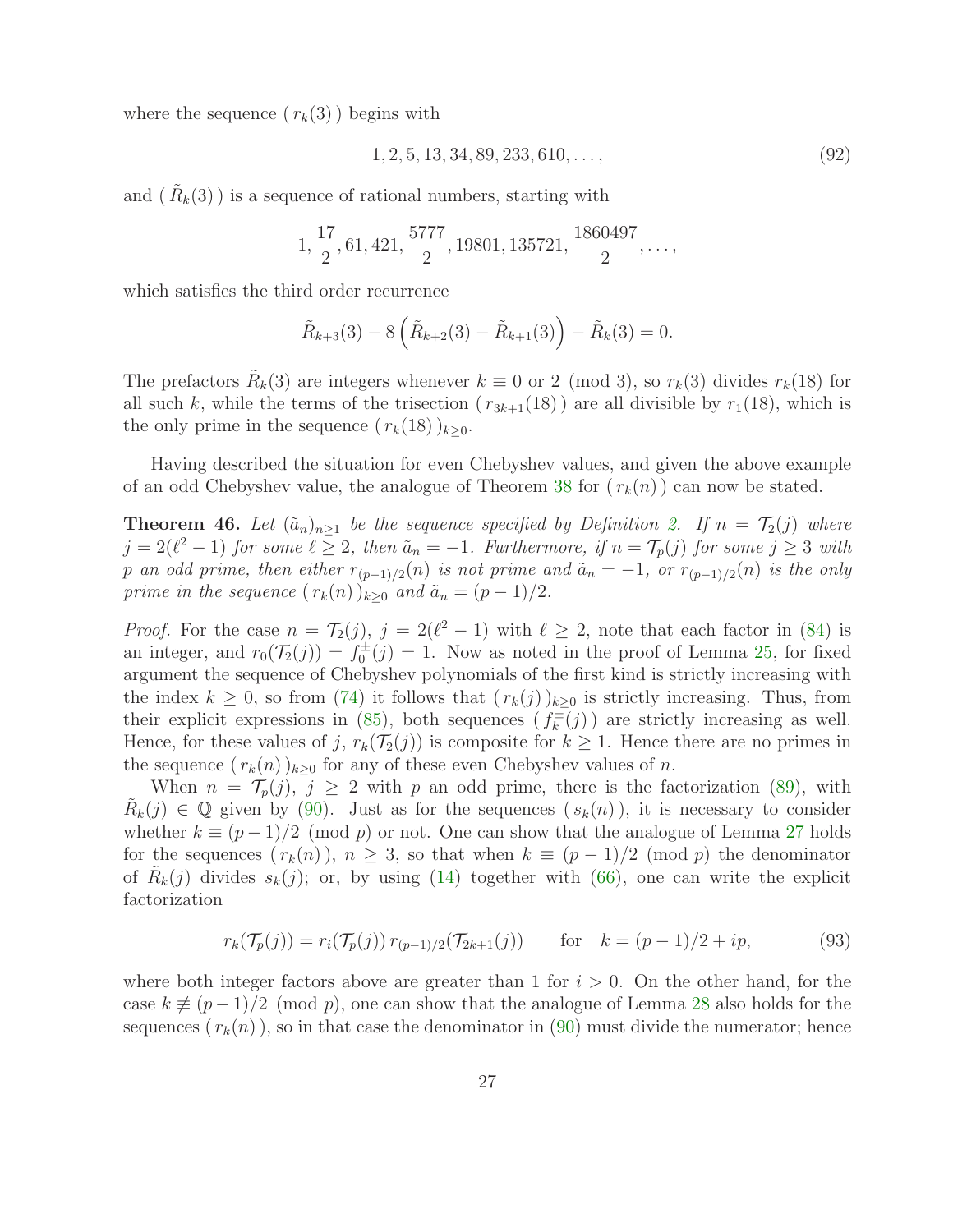where the sequence $(\, r_k(3)\,)$ begins with

$$1, 2, 5, 13, 34, 89, 233, 610, \ldots, \tag{92}$$

and $(\, \tilde{R}_k(3)\,)$ is a sequence of rational numbers, starting with

$$1, \frac{17}{2}, 61, 421, \frac{5777}{2}, 19801, 135721, \frac{1860497}{2}, \ldots,$$

which satisfies the third order recurrence

$$\tilde{R}_{k+3}(3) - 8\left(\tilde{R}_{k+2}(3) - \tilde{R}_{k+1}(3)\right) - \tilde{R}_k(3) = 0.$$

The prefactors $\tilde{R}_k(3)$ are integers whenever $k \equiv 0$ or $2 \pmod 3$, so $r_k(3)$ divides $r_k(18)$ for all such $k$, while the terms of the trisection $(\, r_{3k+1}(18)\,)$ are all divisible by $r_1(18)$, which is the only prime in the sequence $(\, r_k(18)\,)_{k\geq 0}$.

Having described the situation for even Chebyshev values, and given the above example of an odd Chebyshev value, the analogue of Theorem 38 for $(\, r_k(n)\,)$ can now be stated.

**Theorem 46.** *Let $(\tilde{a}_n)_{n\geq 1}$ be the sequence specified by Definition 2. If $n = \mathcal{T}_2(j)$ where $j = 2(\ell^2 - 1)$ for some $\ell \geq 2$, then $\tilde{a}_n = -1$. Furthermore, if $n = \mathcal{T}_p(j)$ for some $j \geq 3$ with $p$ an odd prime, then either $r_{(p-1)/2}(n)$ is not prime and $\tilde{a}_n = -1$, or $r_{(p-1)/2}(n)$ is the only prime in the sequence $(\, r_k(n)\,)_{k\geq 0}$ and $\tilde{a}_n = (p-1)/2$.*

*Proof.* For the case $n = \mathcal{T}_2(j)$, $j = 2(\ell^2 - 1)$ with $\ell \geq 2$, note that each factor in (84) is an integer, and $r_0(\mathcal{T}_2(j)) = f_0^{\pm}(j) = 1$. Now as noted in the proof of Lemma 25, for fixed argument the sequence of Chebyshev polynomials of the first kind is strictly increasing with the index $k \geq 0$, so from (74) it follows that $(\, r_k(j)\,)_{k\geq 0}$ is strictly increasing. Thus, from their explicit expressions in (85), both sequences $(\, f_k^{\pm}(j)\,)$ are strictly increasing as well. Hence, for these values of $j$, $r_k(\mathcal{T}_2(j))$ is composite for $k \geq 1$. Hence there are no primes in the sequence $(\, r_k(n)\,)_{k\geq 0}$ for any of these even Chebyshev values of $n$.

When $n = \mathcal{T}_p(j)$, $j \geq 2$ with $p$ an odd prime, there is the factorization (89), with $\tilde{R}_k(j) \in \mathbb{Q}$ given by (90). Just as for the sequences $(\, s_k(n)\,)$, it is necessary to consider whether $k \equiv (p-1)/2 \pmod p$ or not. One can show that the analogue of Lemma 27 holds for the sequences $(\, r_k(n)\,)$, $n \geq 3$, so that when $k \equiv (p-1)/2 \pmod p$ the denominator of $\tilde{R}_k(j)$ divides $s_k(j)$; or, by using (14) together with (66), one can write the explicit factorization

$$r_k(\mathcal{T}_p(j)) = r_i(\mathcal{T}_p(j))\, r_{(p-1)/2}(\mathcal{T}_{2k+1}(j)) \qquad \text{for} \quad k = (p-1)/2 + ip, \tag{93}$$

where both integer factors above are greater than 1 for $i > 0$. On the other hand, for the case $k \not\equiv (p-1)/2 \pmod p$, one can show that the analogue of Lemma 28 also holds for the sequences $(\, r_k(n)\,)$, so in that case the denominator in (90) must divide the numerator; hence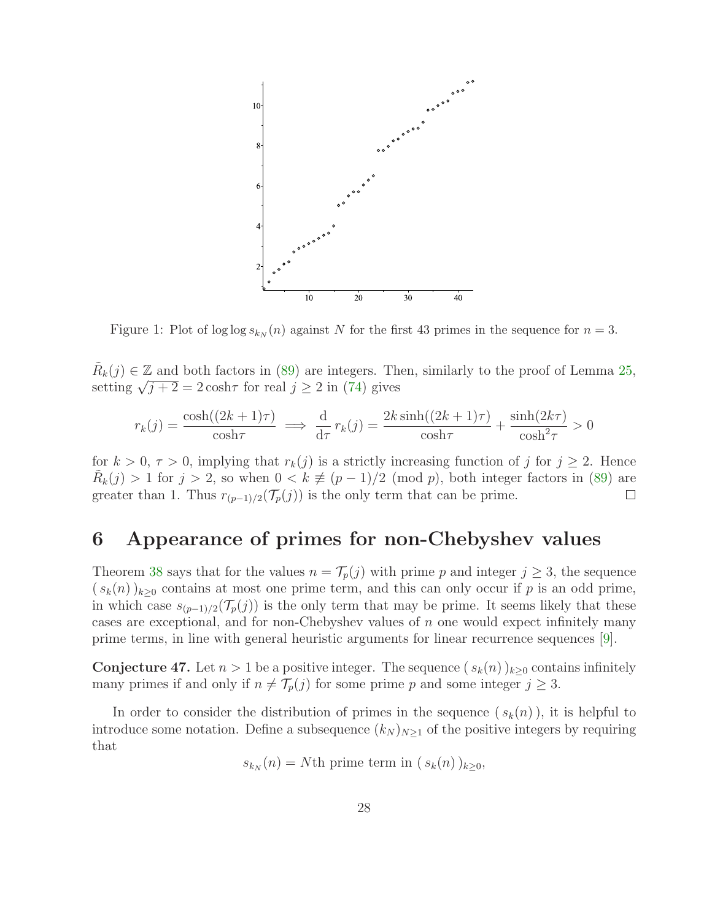Figure 1: Plot of $\log \log s_{k_N}(n)$ against $N$ for the first 43 primes in the sequence for $n = 3$.

$\tilde{R}_k(j) \in \mathbb{Z}$ and both factors in (89) are integers. Then, similarly to the proof of Lemma 25, setting $\sqrt{j+2} = 2\cosh\tau$ for real $j \geq 2$ in (74) gives

$$r_k(j) = \frac{\cosh((2k+1)\tau)}{\cosh\tau} \implies \frac{\mathrm{d}}{\mathrm{d}\tau}\, r_k(j) = \frac{2k\sinh((2k+1)\tau)}{\cosh\tau} + \frac{\sinh(2k\tau)}{\cosh^2\tau} > 0$$

for $k > 0$, $\tau > 0$, implying that $r_k(j)$ is a strictly increasing function of $j$ for $j \geq 2$. Hence $\tilde{R}_k(j) > 1$ for $j > 2$, so when $0 < k \not\equiv (p-1)/2 \pmod{p}$, both integer factors in (89) are greater than 1. Thus $r_{(p-1)/2}(\mathcal{T}_p(j))$ is the only term that can be prime. $\square$

# 6 Appearance of primes for non-Chebyshev values

Theorem 38 says that for the values $n = \mathcal{T}_p(j)$ with prime $p$ and integer $j \geq 3$, the sequence $(\, s_k(n)\,)_{k \geq 0}$ contains at most one prime term, and this can only occur if $p$ is an odd prime, in which case $s_{(p-1)/2}(\mathcal{T}_p(j))$ is the only term that may be prime. It seems likely that these cases are exceptional, and for non-Chebyshev values of $n$ one would expect infinitely many prime terms, in line with general heuristic arguments for linear recurrence sequences [9].

**Conjecture 47.** Let $n > 1$ be a positive integer. The sequence $(\, s_k(n)\,)_{k \geq 0}$ contains infinitely many primes if and only if $n \neq \mathcal{T}_p(j)$ for some prime $p$ and some integer $j \geq 3$.

In order to consider the distribution of primes in the sequence $(\, s_k(n)\,)$, it is helpful to introduce some notation. Define a subsequence $(k_N)_{N \geq 1}$ of the positive integers by requiring that

$$s_{k_N}(n) = N\text{th prime term in } (\, s_k(n)\,)_{k \geq 0},$$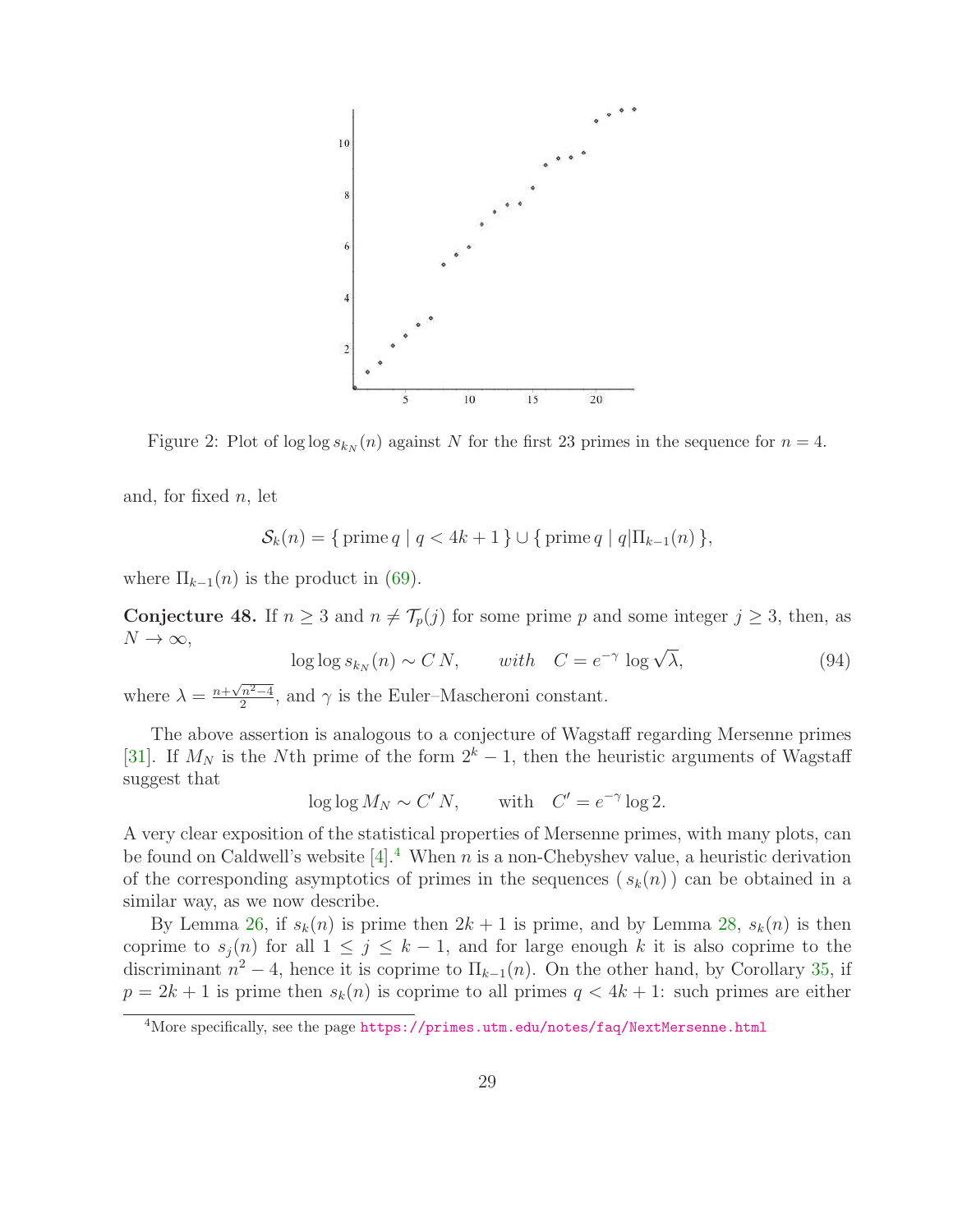Figure 2: Plot of $\log\log s_{k_N}(n)$ against $N$ for the first 23 primes in the sequence for $n = 4$.

and, for fixed $n$, let

$$\mathcal{S}_k(n) = \{\,\text{prime}\, q \mid q < 4k+1\,\} \cup \{\,\text{prime}\, q \mid q|\Pi_{k-1}(n)\,\},$$

where $\Pi_{k-1}(n)$ is the product in (69).

**Conjecture 48.** *If $n \geq 3$ and $n \neq \mathcal{T}_p(j)$ for some prime $p$ and some integer $j \geq 3$, then, as $N \to \infty$,*

$$\log\log s_{k_N}(n) \sim C\,N, \qquad \text{with} \quad C = e^{-\gamma}\,\log\sqrt{\lambda}, \tag{94}$$

*where $\lambda = \frac{n+\sqrt{n^2-4}}{2}$, and $\gamma$ is the Euler–Mascheroni constant.*

The above assertion is analogous to a conjecture of Wagstaff regarding Mersenne primes [31]. If $M_N$ is the $N$th prime of the form $2^k - 1$, then the heuristic arguments of Wagstaff suggest that

$$\log\log M_N \sim C'\,N, \qquad \text{with} \quad C' = e^{-\gamma}\log 2.$$

A very clear exposition of the statistical properties of Mersenne primes, with many plots, can be found on Caldwell's website [4].[4] When $n$ is a non-Chebyshev value, a heuristic derivation of the corresponding asymptotics of primes in the sequences $(\,s_k(n)\,)$ can be obtained in a similar way, as we now describe.

By Lemma 26, if $s_k(n)$ is prime then $2k+1$ is prime, and by Lemma 28, $s_k(n)$ is then coprime to $s_j(n)$ for all $1 \leq j \leq k-1$, and for large enough $k$ it is also coprime to the discriminant $n^2 - 4$, hence it is coprime to $\Pi_{k-1}(n)$. On the other hand, by Corollary 35, if $p = 2k+1$ is prime then $s_k(n)$ is coprime to all primes $q < 4k+1$: such primes are either

[4]More specifically, see the page https://primes.utm.edu/notes/faq/NextMersenne.html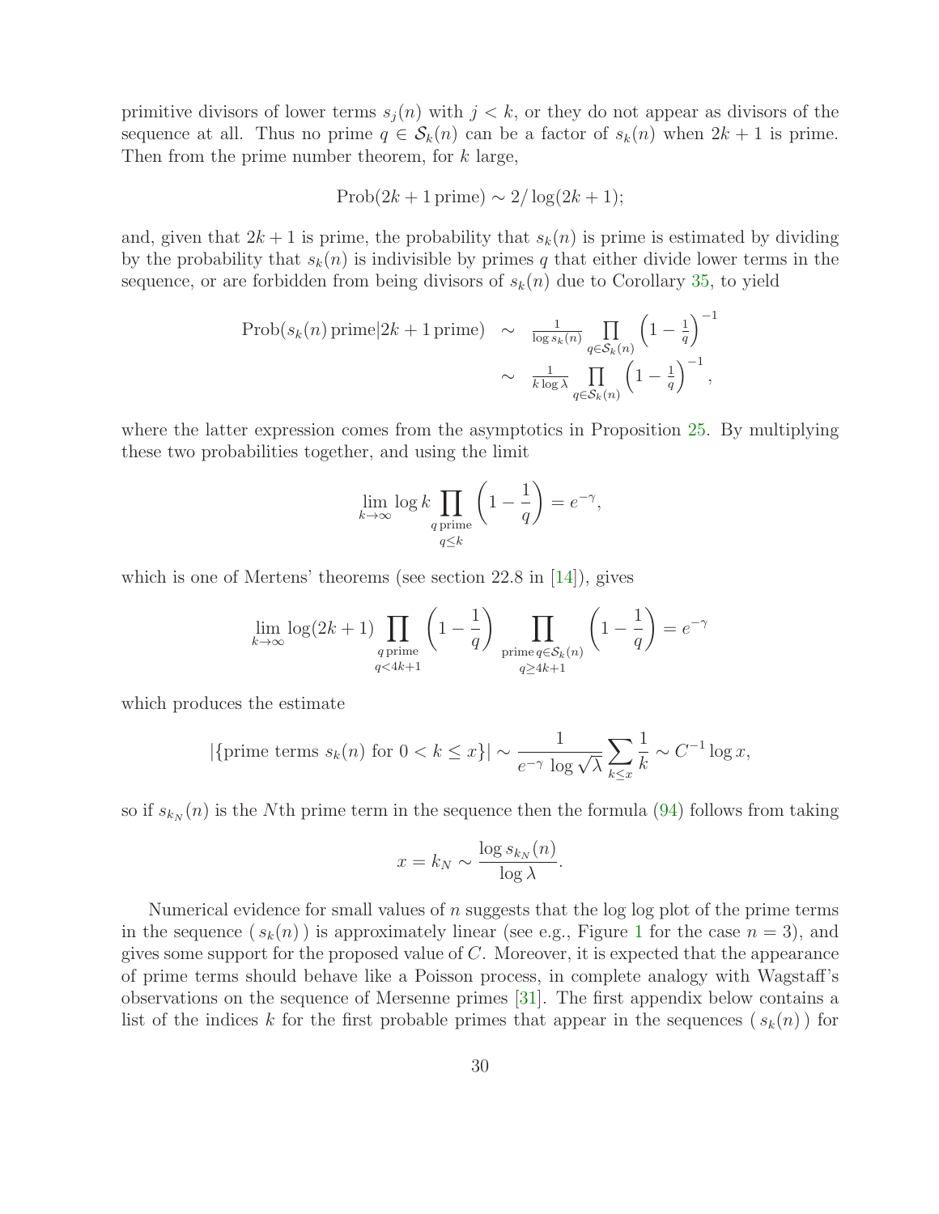primitive divisors of lower terms $s_j(n)$ with $j < k$, or they do not appear as divisors of the sequence at all. Thus no prime $q \in \mathcal{S}_k(n)$ can be a factor of $s_k(n)$ when $2k+1$ is prime. Then from the prime number theorem, for $k$ large,

$$\text{Prob}(2k+1\,\text{prime}) \sim 2/\log(2k+1);$$

and, given that $2k+1$ is prime, the probability that $s_k(n)$ is prime is estimated by dividing by the probability that $s_k(n)$ is indivisible by primes $q$ that either divide lower terms in the sequence, or are forbidden from being divisors of $s_k(n)$ due to Corollary 35, to yield

$$\begin{aligned}
\text{Prob}(s_k(n)\,\text{prime}|2k+1\,\text{prime}) &\sim \tfrac{1}{\log s_k(n)} \prod_{q\in\mathcal{S}_k(n)} \left(1-\tfrac{1}{q}\right)^{-1} \\
&\sim \tfrac{1}{k\log\lambda} \prod_{q\in\mathcal{S}_k(n)} \left(1-\tfrac{1}{q}\right)^{-1},
\end{aligned}$$

where the latter expression comes from the asymptotics in Proposition 25. By multiplying these two probabilities together, and using the limit

$$\lim_{k\to\infty} \log k \prod_{\substack{q\,\text{prime}\\ q\le k}} \left(1-\frac{1}{q}\right) = e^{-\gamma},$$

which is one of Mertens' theorems (see section 22.8 in [14]), gives

$$\lim_{k\to\infty} \log(2k+1) \prod_{\substack{q\,\text{prime}\\ q<4k+1}} \left(1-\frac{1}{q}\right) \prod_{\substack{\text{prime}\,q\in\mathcal{S}_k(n)\\ q\ge 4k+1}} \left(1-\frac{1}{q}\right) = e^{-\gamma}$$

which produces the estimate

$$|\{\text{prime terms } s_k(n) \text{ for } 0<k\le x\}| \sim \frac{1}{e^{-\gamma}\,\log\sqrt{\lambda}} \sum_{k\le x} \frac{1}{k} \sim C^{-1}\log x,$$

so if $s_{k_N}(n)$ is the $N$th prime term in the sequence then the formula (94) follows from taking

$$x = k_N \sim \frac{\log s_{k_N}(n)}{\log\lambda}.$$

Numerical evidence for small values of $n$ suggests that the log log plot of the prime terms in the sequence $(\,s_k(n)\,)$ is approximately linear (see e.g., Figure 1 for the case $n=3$), and gives some support for the proposed value of $C$. Moreover, it is expected that the appearance of prime terms should behave like a Poisson process, in complete analogy with Wagstaff's observations on the sequence of Mersenne primes [31]. The first appendix below contains a list of the indices $k$ for the first probable primes that appear in the sequences $(\,s_k(n)\,)$ for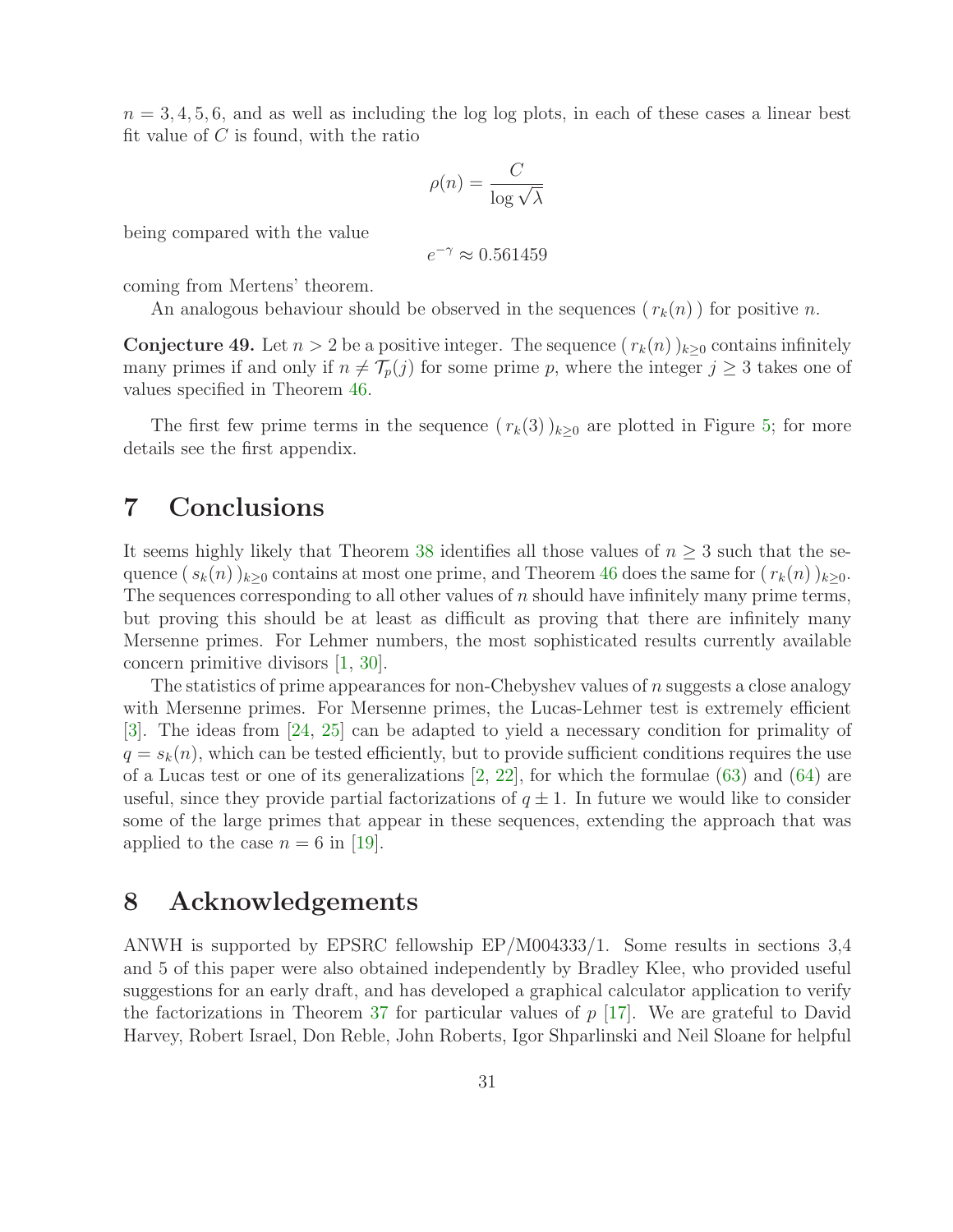$n = 3, 4, 5, 6$, and as well as including the log log plots, in each of these cases a linear best fit value of $C$ is found, with the ratio

$$\rho(n) = \frac{C}{\log \sqrt{\lambda}}$$

being compared with the value

$$e^{-\gamma} \approx 0.561459$$

coming from Mertens' theorem.

An analogous behaviour should be observed in the sequences $(\, r_k(n)\,)$ for positive $n$.

**Conjecture 49.** *Let $n > 2$ be a positive integer. The sequence $(\, r_k(n)\,)_{k\geq 0}$ contains infinitely many primes if and only if $n \neq \mathcal{T}_p(j)$ for some prime $p$, where the integer $j \geq 3$ takes one of values specified in Theorem 46.*

The first few prime terms in the sequence $(\, r_k(3)\,)_{k\geq 0}$ are plotted in Figure 5; for more details see the first appendix.

# 7 Conclusions

It seems highly likely that Theorem 38 identifies all those values of $n \geq 3$ such that the sequence $(\, s_k(n)\,)_{k\geq 0}$ contains at most one prime, and Theorem 46 does the same for $(\, r_k(n)\,)_{k\geq 0}$. The sequences corresponding to all other values of $n$ should have infinitely many prime terms, but proving this should be at least as difficult as proving that there are infinitely many Mersenne primes. For Lehmer numbers, the most sophisticated results currently available concern primitive divisors [1, 30].

The statistics of prime appearances for non-Chebyshev values of $n$ suggests a close analogy with Mersenne primes. For Mersenne primes, the Lucas-Lehmer test is extremely efficient [3]. The ideas from [24, 25] can be adapted to yield a necessary condition for primality of $q = s_k(n)$, which can be tested efficiently, but to provide sufficient conditions requires the use of a Lucas test or one of its generalizations [2, 22], for which the formulae (63) and (64) are useful, since they provide partial factorizations of $q \pm 1$. In future we would like to consider some of the large primes that appear in these sequences, extending the approach that was applied to the case $n = 6$ in [19].

# 8 Acknowledgements

ANWH is supported by EPSRC fellowship EP/M004333/1. Some results in sections 3,4 and 5 of this paper were also obtained independently by Bradley Klee, who provided useful suggestions for an early draft, and has developed a graphical calculator application to verify the factorizations in Theorem 37 for particular values of $p$ [17]. We are grateful to David Harvey, Robert Israel, Don Reble, John Roberts, Igor Shparlinski and Neil Sloane for helpful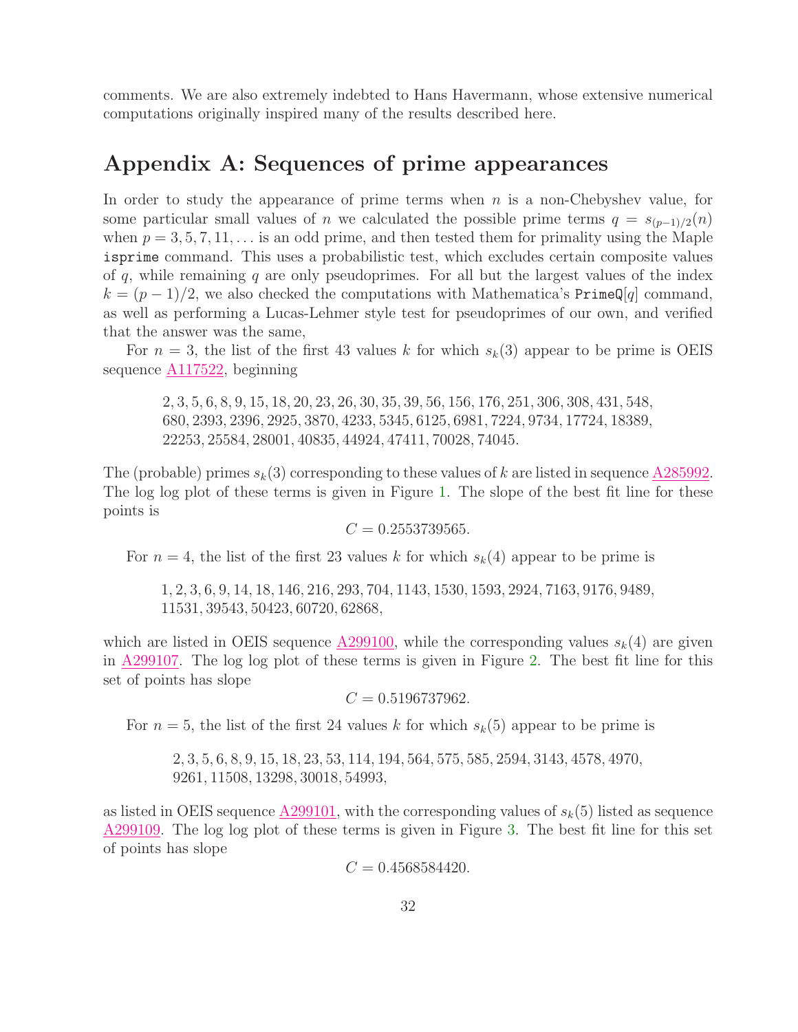comments. We are also extremely indebted to Hans Havermann, whose extensive numerical computations originally inspired many of the results described here.

## Appendix A: Sequences of prime appearances

In order to study the appearance of prime terms when $n$ is a non-Chebyshev value, for some particular small values of $n$ we calculated the possible prime terms $q = s_{(p-1)/2}(n)$ when $p = 3, 5, 7, 11, \ldots$ is an odd prime, and then tested them for primality using the Maple `isprime` command. This uses a probabilistic test, which excludes certain composite values of $q$, while remaining $q$ are only pseudoprimes. For all but the largest values of the index $k = (p-1)/2$, we also checked the computations with Mathematica's `PrimeQ`$[q]$ command, as well as performing a Lucas-Lehmer style test for pseudoprimes of our own, and verified that the answer was the same,

For $n = 3$, the list of the first 43 values $k$ for which $s_k(3)$ appear to be prime is OEIS sequence A117522, beginning

$$2, 3, 5, 6, 8, 9, 15, 18, 20, 23, 26, 30, 35, 39, 56, 156, 176, 251, 306, 308, 431, 548, 680, 2393, 2396, 2925, 3870, 4233, 5345, 6125, 6981, 7224, 9734, 17724, 18389, 22253, 25584, 28001, 40835, 44924, 47411, 70028, 74045.$$

The (probable) primes $s_k(3)$ corresponding to these values of $k$ are listed in sequence A285992. The log log plot of these terms is given in Figure 1. The slope of the best fit line for these points is

$$C = 0.2553739565.$$

For $n = 4$, the list of the first 23 values $k$ for which $s_k(4)$ appear to be prime is

$$1, 2, 3, 6, 9, 14, 18, 146, 216, 293, 704, 1143, 1530, 1593, 2924, 7163, 9176, 9489, 11531, 39543, 50423, 60720, 62868,$$

which are listed in OEIS sequence A299100, while the corresponding values $s_k(4)$ are given in A299107. The log log plot of these terms is given in Figure 2. The best fit line for this set of points has slope

$$C = 0.5196737962.$$

For $n = 5$, the list of the first 24 values $k$ for which $s_k(5)$ appear to be prime is

$$2, 3, 5, 6, 8, 9, 15, 18, 23, 53, 114, 194, 564, 575, 585, 2594, 3143, 4578, 4970, 9261, 11508, 13298, 30018, 54993,$$

as listed in OEIS sequence A299101, with the corresponding values of $s_k(5)$ listed as sequence A299109. The log log plot of these terms is given in Figure 3. The best fit line for this set of points has slope

$$C = 0.4568584420.$$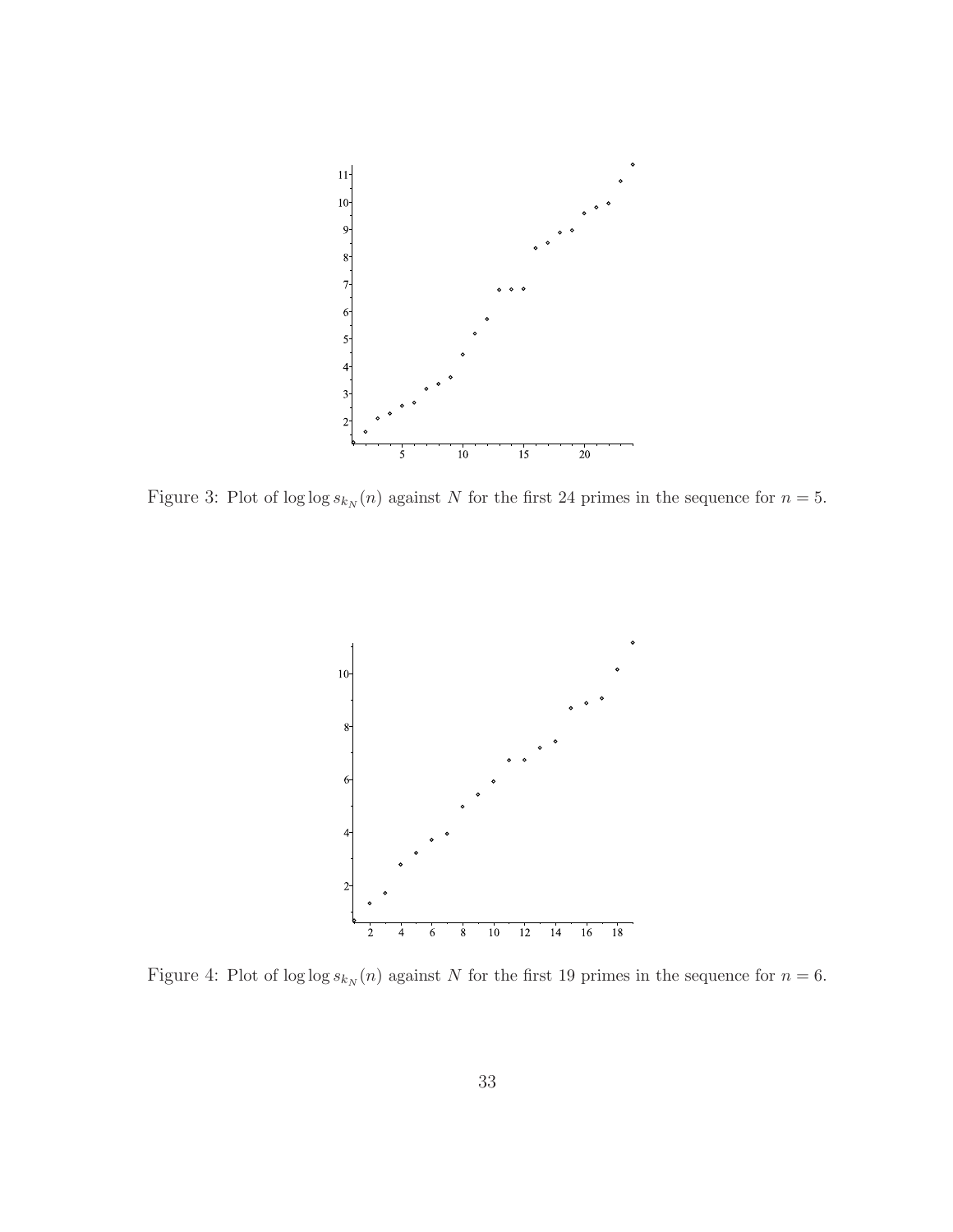Figure 3: Plot of $\log \log s_{k_N}(n)$ against $N$ for the first 24 primes in the sequence for $n = 5$.

Figure 4: Plot of $\log \log s_{k_N}(n)$ against $N$ for the first 19 primes in the sequence for $n = 6$.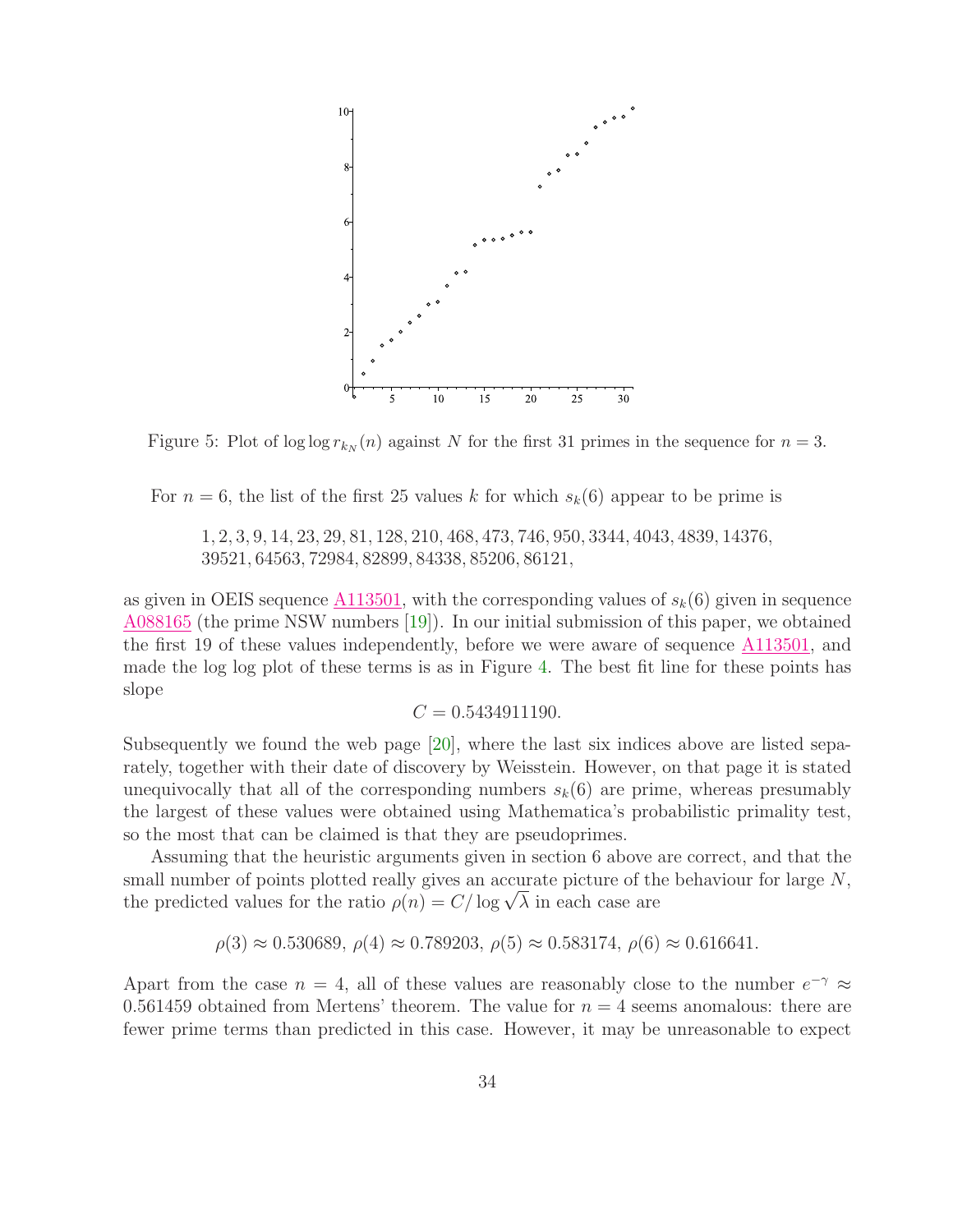Figure 5: Plot of $\log\log r_{k_N}(n)$ against $N$ for the first 31 primes in the sequence for $n = 3$.

For $n = 6$, the list of the first 25 values $k$ for which $s_k(6)$ appear to be prime is

1, 2, 3, 9, 14, 23, 29, 81, 128, 210, 468, 473, 746, 950, 3344, 4043, 4839, 14376, 39521, 64563, 72984, 82899, 84338, 85206, 86121,

as given in OEIS sequence A113501, with the corresponding values of $s_k(6)$ given in sequence A088165 (the prime NSW numbers [19]). In our initial submission of this paper, we obtained the first 19 of these values independently, before we were aware of sequence A113501, and made the log log plot of these terms is as in Figure 4. The best fit line for these points has slope

$$C = 0.5434911190.$$

Subsequently we found the web page [20], where the last six indices above are listed separately, together with their date of discovery by Weisstein. However, on that page it is stated unequivocally that all of the corresponding numbers $s_k(6)$ are prime, whereas presumably the largest of these values were obtained using Mathematica's probabilistic primality test, so the most that can be claimed is that they are pseudoprimes.

Assuming that the heuristic arguments given in section 6 above are correct, and that the small number of points plotted really gives an accurate picture of the behaviour for large $N$, the predicted values for the ratio $\rho(n) = C/\log\sqrt{\lambda}$ in each case are

$$\rho(3) \approx 0.530689,\ \rho(4) \approx 0.789203,\ \rho(5) \approx 0.583174,\ \rho(6) \approx 0.616641.$$

Apart from the case $n = 4$, all of these values are reasonably close to the number $e^{-\gamma} \approx 0.561459$ obtained from Mertens' theorem. The value for $n = 4$ seems anomalous: there are fewer prime terms than predicted in this case. However, it may be unreasonable to expect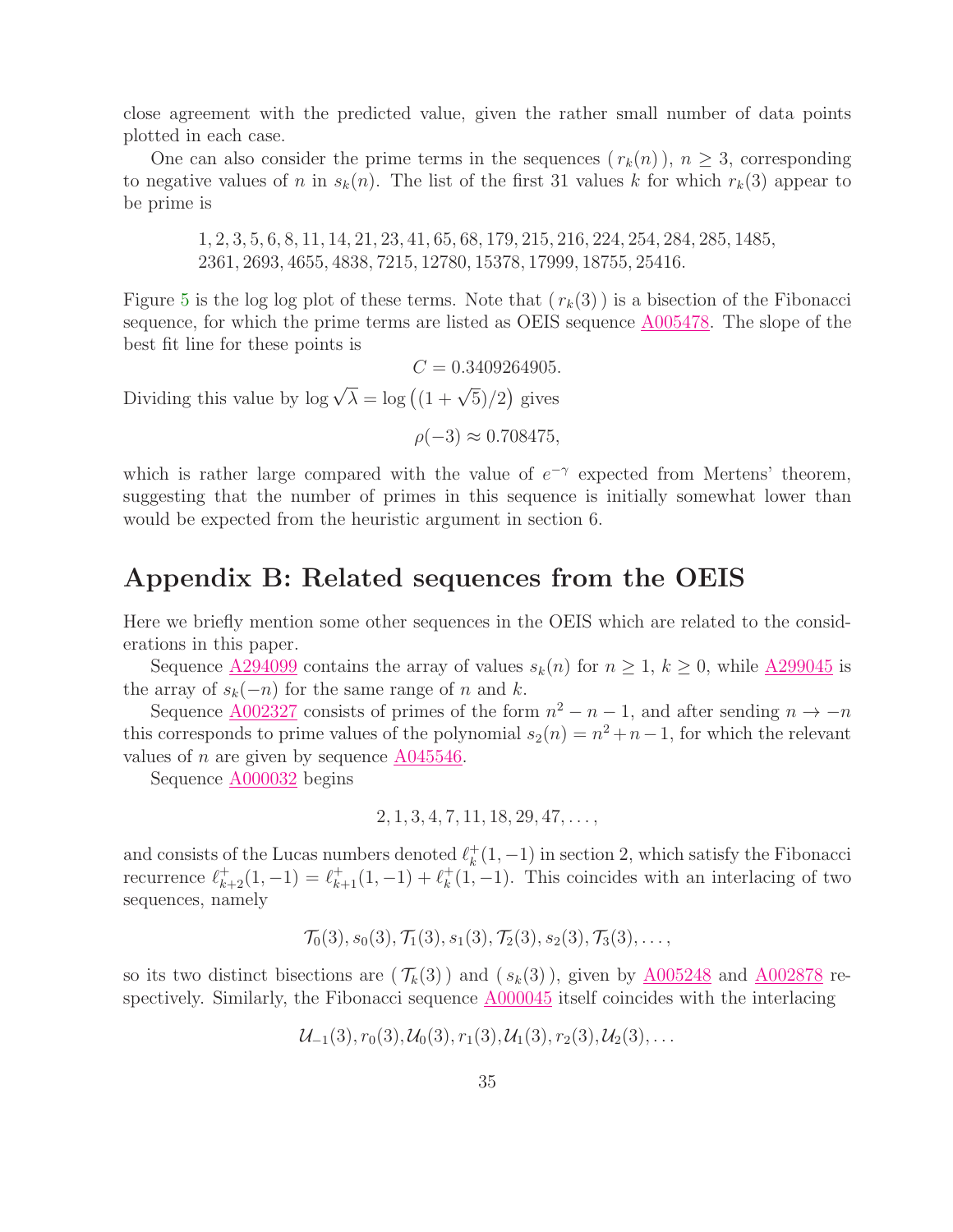close agreement with the predicted value, given the rather small number of data points plotted in each case.

One can also consider the prime terms in the sequences $(\, r_k(n)\,)$, $n \geq 3$, corresponding to negative values of $n$ in $s_k(n)$. The list of the first 31 values $k$ for which $r_k(3)$ appear to be prime is

$$1, 2, 3, 5, 6, 8, 11, 14, 21, 23, 41, 65, 68, 179, 215, 216, 224, 254, 284, 285, 1485,$$
$$2361, 2693, 4655, 4838, 7215, 12780, 15378, 17999, 18755, 25416.$$

Figure 5 is the log log plot of these terms. Note that $(\, r_k(3)\,)$ is a bisection of the Fibonacci sequence, for which the prime terms are listed as OEIS sequence A005478. The slope of the best fit line for these points is

$$C = 0.3409264905.$$

Dividing this value by $\log \sqrt{\lambda} = \log\big((1+\sqrt{5})/2\big)$ gives

$$\rho(-3) \approx 0.708475,$$

which is rather large compared with the value of $e^{-\gamma}$ expected from Mertens' theorem, suggesting that the number of primes in this sequence is initially somewhat lower than would be expected from the heuristic argument in section 6.

## Appendix B: Related sequences from the OEIS

Here we briefly mention some other sequences in the OEIS which are related to the considerations in this paper.

Sequence A294099 contains the array of values $s_k(n)$ for $n \geq 1$, $k \geq 0$, while A299045 is the array of $s_k(-n)$ for the same range of $n$ and $k$.

Sequence A002327 consists of primes of the form $n^2 - n - 1$, and after sending $n \to -n$ this corresponds to prime values of the polynomial $s_2(n) = n^2 + n - 1$, for which the relevant values of $n$ are given by sequence A045546.

Sequence A000032 begins

$$2, 1, 3, 4, 7, 11, 18, 29, 47, \ldots,$$

and consists of the Lucas numbers denoted $\ell_k^+(1,-1)$ in section 2, which satisfy the Fibonacci recurrence $\ell_{k+2}^+(1,-1) = \ell_{k+1}^+(1,-1) + \ell_k^+(1,-1)$. This coincides with an interlacing of two sequences, namely

$$\mathcal{T}_0(3), s_0(3), \mathcal{T}_1(3), s_1(3), \mathcal{T}_2(3), s_2(3), \mathcal{T}_3(3), \ldots,$$

so its two distinct bisections are $(\, \mathcal{T}_k(3)\,)$ and $(\, s_k(3)\,)$, given by A005248 and A002878 respectively. Similarly, the Fibonacci sequence A000045 itself coincides with the interlacing

$$\mathcal{U}_{-1}(3), r_0(3), \mathcal{U}_0(3), r_1(3), \mathcal{U}_1(3), r_2(3), \mathcal{U}_2(3), \ldots$$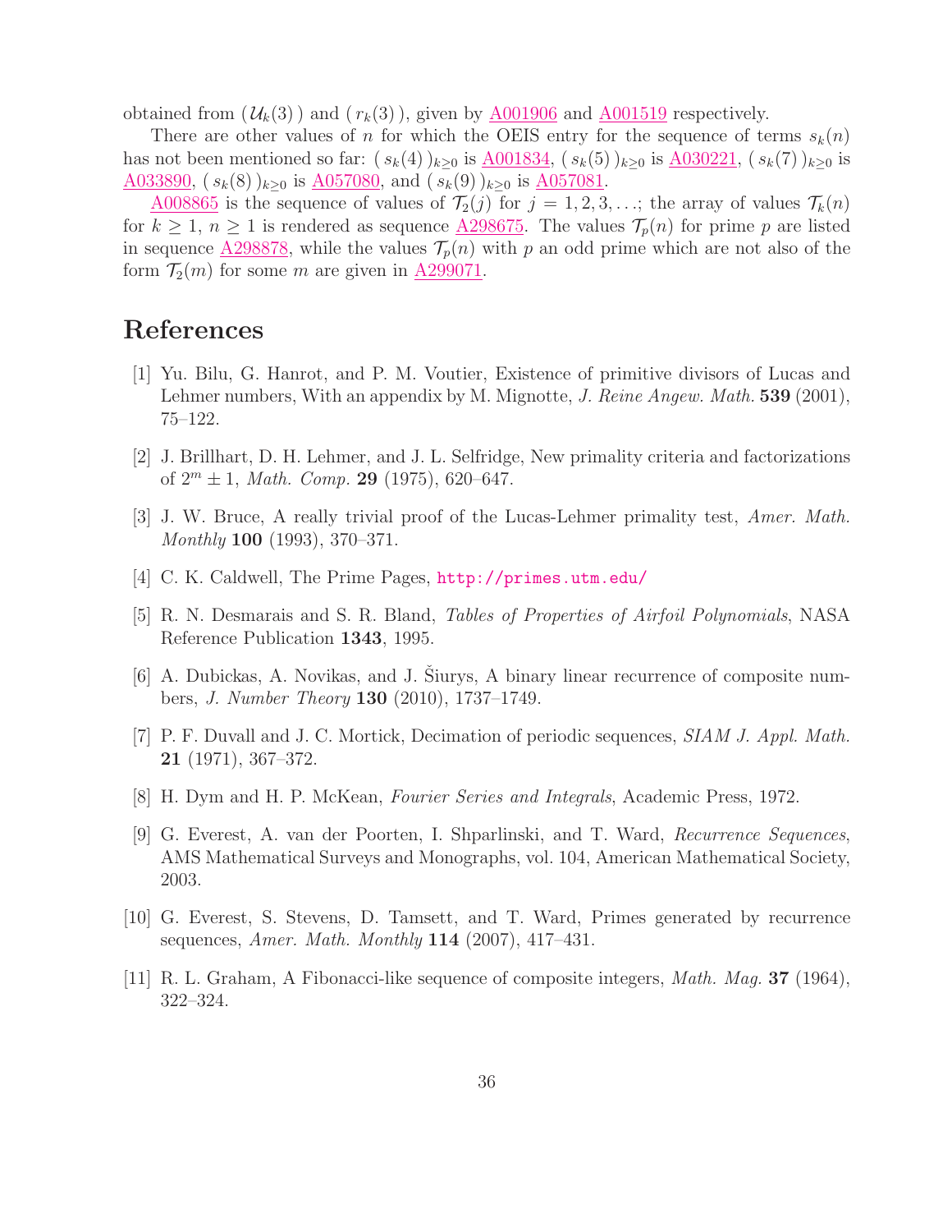obtained from $(\mathcal{U}_k(3))$ and $(r_k(3))$, given by A001906 and A001519 respectively.

There are other values of $n$ for which the OEIS entry for the sequence of terms $s_k(n)$ has not been mentioned so far: $(s_k(4))_{k\geq 0}$ is A001834, $(s_k(5))_{k\geq 0}$ is A030221, $(s_k(7))_{k\geq 0}$ is A033890, $(s_k(8))_{k\geq 0}$ is A057080, and $(s_k(9))_{k\geq 0}$ is A057081.

A008865 is the sequence of values of $\mathcal{T}_2(j)$ for $j = 1, 2, 3, \ldots$; the array of values $\mathcal{T}_k(n)$ for $k \geq 1$, $n \geq 1$ is rendered as sequence A298675. The values $\mathcal{T}_p(n)$ for prime $p$ are listed in sequence A298878, while the values $\mathcal{T}_p(n)$ with $p$ an odd prime which are not also of the form $\mathcal{T}_2(m)$ for some $m$ are given in A299071.

# References

[1] Yu. Bilu, G. Hanrot, and P. M. Voutier, Existence of primitive divisors of Lucas and Lehmer numbers, With an appendix by M. Mignotte, *J. Reine Angew. Math.* **539** (2001), 75–122.

[2] J. Brillhart, D. H. Lehmer, and J. L. Selfridge, New primality criteria and factorizations of $2^m \pm 1$, *Math. Comp.* **29** (1975), 620–647.

[3] J. W. Bruce, A really trivial proof of the Lucas-Lehmer primality test, *Amer. Math. Monthly* **100** (1993), 370–371.

[4] C. K. Caldwell, The Prime Pages, http://primes.utm.edu/

[5] R. N. Desmarais and S. R. Bland, *Tables of Properties of Airfoil Polynomials*, NASA Reference Publication **1343**, 1995.

[6] A. Dubickas, A. Novikas, and J. Šiurys, A binary linear recurrence of composite numbers, *J. Number Theory* **130** (2010), 1737–1749.

[7] P. F. Duvall and J. C. Mortick, Decimation of periodic sequences, *SIAM J. Appl. Math.* **21** (1971), 367–372.

[8] H. Dym and H. P. McKean, *Fourier Series and Integrals*, Academic Press, 1972.

[9] G. Everest, A. van der Poorten, I. Shparlinski, and T. Ward, *Recurrence Sequences*, AMS Mathematical Surveys and Monographs, vol. 104, American Mathematical Society, 2003.

[10] G. Everest, S. Stevens, D. Tamsett, and T. Ward, Primes generated by recurrence sequences, *Amer. Math. Monthly* **114** (2007), 417–431.

[11] R. L. Graham, A Fibonacci-like sequence of composite integers, *Math. Mag.* **37** (1964), 322–324.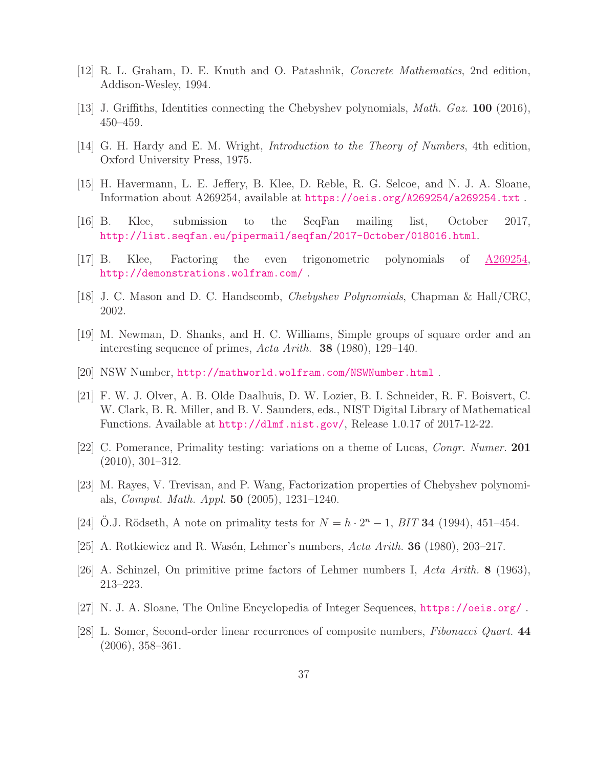[12] R. L. Graham, D. E. Knuth and O. Patashnik, *Concrete Mathematics*, 2nd edition, Addison-Wesley, 1994.

[13] J. Griffiths, Identities connecting the Chebyshev polynomials, *Math. Gaz.* **100** (2016), 450–459.

[14] G. H. Hardy and E. M. Wright, *Introduction to the Theory of Numbers*, 4th edition, Oxford University Press, 1975.

[15] H. Havermann, L. E. Jeffery, B. Klee, D. Reble, R. G. Selcoe, and N. J. A. Sloane, Information about A269254, available at https://oeis.org/A269254/a269254.txt .

[16] B. Klee, submission to the SeqFan mailing list, October 2017, http://list.seqfan.eu/pipermail/seqfan/2017-October/018016.html.

[17] B. Klee, Factoring the even trigonometric polynomials of A269254, http://demonstrations.wolfram.com/ .

[18] J. C. Mason and D. C. Handscomb, *Chebyshev Polynomials*, Chapman & Hall/CRC, 2002.

[19] M. Newman, D. Shanks, and H. C. Williams, Simple groups of square order and an interesting sequence of primes, *Acta Arith.* **38** (1980), 129–140.

[20] NSW Number, http://mathworld.wolfram.com/NSWNumber.html .

[21] F. W. J. Olver, A. B. Olde Daalhuis, D. W. Lozier, B. I. Schneider, R. F. Boisvert, C. W. Clark, B. R. Miller, and B. V. Saunders, eds., NIST Digital Library of Mathematical Functions. Available at http://dlmf.nist.gov/, Release 1.0.17 of 2017-12-22.

[22] C. Pomerance, Primality testing: variations on a theme of Lucas, *Congr. Numer.* **201** (2010), 301–312.

[23] M. Rayes, V. Trevisan, and P. Wang, Factorization properties of Chebyshev polynomials, *Comput. Math. Appl.* **50** (2005), 1231–1240.

[24] Ö.J. Rödseth, A note on primality tests for $N = h \cdot 2^n - 1$, *BIT* **34** (1994), 451–454.

[25] A. Rotkiewicz and R. Wasén, Lehmer's numbers, *Acta Arith.* **36** (1980), 203–217.

[26] A. Schinzel, On primitive prime factors of Lehmer numbers I, *Acta Arith.* **8** (1963), 213–223.

[27] N. J. A. Sloane, The Online Encyclopedia of Integer Sequences, https://oeis.org/ .

[28] L. Somer, Second-order linear recurrences of composite numbers, *Fibonacci Quart.* **44** (2006), 358–361.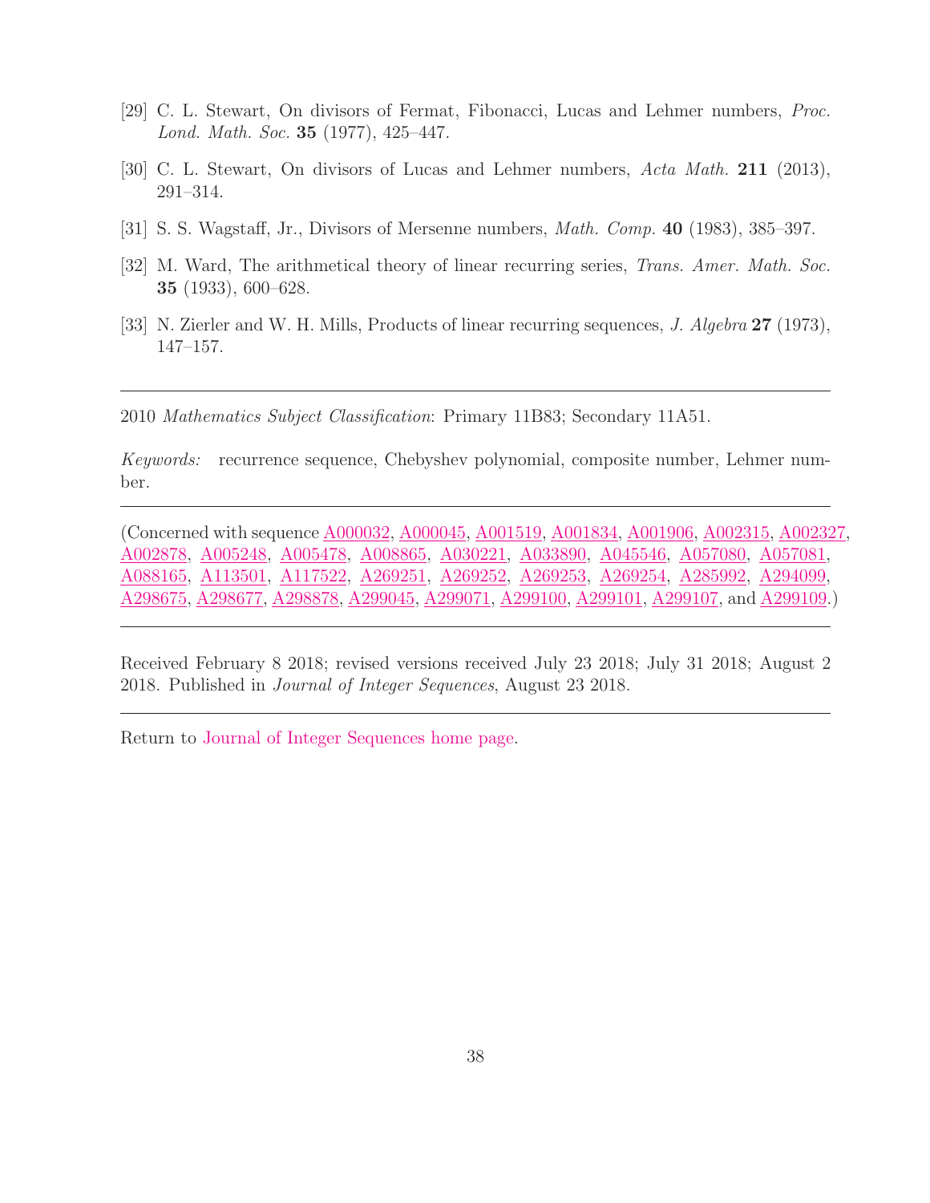[29] C. L. Stewart, On divisors of Fermat, Fibonacci, Lucas and Lehmer numbers, *Proc. Lond. Math. Soc.* **35** (1977), 425–447.

[30] C. L. Stewart, On divisors of Lucas and Lehmer numbers, *Acta Math.* **211** (2013), 291–314.

[31] S. S. Wagstaff, Jr., Divisors of Mersenne numbers, *Math. Comp.* **40** (1983), 385–397.

[32] M. Ward, The arithmetical theory of linear recurring series, *Trans. Amer. Math. Soc.* **35** (1933), 600–628.

[33] N. Zierler and W. H. Mills, Products of linear recurring sequences, *J. Algebra* **27** (1973), 147–157.

---

2010 *Mathematics Subject Classification*: Primary 11B83; Secondary 11A51.

*Keywords:* recurrence sequence, Chebyshev polynomial, composite number, Lehmer number.

---

(Concerned with sequence A000032, A000045, A001519, A001834, A001906, A002315, A002327, A002878, A005248, A005478, A008865, A030221, A033890, A045546, A057080, A057081, A088165, A113501, A117522, A269251, A269252, A269253, A269254, A285992, A294099, A298675, A298677, A298878, A299045, A299071, A299100, A299101, A299107, and A299109.)

---

Received February 8 2018; revised versions received July 23 2018; July 31 2018; August 2 2018. Published in *Journal of Integer Sequences*, August 23 2018.

---

Return to Journal of Integer Sequences home page.